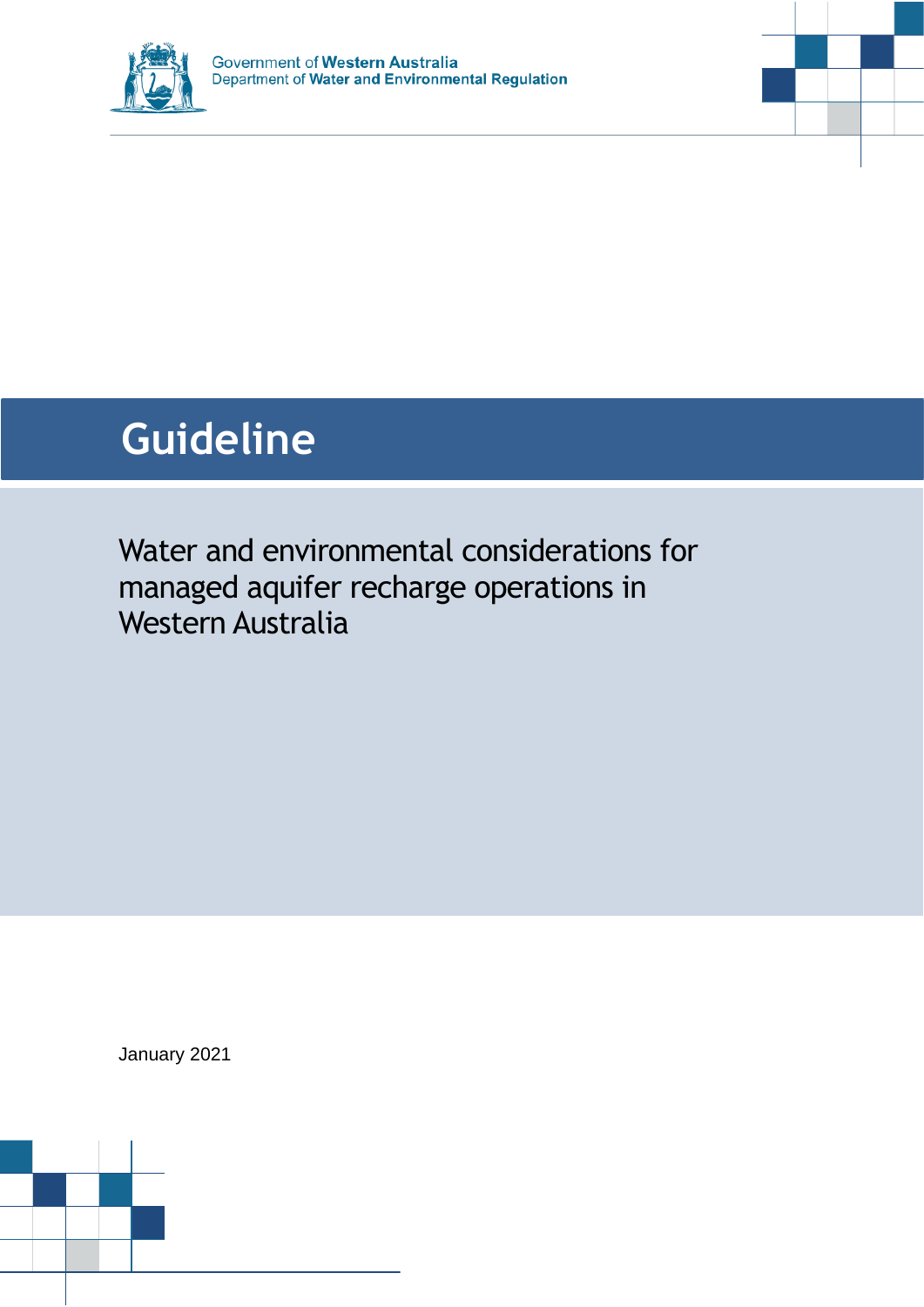Government of Western Australia
Department of Water and Environmental Regulation

# Guideline

## Water and environmental considerations for managed aquifer recharge operations in Western Australia

January 2021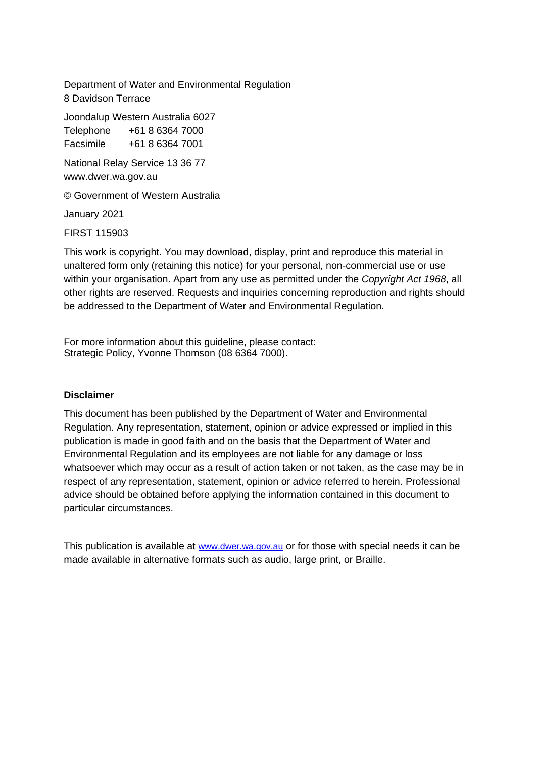Department of Water and Environmental Regulation
8 Davidson Terrace

Joondalup Western Australia 6027
Telephone +61 8 6364 7000
Facsimile +61 8 6364 7001

National Relay Service 13 36 77
www.dwer.wa.gov.au

© Government of Western Australia

January 2021

FIRST 115903

This work is copyright. You may download, display, print and reproduce this material in unaltered form only (retaining this notice) for your personal, non-commercial use or use within your organisation. Apart from any use as permitted under the *Copyright Act 1968*, all other rights are reserved. Requests and inquiries concerning reproduction and rights should be addressed to the Department of Water and Environmental Regulation.

For more information about this guideline, please contact:
Strategic Policy, Yvonne Thomson (08 6364 7000).

**Disclaimer**

This document has been published by the Department of Water and Environmental Regulation. Any representation, statement, opinion or advice expressed or implied in this publication is made in good faith and on the basis that the Department of Water and Environmental Regulation and its employees are not liable for any damage or loss whatsoever which may occur as a result of action taken or not taken, as the case may be in respect of any representation, statement, opinion or advice referred to herein. Professional advice should be obtained before applying the information contained in this document to particular circumstances.

This publication is available at [www.dwer.wa.gov.au](www.dwer.wa.gov.au) or for those with special needs it can be made available in alternative formats such as audio, large print, or Braille.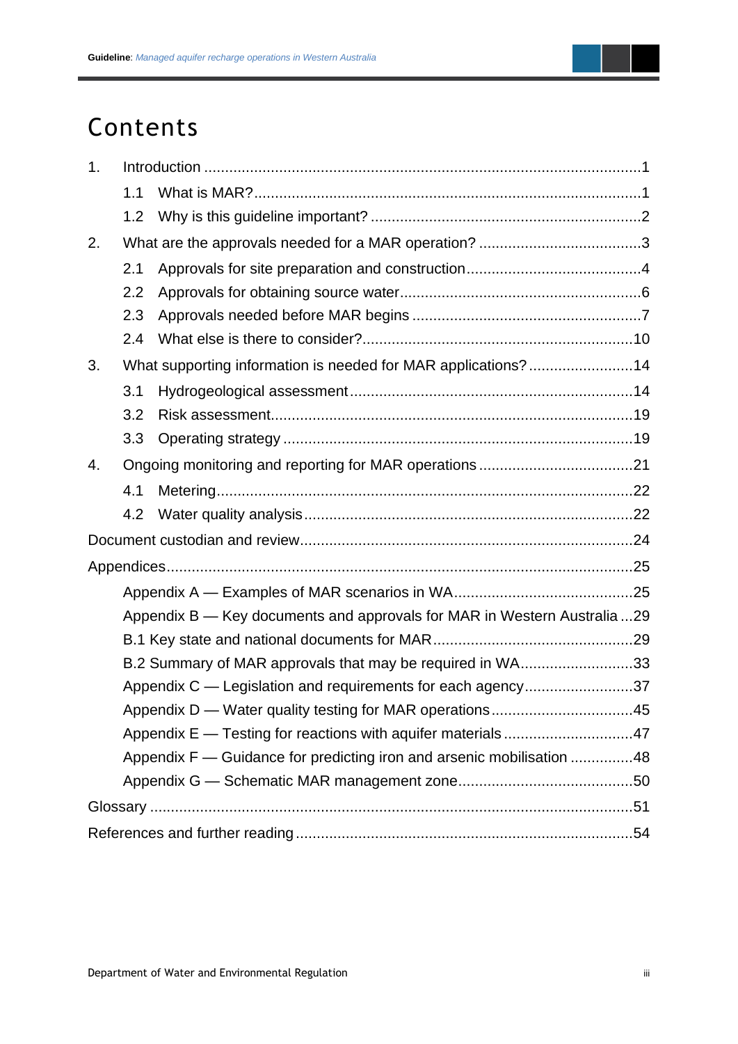# Contents

1. Introduction ....................................................................................................1
    1.1 What is MAR?.............................................................................................1
    1.2 Why is this guideline important? ................................................................2
2. What are the approvals needed for a MAR operation? .......................................3
    2.1 Approvals for site preparation and construction..........................................4
    2.2 Approvals for obtaining source water..........................................................6
    2.3 Approvals needed before MAR begins .......................................................7
    2.4 What else is there to consider?.................................................................10
3. What supporting information is needed for MAR applications?.........................14
    3.1 Hydrogeological assessment ...................................................................14
    3.2 Risk assessment.......................................................................................19
    3.3 Operating strategy ....................................................................................19
4. Ongoing monitoring and reporting for MAR operations .....................................21
    4.1 Metering....................................................................................................22
    4.2 Water quality analysis ...............................................................................22

Document custodian and review................................................................................24

Appendices..................................................................................................................25

- Appendix A — Examples of MAR scenarios in WA..........................................25
- Appendix B — Key documents and approvals for MAR in Western Australia ...29
- B.1 Key state and national documents for MAR...............................................29
- B.2 Summary of MAR approvals that may be required in WA..........................33
- Appendix C — Legislation and requirements for each agency..........................37
- Appendix D — Water quality testing for MAR operations..................................45
- Appendix E — Testing for reactions with aquifer materials ...............................47
- Appendix F — Guidance for predicting iron and arsenic mobilisation ..............48
- Appendix G — Schematic MAR management zone..........................................50

Glossary ......................................................................................................................51

References and further reading .................................................................................54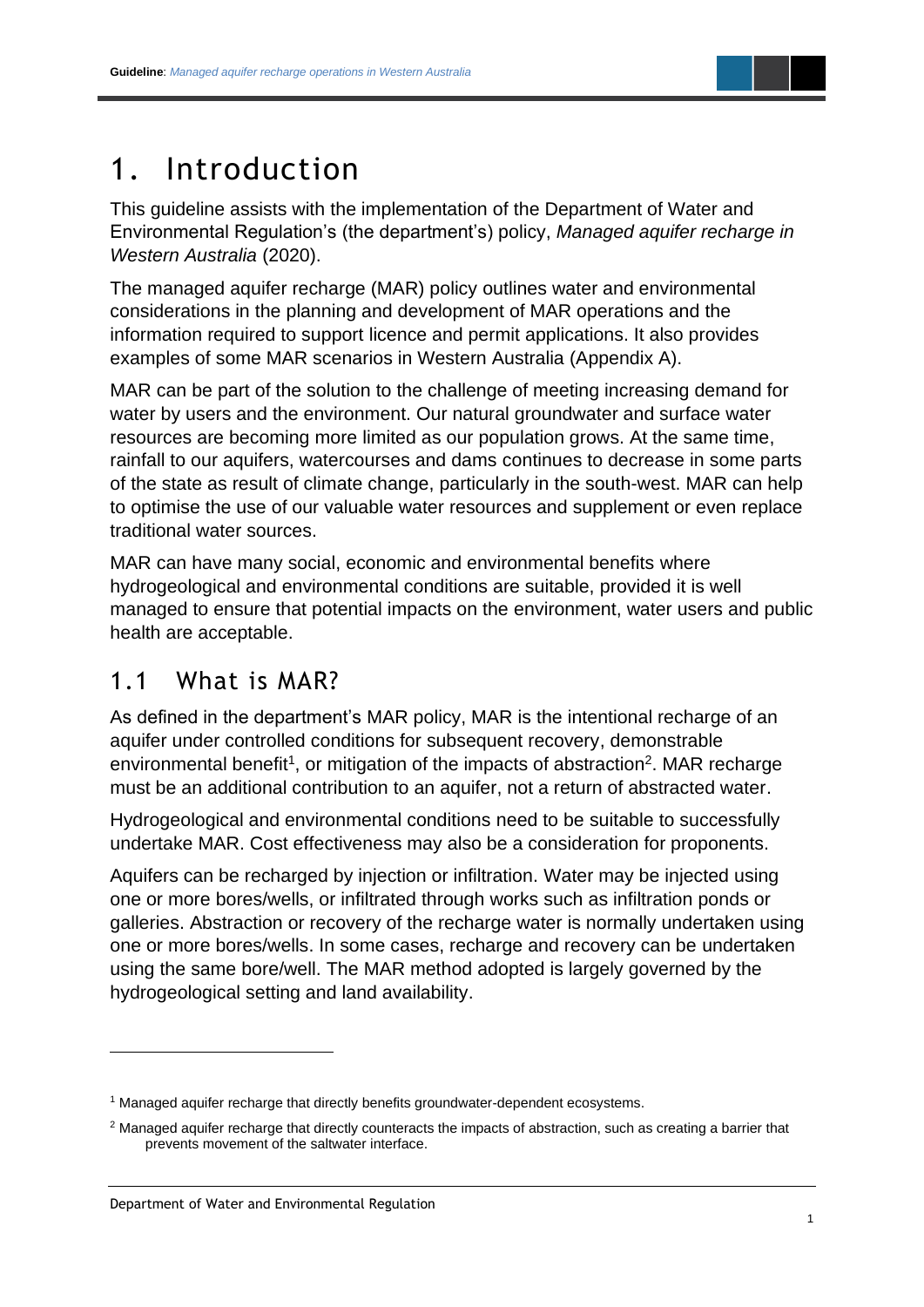# 1. Introduction

This guideline assists with the implementation of the Department of Water and Environmental Regulation's (the department's) policy, *Managed aquifer recharge in Western Australia* (2020).

The managed aquifer recharge (MAR) policy outlines water and environmental considerations in the planning and development of MAR operations and the information required to support licence and permit applications. It also provides examples of some MAR scenarios in Western Australia (Appendix A).

MAR can be part of the solution to the challenge of meeting increasing demand for water by users and the environment. Our natural groundwater and surface water resources are becoming more limited as our population grows. At the same time, rainfall to our aquifers, watercourses and dams continues to decrease in some parts of the state as result of climate change, particularly in the south-west. MAR can help to optimise the use of our valuable water resources and supplement or even replace traditional water sources.

MAR can have many social, economic and environmental benefits where hydrogeological and environmental conditions are suitable, provided it is well managed to ensure that potential impacts on the environment, water users and public health are acceptable.

## 1.1 What is MAR?

As defined in the department's MAR policy, MAR is the intentional recharge of an aquifer under controlled conditions for subsequent recovery, demonstrable environmental benefit[1], or mitigation of the impacts of abstraction[2]. MAR recharge must be an additional contribution to an aquifer, not a return of abstracted water.

Hydrogeological and environmental conditions need to be suitable to successfully undertake MAR. Cost effectiveness may also be a consideration for proponents.

Aquifers can be recharged by injection or infiltration. Water may be injected using one or more bores/wells, or infiltrated through works such as infiltration ponds or galleries. Abstraction or recovery of the recharge water is normally undertaken using one or more bores/wells. In some cases, recharge and recovery can be undertaken using the same bore/well. The MAR method adopted is largely governed by the hydrogeological setting and land availability.

---

[1] Managed aquifer recharge that directly benefits groundwater-dependent ecosystems.

[2] Managed aquifer recharge that directly counteracts the impacts of abstraction, such as creating a barrier that prevents movement of the saltwater interface.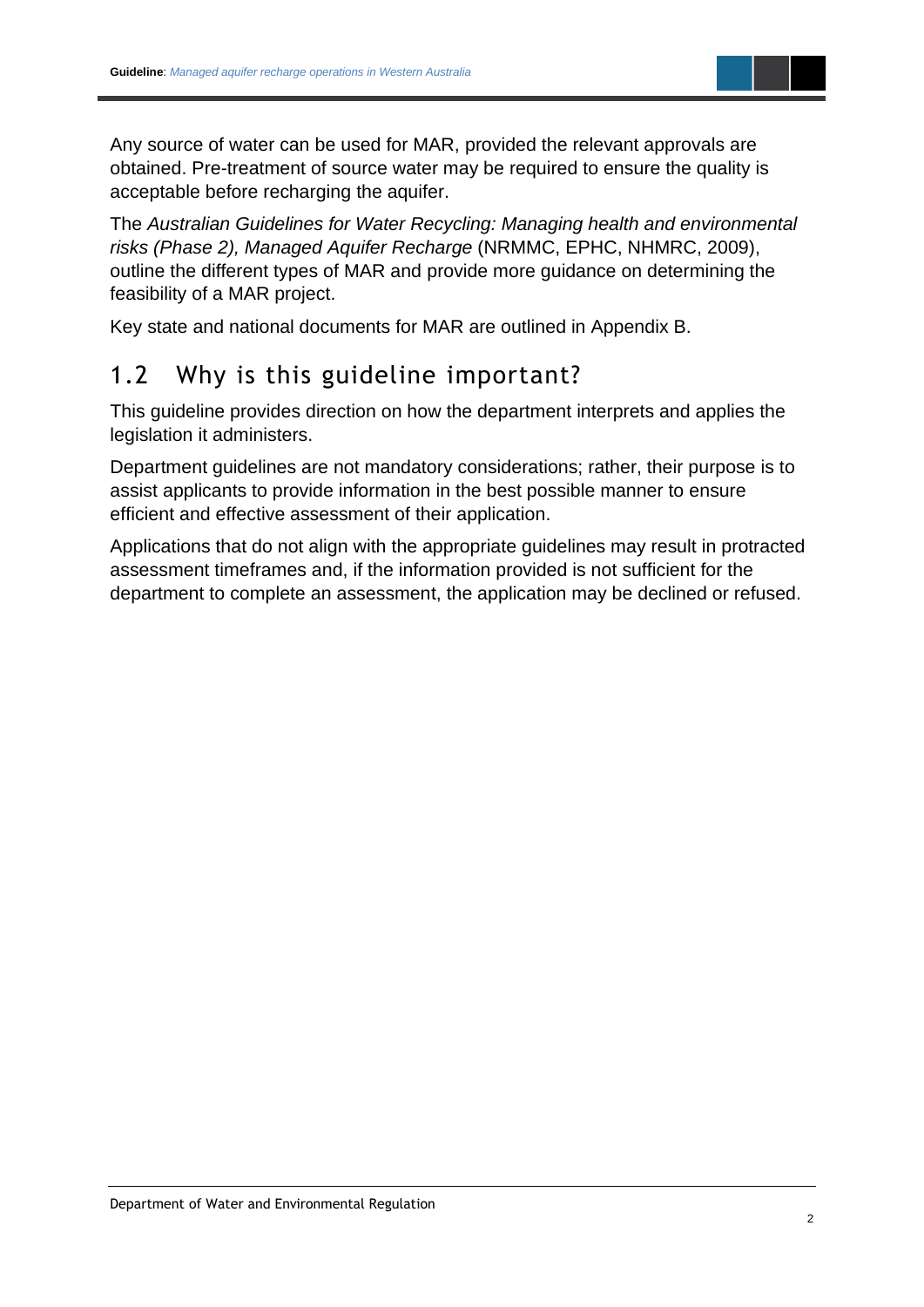Any source of water can be used for MAR, provided the relevant approvals are obtained. Pre-treatment of source water may be required to ensure the quality is acceptable before recharging the aquifer.

The *Australian Guidelines for Water Recycling: Managing health and environmental risks (Phase 2), Managed Aquifer Recharge* (NRMMC, EPHC, NHMRC, 2009), outline the different types of MAR and provide more guidance on determining the feasibility of a MAR project.

Key state and national documents for MAR are outlined in Appendix B.

## 1.2 Why is this guideline important?

This guideline provides direction on how the department interprets and applies the legislation it administers.

Department guidelines are not mandatory considerations; rather, their purpose is to assist applicants to provide information in the best possible manner to ensure efficient and effective assessment of their application.

Applications that do not align with the appropriate guidelines may result in protracted assessment timeframes and, if the information provided is not sufficient for the department to complete an assessment, the application may be declined or refused.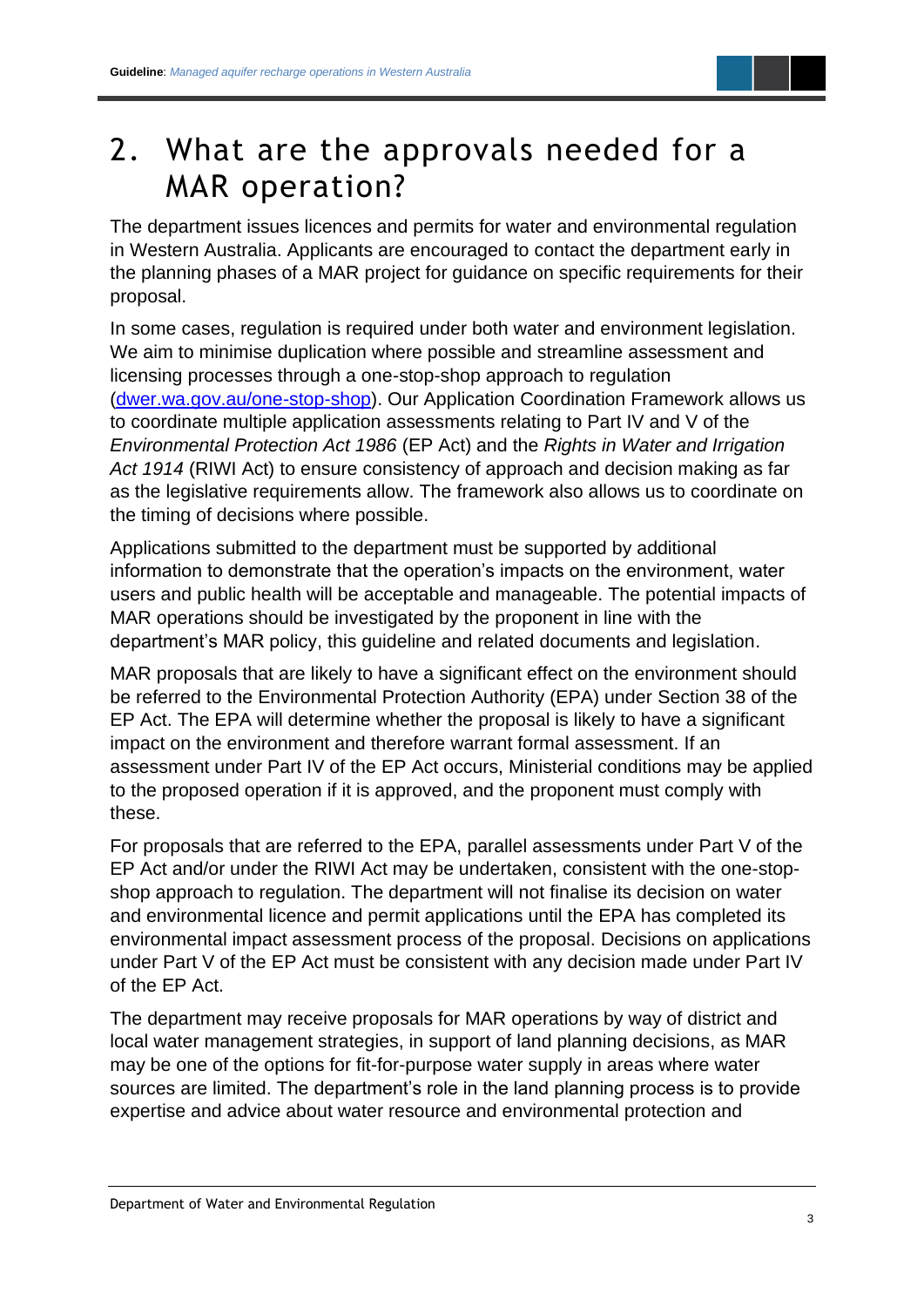# 2. What are the approvals needed for a MAR operation?

The department issues licences and permits for water and environmental regulation in Western Australia. Applicants are encouraged to contact the department early in the planning phases of a MAR project for guidance on specific requirements for their proposal.

In some cases, regulation is required under both water and environment legislation. We aim to minimise duplication where possible and streamline assessment and licensing processes through a one-stop-shop approach to regulation ([dwer.wa.gov.au/one-stop-shop](dwer.wa.gov.au/one-stop-shop)). Our Application Coordination Framework allows us to coordinate multiple application assessments relating to Part IV and V of the *Environmental Protection Act 1986* (EP Act) and the *Rights in Water and Irrigation Act 1914* (RIWI Act) to ensure consistency of approach and decision making as far as the legislative requirements allow. The framework also allows us to coordinate on the timing of decisions where possible.

Applications submitted to the department must be supported by additional information to demonstrate that the operation's impacts on the environment, water users and public health will be acceptable and manageable. The potential impacts of MAR operations should be investigated by the proponent in line with the department's MAR policy, this guideline and related documents and legislation.

MAR proposals that are likely to have a significant effect on the environment should be referred to the Environmental Protection Authority (EPA) under Section 38 of the EP Act. The EPA will determine whether the proposal is likely to have a significant impact on the environment and therefore warrant formal assessment. If an assessment under Part IV of the EP Act occurs, Ministerial conditions may be applied to the proposed operation if it is approved, and the proponent must comply with these.

For proposals that are referred to the EPA, parallel assessments under Part V of the EP Act and/or under the RIWI Act may be undertaken, consistent with the one-stop-shop approach to regulation. The department will not finalise its decision on water and environmental licence and permit applications until the EPA has completed its environmental impact assessment process of the proposal. Decisions on applications under Part V of the EP Act must be consistent with any decision made under Part IV of the EP Act.

The department may receive proposals for MAR operations by way of district and local water management strategies, in support of land planning decisions, as MAR may be one of the options for fit-for-purpose water supply in areas where water sources are limited. The department's role in the land planning process is to provide expertise and advice about water resource and environmental protection and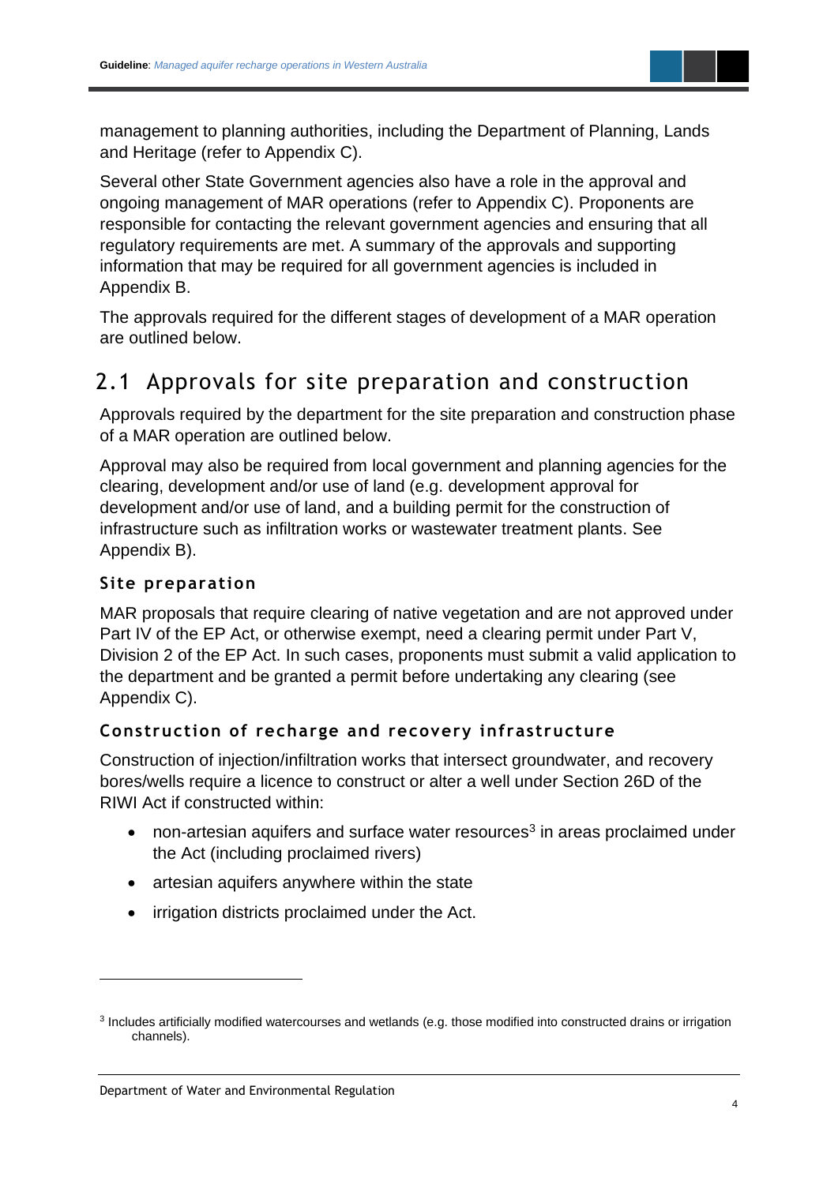management to planning authorities, including the Department of Planning, Lands and Heritage (refer to Appendix C).

Several other State Government agencies also have a role in the approval and ongoing management of MAR operations (refer to Appendix C). Proponents are responsible for contacting the relevant government agencies and ensuring that all regulatory requirements are met. A summary of the approvals and supporting information that may be required for all government agencies is included in Appendix B.

The approvals required for the different stages of development of a MAR operation are outlined below.

## 2.1 Approvals for site preparation and construction

Approvals required by the department for the site preparation and construction phase of a MAR operation are outlined below.

Approval may also be required from local government and planning agencies for the clearing, development and/or use of land (e.g. development approval for development and/or use of land, and a building permit for the construction of infrastructure such as infiltration works or wastewater treatment plants. See Appendix B).

### Site preparation

MAR proposals that require clearing of native vegetation and are not approved under Part IV of the EP Act, or otherwise exempt, need a clearing permit under Part V, Division 2 of the EP Act. In such cases, proponents must submit a valid application to the department and be granted a permit before undertaking any clearing (see Appendix C).

### Construction of recharge and recovery infrastructure

Construction of injection/infiltration works that intersect groundwater, and recovery bores/wells require a licence to construct or alter a well under Section 26D of the RIWI Act if constructed within:

- non-artesian aquifers and surface water resources[3] in areas proclaimed under the Act (including proclaimed rivers)
- artesian aquifers anywhere within the state
- irrigation districts proclaimed under the Act.

[3] Includes artificially modified watercourses and wetlands (e.g. those modified into constructed drains or irrigation channels).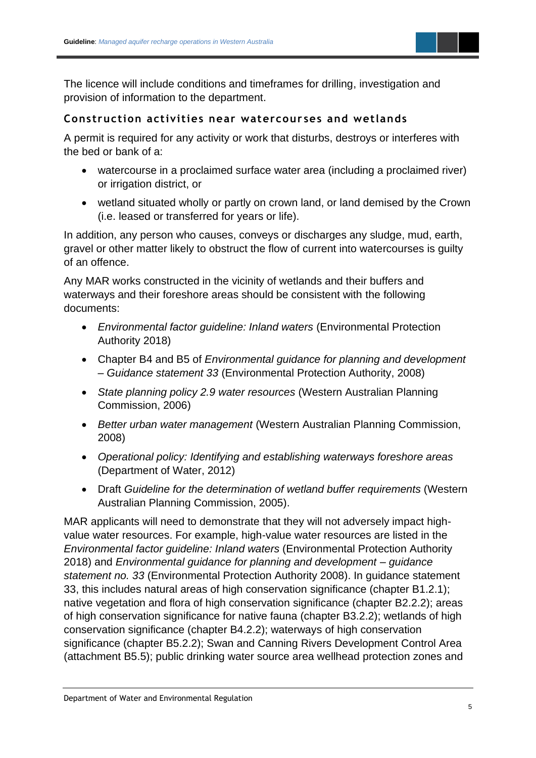The licence will include conditions and timeframes for drilling, investigation and provision of information to the department.

### Construction activities near watercourses and wetlands

A permit is required for any activity or work that disturbs, destroys or interferes with the bed or bank of a:

- watercourse in a proclaimed surface water area (including a proclaimed river) or irrigation district, or
- wetland situated wholly or partly on crown land, or land demised by the Crown (i.e. leased or transferred for years or life).

In addition, any person who causes, conveys or discharges any sludge, mud, earth, gravel or other matter likely to obstruct the flow of current into watercourses is guilty of an offence.

Any MAR works constructed in the vicinity of wetlands and their buffers and waterways and their foreshore areas should be consistent with the following documents:

- *Environmental factor guideline: Inland waters* (Environmental Protection Authority 2018)
- Chapter B4 and B5 of *Environmental guidance for planning and development – Guidance statement 33* (Environmental Protection Authority, 2008)
- *State planning policy 2.9 water resources* (Western Australian Planning Commission, 2006)
- *Better urban water management* (Western Australian Planning Commission, 2008)
- *Operational policy: Identifying and establishing waterways foreshore areas* (Department of Water, 2012)
- Draft *Guideline for the determination of wetland buffer requirements* (Western Australian Planning Commission, 2005).

MAR applicants will need to demonstrate that they will not adversely impact high-value water resources. For example, high-value water resources are listed in the *Environmental factor guideline: Inland waters* (Environmental Protection Authority 2018) and *Environmental guidance for planning and development – guidance statement no. 33* (Environmental Protection Authority 2008). In guidance statement 33, this includes natural areas of high conservation significance (chapter B1.2.1); native vegetation and flora of high conservation significance (chapter B2.2.2); areas of high conservation significance for native fauna (chapter B3.2.2); wetlands of high conservation significance (chapter B4.2.2); waterways of high conservation significance (chapter B5.2.2); Swan and Canning Rivers Development Control Area (attachment B5.5); public drinking water source area wellhead protection zones and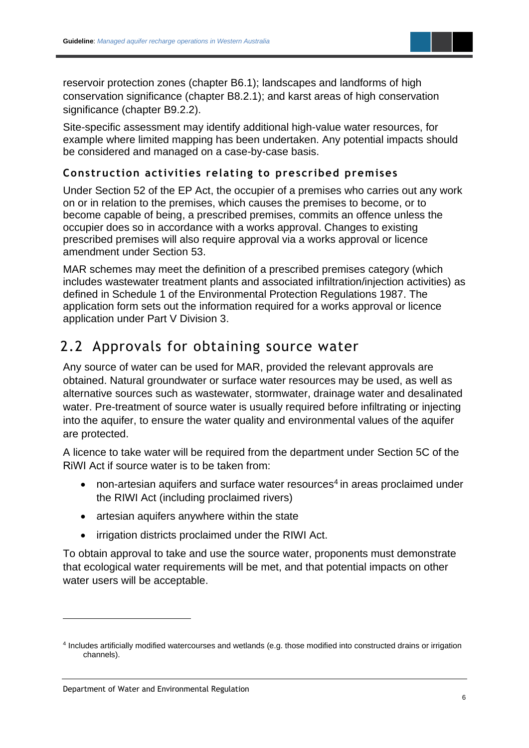reservoir protection zones (chapter B6.1); landscapes and landforms of high conservation significance (chapter B8.2.1); and karst areas of high conservation significance (chapter B9.2.2).

Site-specific assessment may identify additional high-value water resources, for example where limited mapping has been undertaken. Any potential impacts should be considered and managed on a case-by-case basis.

### Construction activities relating to prescribed premises

Under Section 52 of the EP Act, the occupier of a premises who carries out any work on or in relation to the premises, which causes the premises to become, or to become capable of being, a prescribed premises, commits an offence unless the occupier does so in accordance with a works approval. Changes to existing prescribed premises will also require approval via a works approval or licence amendment under Section 53.

MAR schemes may meet the definition of a prescribed premises category (which includes wastewater treatment plants and associated infiltration/injection activities) as defined in Schedule 1 of the Environmental Protection Regulations 1987. The application form sets out the information required for a works approval or licence application under Part V Division 3.

## 2.2 Approvals for obtaining source water

Any source of water can be used for MAR, provided the relevant approvals are obtained. Natural groundwater or surface water resources may be used, as well as alternative sources such as wastewater, stormwater, drainage water and desalinated water. Pre-treatment of source water is usually required before infiltrating or injecting into the aquifer, to ensure the water quality and environmental values of the aquifer are protected.

A licence to take water will be required from the department under Section 5C of the RiWI Act if source water is to be taken from:

- non-artesian aquifers and surface water resources[4] in areas proclaimed under the RIWI Act (including proclaimed rivers)
- artesian aquifers anywhere within the state
- irrigation districts proclaimed under the RIWI Act.

To obtain approval to take and use the source water, proponents must demonstrate that ecological water requirements will be met, and that potential impacts on other water users will be acceptable.

---

[4] Includes artificially modified watercourses and wetlands (e.g. those modified into constructed drains or irrigation channels).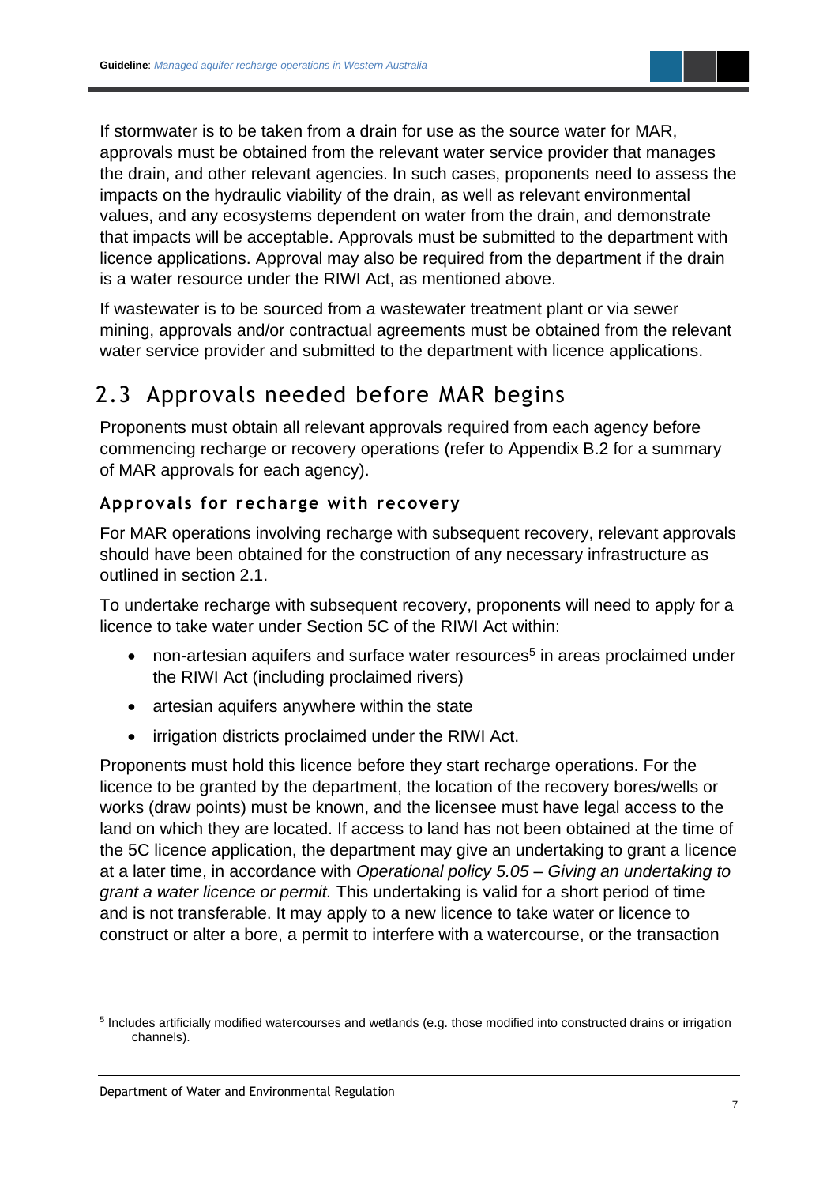If stormwater is to be taken from a drain for use as the source water for MAR, approvals must be obtained from the relevant water service provider that manages the drain, and other relevant agencies. In such cases, proponents need to assess the impacts on the hydraulic viability of the drain, as well as relevant environmental values, and any ecosystems dependent on water from the drain, and demonstrate that impacts will be acceptable. Approvals must be submitted to the department with licence applications. Approval may also be required from the department if the drain is a water resource under the RIWI Act, as mentioned above.

If wastewater is to be sourced from a wastewater treatment plant or via sewer mining, approvals and/or contractual agreements must be obtained from the relevant water service provider and submitted to the department with licence applications.

## 2.3 Approvals needed before MAR begins

Proponents must obtain all relevant approvals required from each agency before commencing recharge or recovery operations (refer to Appendix B.2 for a summary of MAR approvals for each agency).

### Approvals for recharge with recovery

For MAR operations involving recharge with subsequent recovery, relevant approvals should have been obtained for the construction of any necessary infrastructure as outlined in section 2.1.

To undertake recharge with subsequent recovery, proponents will need to apply for a licence to take water under Section 5C of the RIWI Act within:

- non-artesian aquifers and surface water resources[5] in areas proclaimed under the RIWI Act (including proclaimed rivers)
- artesian aquifers anywhere within the state
- irrigation districts proclaimed under the RIWI Act.

Proponents must hold this licence before they start recharge operations. For the licence to be granted by the department, the location of the recovery bores/wells or works (draw points) must be known, and the licensee must have legal access to the land on which they are located. If access to land has not been obtained at the time of the 5C licence application, the department may give an undertaking to grant a licence at a later time, in accordance with *Operational policy 5.05 – Giving an undertaking to grant a water licence or permit.* This undertaking is valid for a short period of time and is not transferable. It may apply to a new licence to take water or licence to construct or alter a bore, a permit to interfere with a watercourse, or the transaction

[5] Includes artificially modified watercourses and wetlands (e.g. those modified into constructed drains or irrigation channels).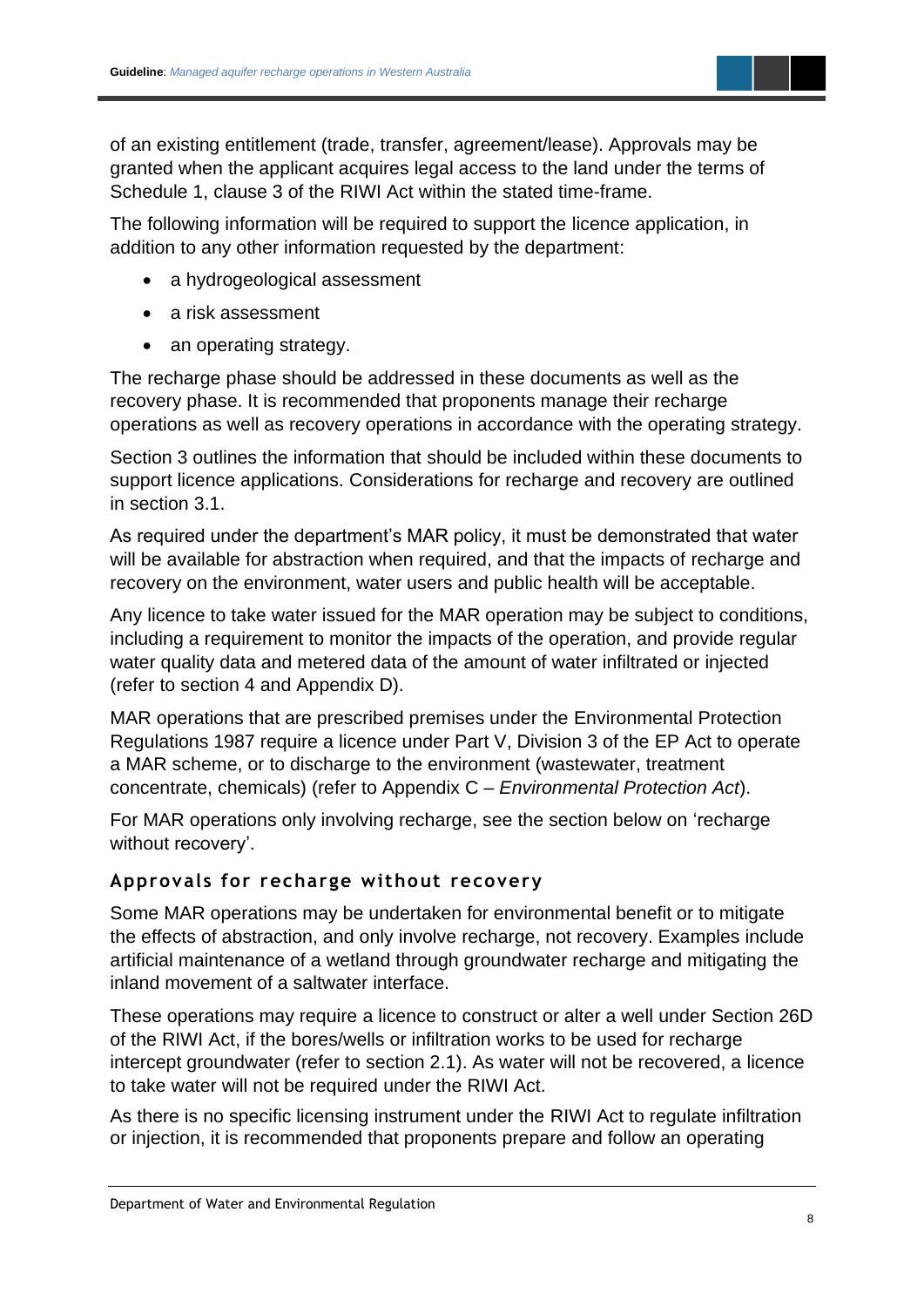of an existing entitlement (trade, transfer, agreement/lease). Approvals may be granted when the applicant acquires legal access to the land under the terms of Schedule 1, clause 3 of the RIWI Act within the stated time-frame.

The following information will be required to support the licence application, in addition to any other information requested by the department:

- a hydrogeological assessment
- a risk assessment
- an operating strategy.

The recharge phase should be addressed in these documents as well as the recovery phase. It is recommended that proponents manage their recharge operations as well as recovery operations in accordance with the operating strategy.

Section 3 outlines the information that should be included within these documents to support licence applications. Considerations for recharge and recovery are outlined in section 3.1.

As required under the department's MAR policy, it must be demonstrated that water will be available for abstraction when required, and that the impacts of recharge and recovery on the environment, water users and public health will be acceptable.

Any licence to take water issued for the MAR operation may be subject to conditions, including a requirement to monitor the impacts of the operation, and provide regular water quality data and metered data of the amount of water infiltrated or injected (refer to section 4 and Appendix D).

MAR operations that are prescribed premises under the Environmental Protection Regulations 1987 require a licence under Part V, Division 3 of the EP Act to operate a MAR scheme, or to discharge to the environment (wastewater, treatment concentrate, chemicals) (refer to Appendix C – *Environmental Protection Act*).

For MAR operations only involving recharge, see the section below on 'recharge without recovery'.

### Approvals for recharge without recovery

Some MAR operations may be undertaken for environmental benefit or to mitigate the effects of abstraction, and only involve recharge, not recovery. Examples include artificial maintenance of a wetland through groundwater recharge and mitigating the inland movement of a saltwater interface.

These operations may require a licence to construct or alter a well under Section 26D of the RIWI Act, if the bores/wells or infiltration works to be used for recharge intercept groundwater (refer to section 2.1). As water will not be recovered, a licence to take water will not be required under the RIWI Act.

As there is no specific licensing instrument under the RIWI Act to regulate infiltration or injection, it is recommended that proponents prepare and follow an operating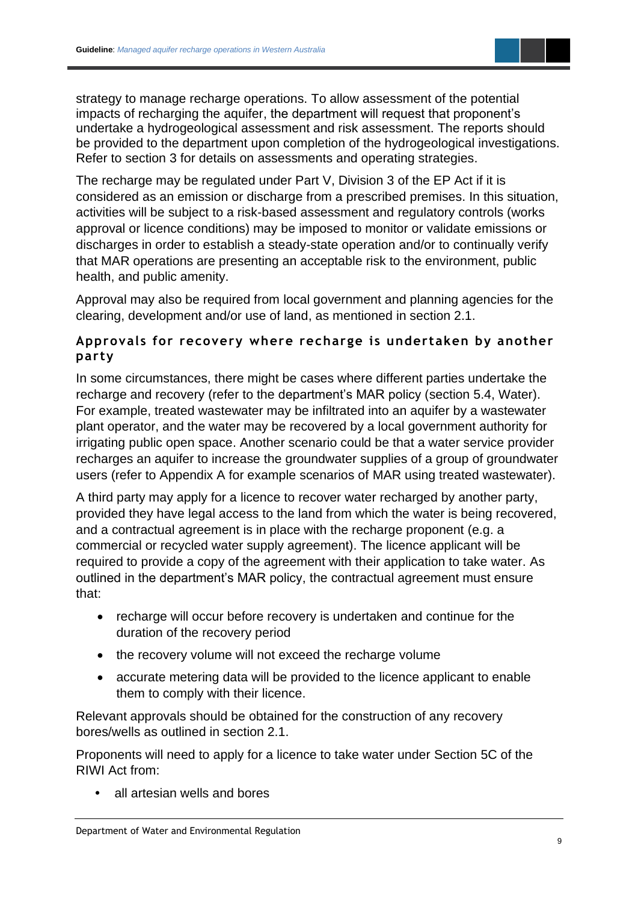strategy to manage recharge operations. To allow assessment of the potential impacts of recharging the aquifer, the department will request that proponent's undertake a hydrogeological assessment and risk assessment. The reports should be provided to the department upon completion of the hydrogeological investigations. Refer to section 3 for details on assessments and operating strategies.

The recharge may be regulated under Part V, Division 3 of the EP Act if it is considered as an emission or discharge from a prescribed premises. In this situation, activities will be subject to a risk-based assessment and regulatory controls (works approval or licence conditions) may be imposed to monitor or validate emissions or discharges in order to establish a steady-state operation and/or to continually verify that MAR operations are presenting an acceptable risk to the environment, public health, and public amenity.

Approval may also be required from local government and planning agencies for the clearing, development and/or use of land, as mentioned in section 2.1.

### Approvals for recovery where recharge is undertaken by another party

In some circumstances, there might be cases where different parties undertake the recharge and recovery (refer to the department's MAR policy (section 5.4, Water). For example, treated wastewater may be infiltrated into an aquifer by a wastewater plant operator, and the water may be recovered by a local government authority for irrigating public open space. Another scenario could be that a water service provider recharges an aquifer to increase the groundwater supplies of a group of groundwater users (refer to Appendix A for example scenarios of MAR using treated wastewater).

A third party may apply for a licence to recover water recharged by another party, provided they have legal access to the land from which the water is being recovered, and a contractual agreement is in place with the recharge proponent (e.g. a commercial or recycled water supply agreement). The licence applicant will be required to provide a copy of the agreement with their application to take water. As outlined in the department's MAR policy, the contractual agreement must ensure that:

- recharge will occur before recovery is undertaken and continue for the duration of the recovery period
- the recovery volume will not exceed the recharge volume
- accurate metering data will be provided to the licence applicant to enable them to comply with their licence.

Relevant approvals should be obtained for the construction of any recovery bores/wells as outlined in section 2.1.

Proponents will need to apply for a licence to take water under Section 5C of the RIWI Act from:

- all artesian wells and bores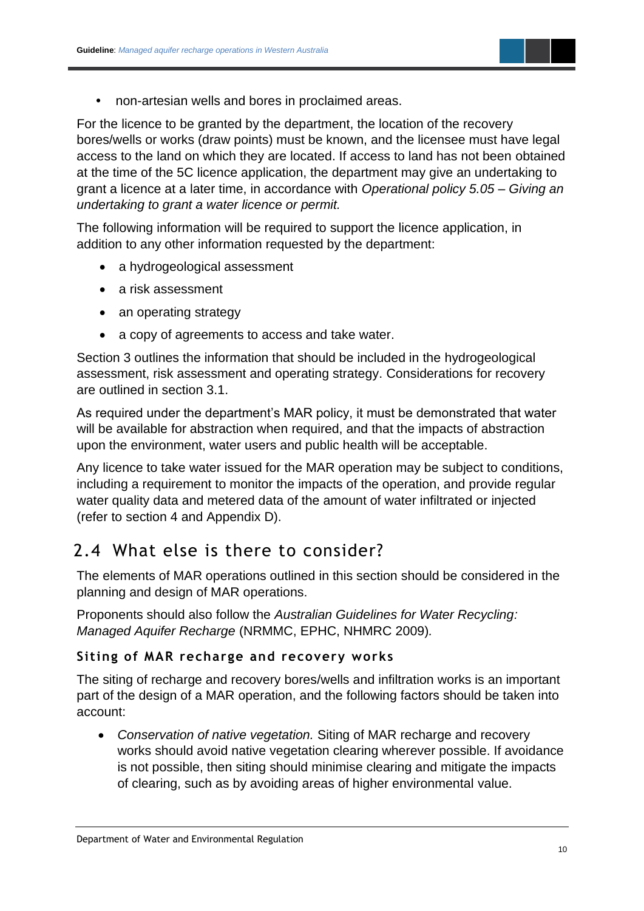- non-artesian wells and bores in proclaimed areas.

For the licence to be granted by the department, the location of the recovery bores/wells or works (draw points) must be known, and the licensee must have legal access to the land on which they are located. If access to land has not been obtained at the time of the 5C licence application, the department may give an undertaking to grant a licence at a later time, in accordance with *Operational policy 5.05 – Giving an undertaking to grant a water licence or permit.*

The following information will be required to support the licence application, in addition to any other information requested by the department:

- a hydrogeological assessment
- a risk assessment
- an operating strategy
- a copy of agreements to access and take water.

Section 3 outlines the information that should be included in the hydrogeological assessment, risk assessment and operating strategy. Considerations for recovery are outlined in section 3.1.

As required under the department's MAR policy, it must be demonstrated that water will be available for abstraction when required, and that the impacts of abstraction upon the environment, water users and public health will be acceptable.

Any licence to take water issued for the MAR operation may be subject to conditions, including a requirement to monitor the impacts of the operation, and provide regular water quality data and metered data of the amount of water infiltrated or injected (refer to section 4 and Appendix D).

## 2.4 What else is there to consider?

The elements of MAR operations outlined in this section should be considered in the planning and design of MAR operations.

Proponents should also follow the *Australian Guidelines for Water Recycling: Managed Aquifer Recharge* (NRMMC, EPHC, NHMRC 2009).

### Siting of MAR recharge and recovery works

The siting of recharge and recovery bores/wells and infiltration works is an important part of the design of a MAR operation, and the following factors should be taken into account:

- *Conservation of native vegetation.* Siting of MAR recharge and recovery works should avoid native vegetation clearing wherever possible. If avoidance is not possible, then siting should minimise clearing and mitigate the impacts of clearing, such as by avoiding areas of higher environmental value.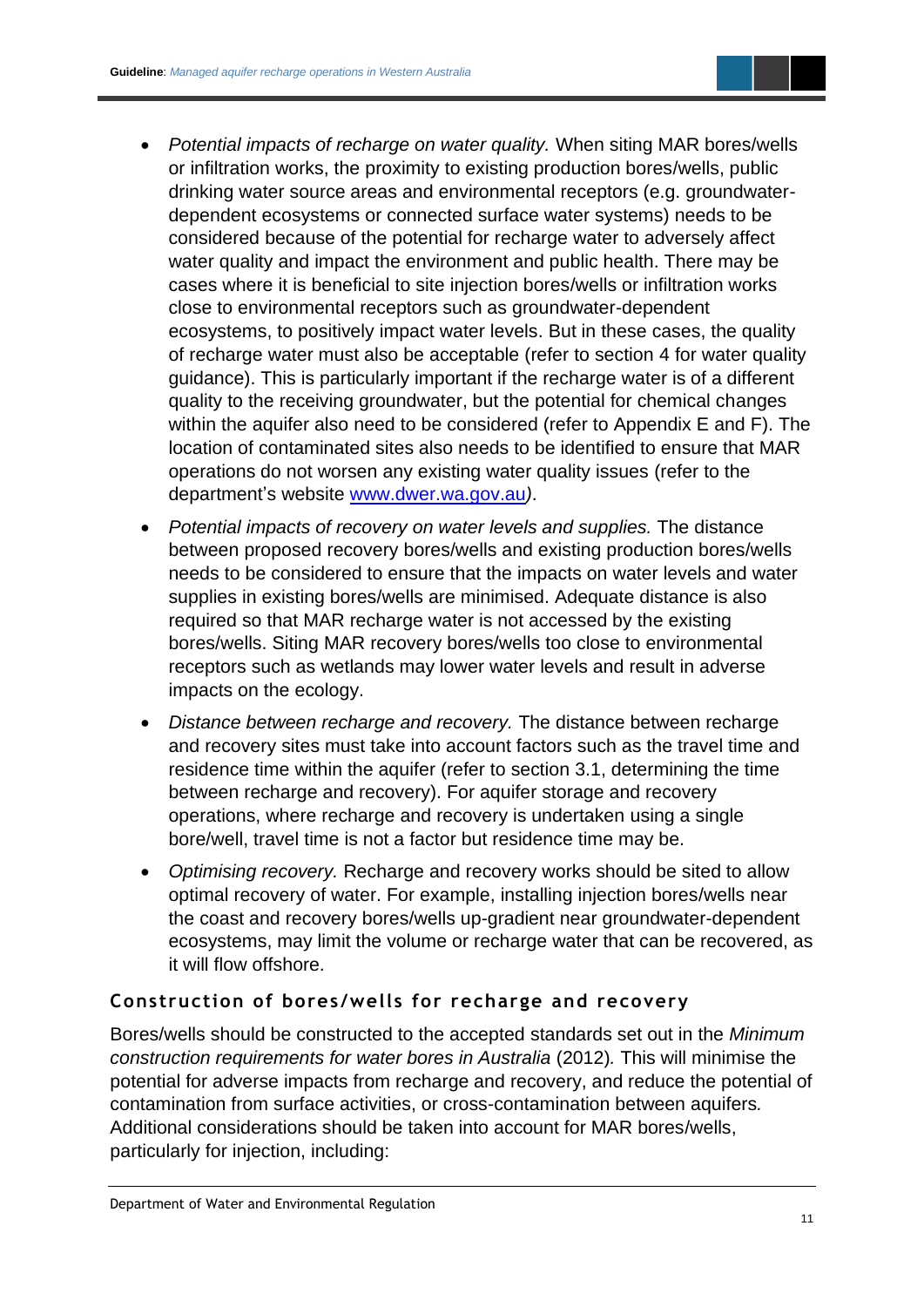- *Potential impacts of recharge on water quality.* When siting MAR bores/wells or infiltration works, the proximity to existing production bores/wells, public drinking water source areas and environmental receptors (e.g. groundwater-dependent ecosystems or connected surface water systems) needs to be considered because of the potential for recharge water to adversely affect water quality and impact the environment and public health. There may be cases where it is beneficial to site injection bores/wells or infiltration works close to environmental receptors such as groundwater-dependent ecosystems, to positively impact water levels. But in these cases, the quality of recharge water must also be acceptable (refer to section 4 for water quality guidance). This is particularly important if the recharge water is of a different quality to the receiving groundwater, but the potential for chemical changes within the aquifer also need to be considered (refer to Appendix E and F). The location of contaminated sites also needs to be identified to ensure that MAR operations do not worsen any existing water quality issues (refer to the department's website www.dwer.wa.gov.au*)*.
- *Potential impacts of recovery on water levels and supplies.* The distance between proposed recovery bores/wells and existing production bores/wells needs to be considered to ensure that the impacts on water levels and water supplies in existing bores/wells are minimised. Adequate distance is also required so that MAR recharge water is not accessed by the existing bores/wells. Siting MAR recovery bores/wells too close to environmental receptors such as wetlands may lower water levels and result in adverse impacts on the ecology.
- *Distance between recharge and recovery.* The distance between recharge and recovery sites must take into account factors such as the travel time and residence time within the aquifer (refer to section 3.1, determining the time between recharge and recovery). For aquifer storage and recovery operations, where recharge and recovery is undertaken using a single bore/well, travel time is not a factor but residence time may be.
- *Optimising recovery.* Recharge and recovery works should be sited to allow optimal recovery of water. For example, installing injection bores/wells near the coast and recovery bores/wells up-gradient near groundwater-dependent ecosystems, may limit the volume or recharge water that can be recovered, as it will flow offshore.

### Construction of bores/wells for recharge and recovery

Bores/wells should be constructed to the accepted standards set out in the *Minimum construction requirements for water bores in Australia* (2012)*.* This will minimise the potential for adverse impacts from recharge and recovery, and reduce the potential of contamination from surface activities, or cross-contamination between aquifers*.* Additional considerations should be taken into account for MAR bores/wells, particularly for injection, including: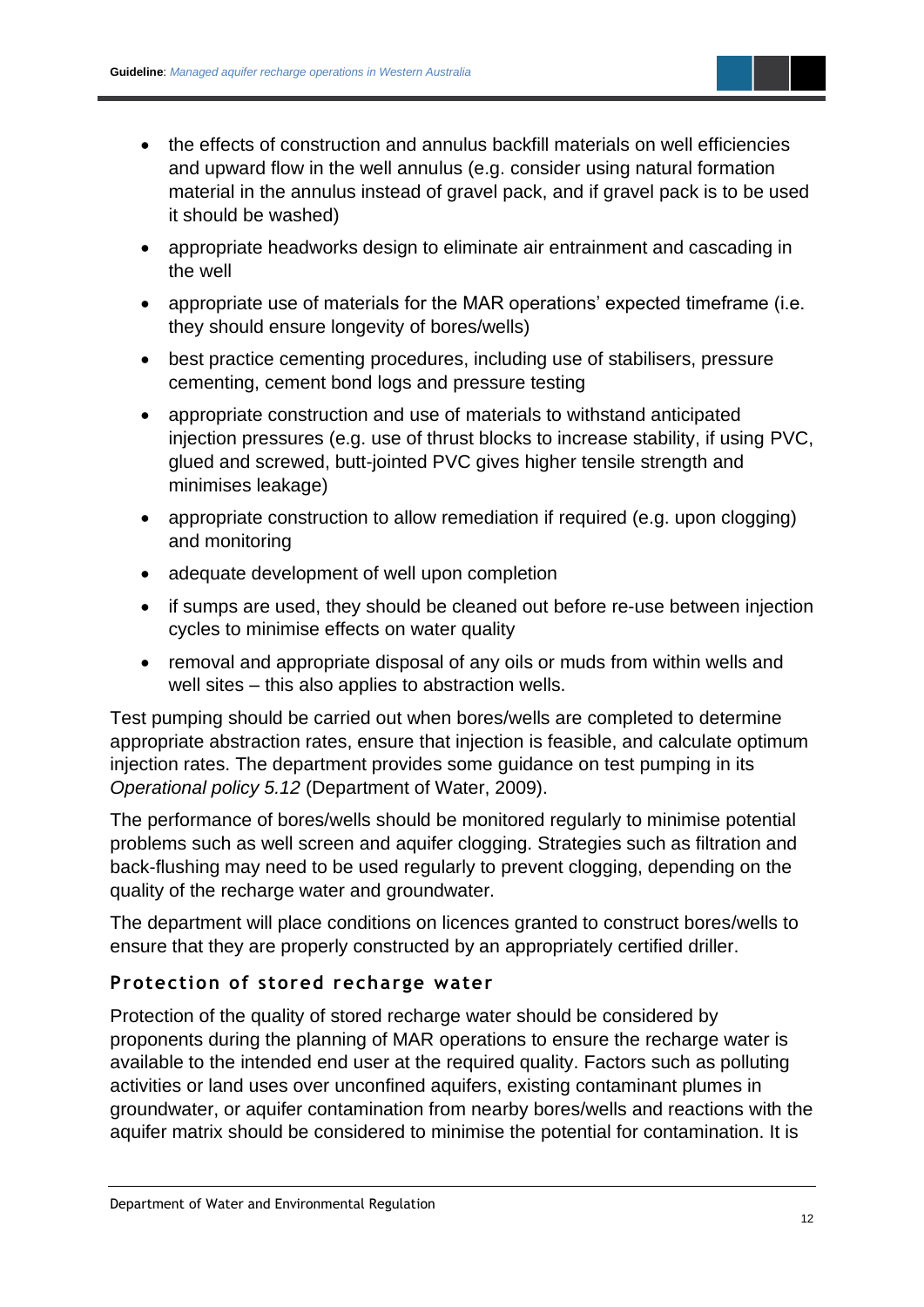- the effects of construction and annulus backfill materials on well efficiencies and upward flow in the well annulus (e.g. consider using natural formation material in the annulus instead of gravel pack, and if gravel pack is to be used it should be washed)
- appropriate headworks design to eliminate air entrainment and cascading in the well
- appropriate use of materials for the MAR operations' expected timeframe (i.e. they should ensure longevity of bores/wells)
- best practice cementing procedures, including use of stabilisers, pressure cementing, cement bond logs and pressure testing
- appropriate construction and use of materials to withstand anticipated injection pressures (e.g. use of thrust blocks to increase stability, if using PVC, glued and screwed, butt-jointed PVC gives higher tensile strength and minimises leakage)
- appropriate construction to allow remediation if required (e.g. upon clogging) and monitoring
- adequate development of well upon completion
- if sumps are used, they should be cleaned out before re-use between injection cycles to minimise effects on water quality
- removal and appropriate disposal of any oils or muds from within wells and well sites – this also applies to abstraction wells.

Test pumping should be carried out when bores/wells are completed to determine appropriate abstraction rates, ensure that injection is feasible, and calculate optimum injection rates. The department provides some guidance on test pumping in its *Operational policy 5.12* (Department of Water, 2009).

The performance of bores/wells should be monitored regularly to minimise potential problems such as well screen and aquifer clogging. Strategies such as filtration and back-flushing may need to be used regularly to prevent clogging, depending on the quality of the recharge water and groundwater.

The department will place conditions on licences granted to construct bores/wells to ensure that they are properly constructed by an appropriately certified driller.

### Protection of stored recharge water

Protection of the quality of stored recharge water should be considered by proponents during the planning of MAR operations to ensure the recharge water is available to the intended end user at the required quality. Factors such as polluting activities or land uses over unconfined aquifers, existing contaminant plumes in groundwater, or aquifer contamination from nearby bores/wells and reactions with the aquifer matrix should be considered to minimise the potential for contamination. It is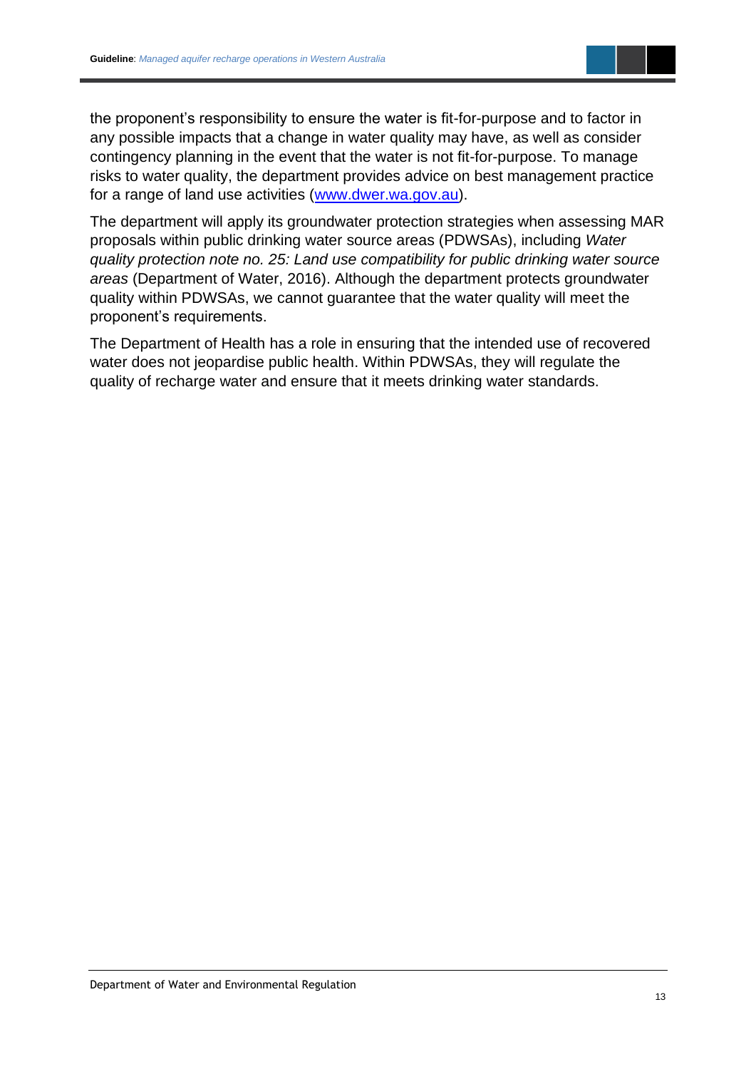the proponent's responsibility to ensure the water is fit-for-purpose and to factor in any possible impacts that a change in water quality may have, as well as consider contingency planning in the event that the water is not fit-for-purpose. To manage risks to water quality, the department provides advice on best management practice for a range of land use activities ([www.dwer.wa.gov.au](www.dwer.wa.gov.au)).

The department will apply its groundwater protection strategies when assessing MAR proposals within public drinking water source areas (PDWSAs), including *Water quality protection note no. 25: Land use compatibility for public drinking water source areas* (Department of Water, 2016). Although the department protects groundwater quality within PDWSAs, we cannot guarantee that the water quality will meet the proponent's requirements.

The Department of Health has a role in ensuring that the intended use of recovered water does not jeopardise public health. Within PDWSAs, they will regulate the quality of recharge water and ensure that it meets drinking water standards.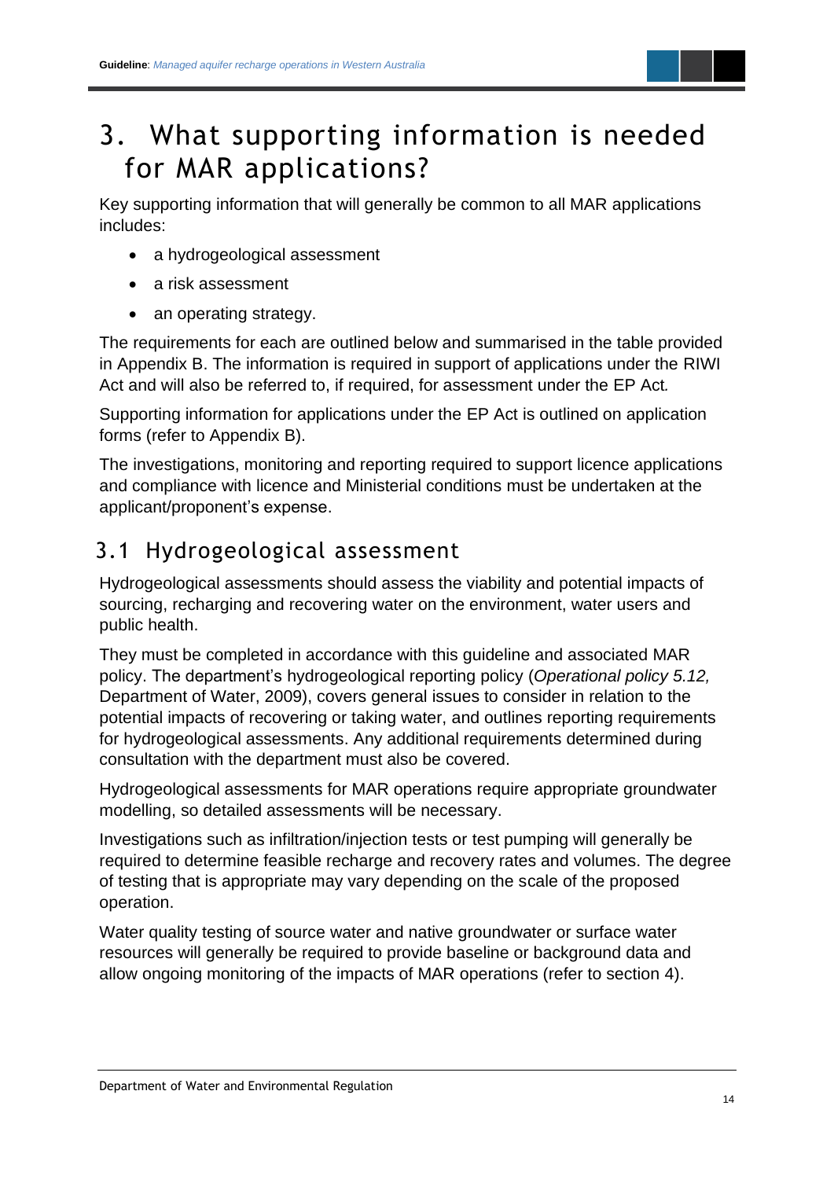# 3. What supporting information is needed for MAR applications?

Key supporting information that will generally be common to all MAR applications includes:

- a hydrogeological assessment
- a risk assessment
- an operating strategy.

The requirements for each are outlined below and summarised in the table provided in Appendix B. The information is required in support of applications under the RIWI Act and will also be referred to, if required, for assessment under the EP Act.

Supporting information for applications under the EP Act is outlined on application forms (refer to Appendix B).

The investigations, monitoring and reporting required to support licence applications and compliance with licence and Ministerial conditions must be undertaken at the applicant/proponent's expense.

## 3.1 Hydrogeological assessment

Hydrogeological assessments should assess the viability and potential impacts of sourcing, recharging and recovering water on the environment, water users and public health.

They must be completed in accordance with this guideline and associated MAR policy. The department's hydrogeological reporting policy (*Operational policy 5.12,* Department of Water, 2009), covers general issues to consider in relation to the potential impacts of recovering or taking water, and outlines reporting requirements for hydrogeological assessments. Any additional requirements determined during consultation with the department must also be covered.

Hydrogeological assessments for MAR operations require appropriate groundwater modelling, so detailed assessments will be necessary.

Investigations such as infiltration/injection tests or test pumping will generally be required to determine feasible recharge and recovery rates and volumes. The degree of testing that is appropriate may vary depending on the scale of the proposed operation.

Water quality testing of source water and native groundwater or surface water resources will generally be required to provide baseline or background data and allow ongoing monitoring of the impacts of MAR operations (refer to section 4).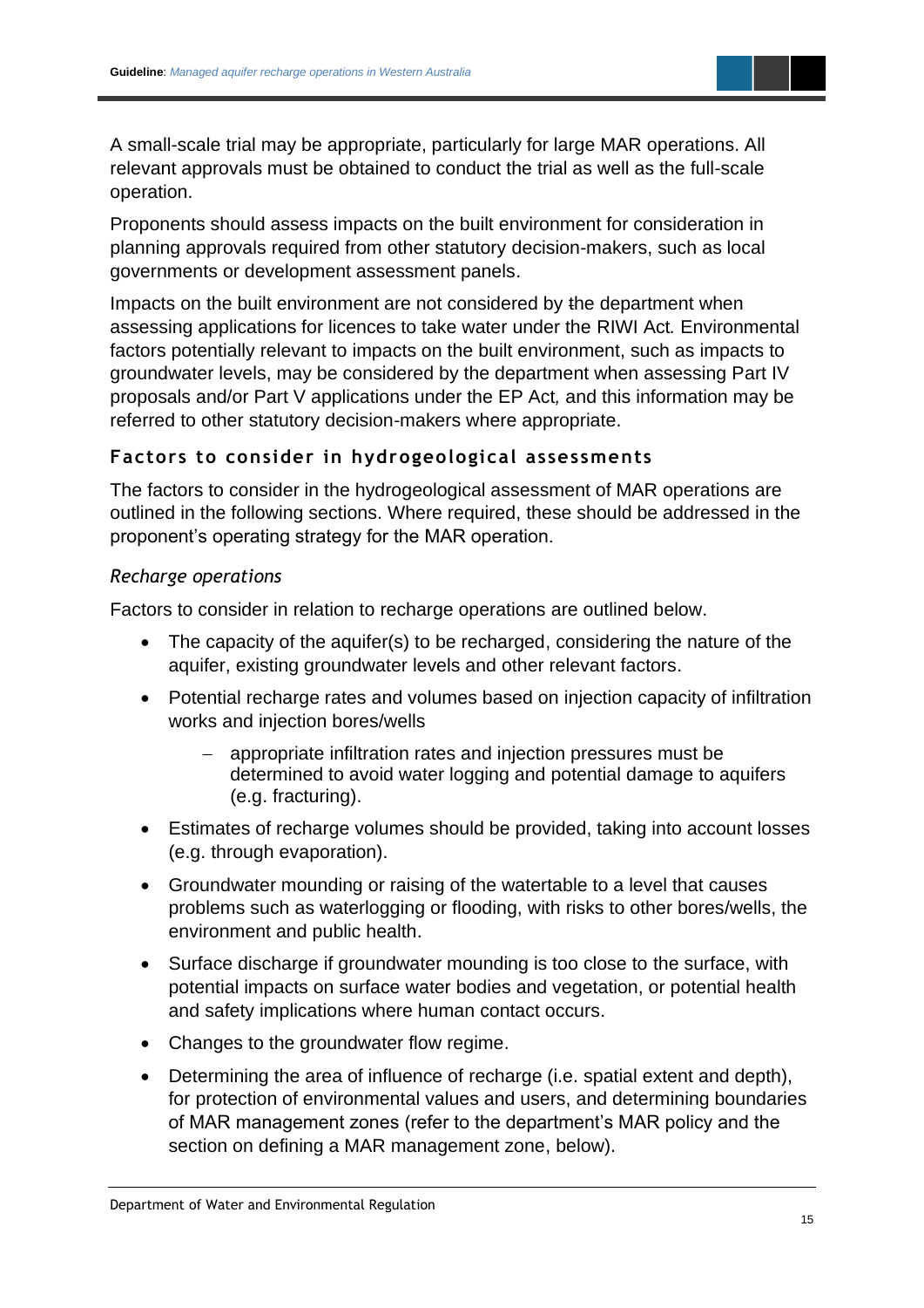A small-scale trial may be appropriate, particularly for large MAR operations. All relevant approvals must be obtained to conduct the trial as well as the full-scale operation.

Proponents should assess impacts on the built environment for consideration in planning approvals required from other statutory decision-makers, such as local governments or development assessment panels.

Impacts on the built environment are not considered by the department when assessing applications for licences to take water under the RIWI Act. Environmental factors potentially relevant to impacts on the built environment, such as impacts to groundwater levels, may be considered by the department when assessing Part IV proposals and/or Part V applications under the EP Act, and this information may be referred to other statutory decision-makers where appropriate.

### Factors to consider in hydrogeological assessments

The factors to consider in the hydrogeological assessment of MAR operations are outlined in the following sections. Where required, these should be addressed in the proponent's operating strategy for the MAR operation.

#### *Recharge operations*

Factors to consider in relation to recharge operations are outlined below.

- The capacity of the aquifer(s) to be recharged, considering the nature of the aquifer, existing groundwater levels and other relevant factors.
- Potential recharge rates and volumes based on injection capacity of infiltration works and injection bores/wells
  - appropriate infiltration rates and injection pressures must be determined to avoid water logging and potential damage to aquifers (e.g. fracturing).
- Estimates of recharge volumes should be provided, taking into account losses (e.g. through evaporation).
- Groundwater mounding or raising of the watertable to a level that causes problems such as waterlogging or flooding, with risks to other bores/wells, the environment and public health.
- Surface discharge if groundwater mounding is too close to the surface, with potential impacts on surface water bodies and vegetation, or potential health and safety implications where human contact occurs.
- Changes to the groundwater flow regime.
- Determining the area of influence of recharge (i.e. spatial extent and depth), for protection of environmental values and users, and determining boundaries of MAR management zones (refer to the department's MAR policy and the section on defining a MAR management zone, below).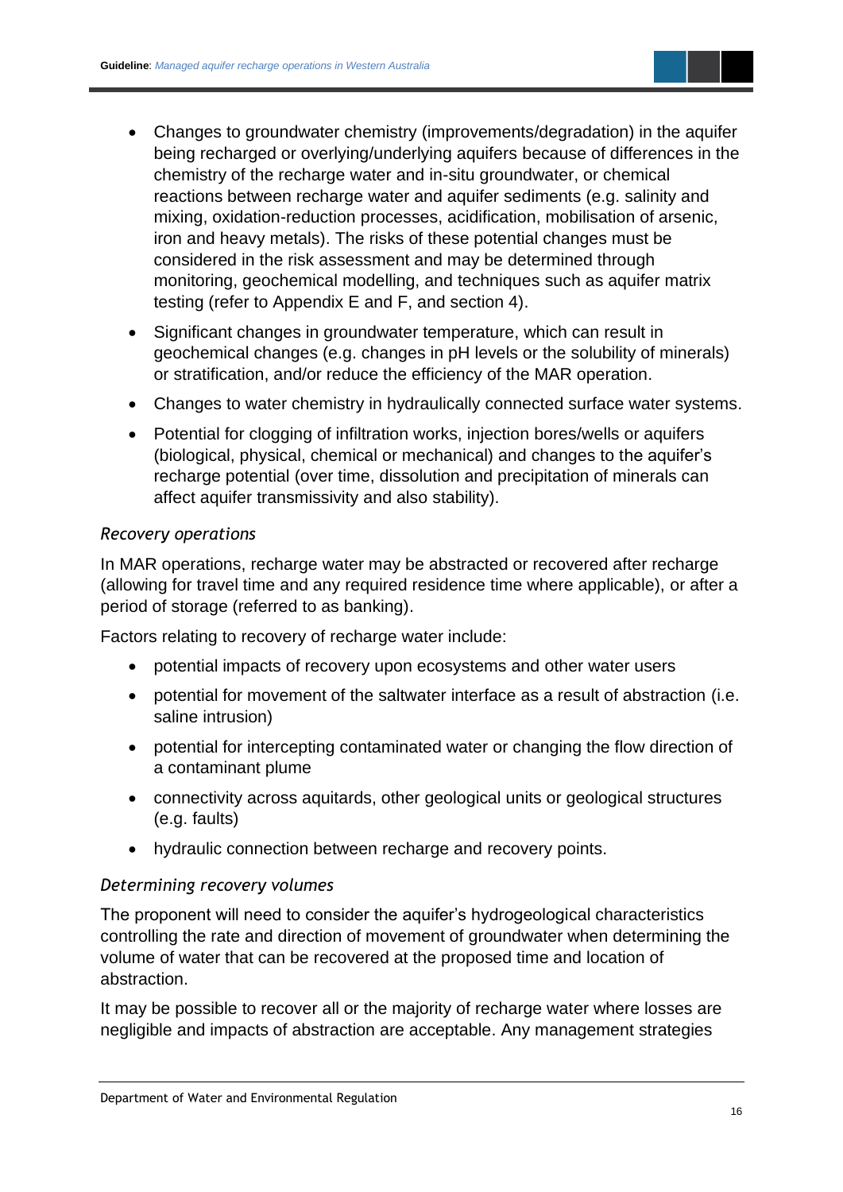- Changes to groundwater chemistry (improvements/degradation) in the aquifer being recharged or overlying/underlying aquifers because of differences in the chemistry of the recharge water and in-situ groundwater, or chemical reactions between recharge water and aquifer sediments (e.g. salinity and mixing, oxidation-reduction processes, acidification, mobilisation of arsenic, iron and heavy metals). The risks of these potential changes must be considered in the risk assessment and may be determined through monitoring, geochemical modelling, and techniques such as aquifer matrix testing (refer to Appendix E and F, and section 4).
- Significant changes in groundwater temperature, which can result in geochemical changes (e.g. changes in pH levels or the solubility of minerals) or stratification, and/or reduce the efficiency of the MAR operation.
- Changes to water chemistry in hydraulically connected surface water systems.
- Potential for clogging of infiltration works, injection bores/wells or aquifers (biological, physical, chemical or mechanical) and changes to the aquifer's recharge potential (over time, dissolution and precipitation of minerals can affect aquifer transmissivity and also stability).

*Recovery operations*

In MAR operations, recharge water may be abstracted or recovered after recharge (allowing for travel time and any required residence time where applicable), or after a period of storage (referred to as banking).

Factors relating to recovery of recharge water include:

- potential impacts of recovery upon ecosystems and other water users
- potential for movement of the saltwater interface as a result of abstraction (i.e. saline intrusion)
- potential for intercepting contaminated water or changing the flow direction of a contaminant plume
- connectivity across aquitards, other geological units or geological structures (e.g. faults)
- hydraulic connection between recharge and recovery points.

*Determining recovery volumes*

The proponent will need to consider the aquifer's hydrogeological characteristics controlling the rate and direction of movement of groundwater when determining the volume of water that can be recovered at the proposed time and location of abstraction.

It may be possible to recover all or the majority of recharge water where losses are negligible and impacts of abstraction are acceptable. Any management strategies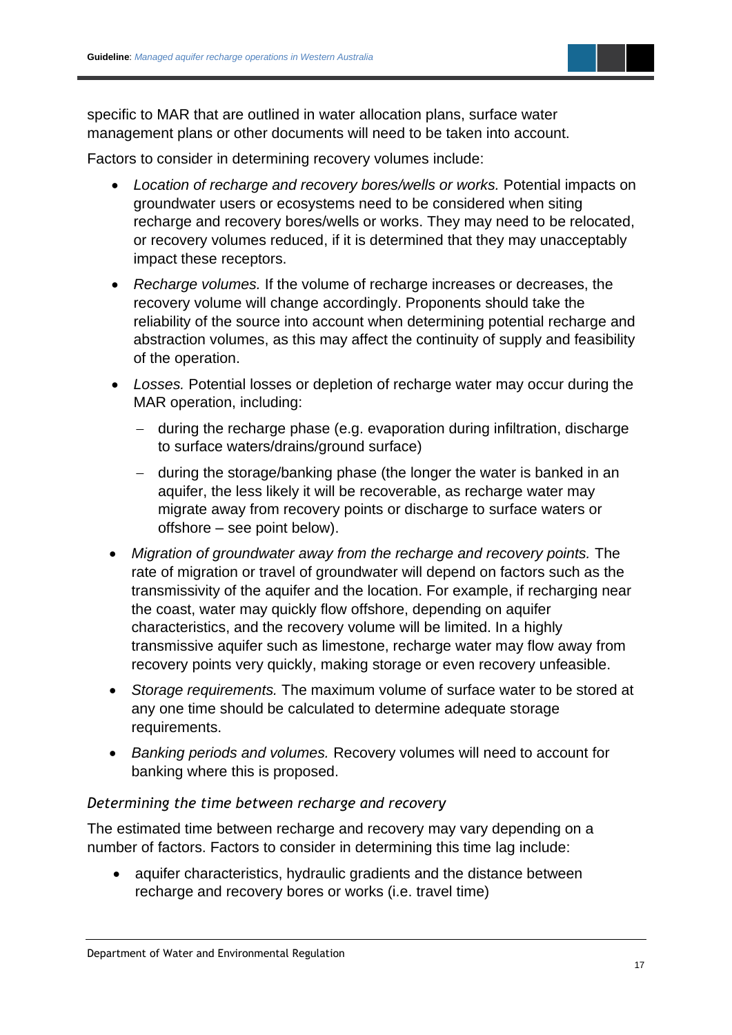specific to MAR that are outlined in water allocation plans, surface water management plans or other documents will need to be taken into account.

Factors to consider in determining recovery volumes include:

- *Location of recharge and recovery bores/wells or works.* Potential impacts on groundwater users or ecosystems need to be considered when siting recharge and recovery bores/wells or works. They may need to be relocated, or recovery volumes reduced, if it is determined that they may unacceptably impact these receptors.
- *Recharge volumes.* If the volume of recharge increases or decreases, the recovery volume will change accordingly. Proponents should take the reliability of the source into account when determining potential recharge and abstraction volumes, as this may affect the continuity of supply and feasibility of the operation.
- *Losses.* Potential losses or depletion of recharge water may occur during the MAR operation, including:
  - during the recharge phase (e.g. evaporation during infiltration, discharge to surface waters/drains/ground surface)
  - during the storage/banking phase (the longer the water is banked in an aquifer, the less likely it will be recoverable, as recharge water may migrate away from recovery points or discharge to surface waters or offshore – see point below).
- *Migration of groundwater away from the recharge and recovery points.* The rate of migration or travel of groundwater will depend on factors such as the transmissivity of the aquifer and the location. For example, if recharging near the coast, water may quickly flow offshore, depending on aquifer characteristics, and the recovery volume will be limited. In a highly transmissive aquifer such as limestone, recharge water may flow away from recovery points very quickly, making storage or even recovery unfeasible.
- *Storage requirements.* The maximum volume of surface water to be stored at any one time should be calculated to determine adequate storage requirements.
- *Banking periods and volumes.* Recovery volumes will need to account for banking where this is proposed.

*Determining the time between recharge and recovery*

The estimated time between recharge and recovery may vary depending on a number of factors. Factors to consider in determining this time lag include:

- aquifer characteristics, hydraulic gradients and the distance between recharge and recovery bores or works (i.e. travel time)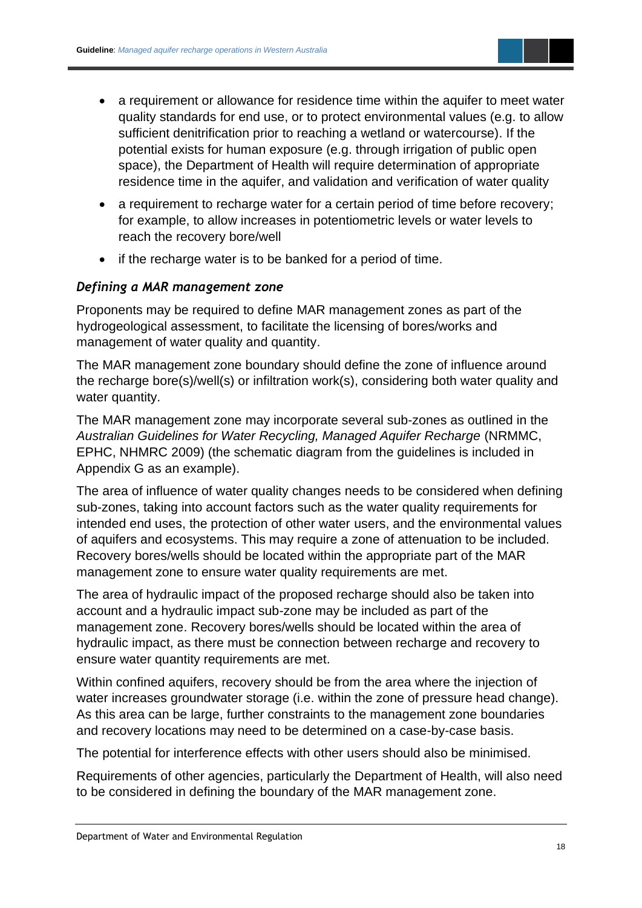- a requirement or allowance for residence time within the aquifer to meet water quality standards for end use, or to protect environmental values (e.g. to allow sufficient denitrification prior to reaching a wetland or watercourse). If the potential exists for human exposure (e.g. through irrigation of public open space), the Department of Health will require determination of appropriate residence time in the aquifer, and validation and verification of water quality
- a requirement to recharge water for a certain period of time before recovery; for example, to allow increases in potentiometric levels or water levels to reach the recovery bore/well
- if the recharge water is to be banked for a period of time.

### *Defining a MAR management zone*

Proponents may be required to define MAR management zones as part of the hydrogeological assessment, to facilitate the licensing of bores/works and management of water quality and quantity.

The MAR management zone boundary should define the zone of influence around the recharge bore(s)/well(s) or infiltration work(s), considering both water quality and water quantity.

The MAR management zone may incorporate several sub-zones as outlined in the *Australian Guidelines for Water Recycling, Managed Aquifer Recharge* (NRMMC, EPHC, NHMRC 2009) (the schematic diagram from the guidelines is included in Appendix G as an example).

The area of influence of water quality changes needs to be considered when defining sub-zones, taking into account factors such as the water quality requirements for intended end uses, the protection of other water users, and the environmental values of aquifers and ecosystems. This may require a zone of attenuation to be included. Recovery bores/wells should be located within the appropriate part of the MAR management zone to ensure water quality requirements are met.

The area of hydraulic impact of the proposed recharge should also be taken into account and a hydraulic impact sub-zone may be included as part of the management zone. Recovery bores/wells should be located within the area of hydraulic impact, as there must be connection between recharge and recovery to ensure water quantity requirements are met.

Within confined aquifers, recovery should be from the area where the injection of water increases groundwater storage (i.e. within the zone of pressure head change). As this area can be large, further constraints to the management zone boundaries and recovery locations may need to be determined on a case-by-case basis.

The potential for interference effects with other users should also be minimised.

Requirements of other agencies, particularly the Department of Health, will also need to be considered in defining the boundary of the MAR management zone.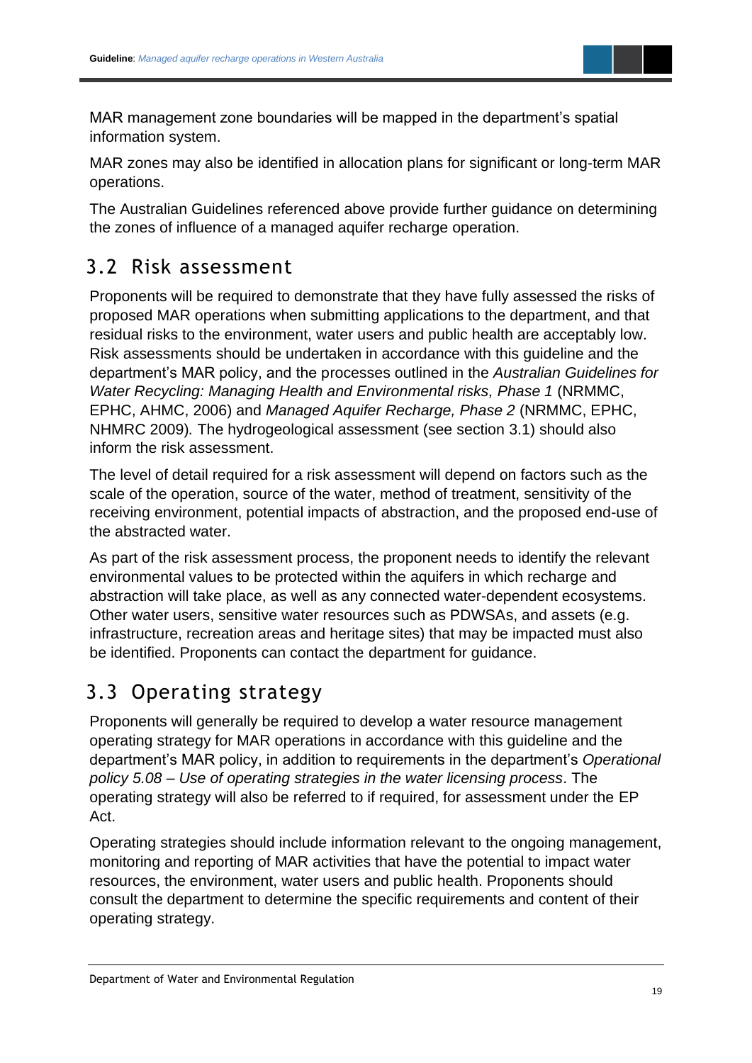MAR management zone boundaries will be mapped in the department's spatial information system.

MAR zones may also be identified in allocation plans for significant or long-term MAR operations.

The Australian Guidelines referenced above provide further guidance on determining the zones of influence of a managed aquifer recharge operation.

## 3.2 Risk assessment

Proponents will be required to demonstrate that they have fully assessed the risks of proposed MAR operations when submitting applications to the department, and that residual risks to the environment, water users and public health are acceptably low. Risk assessments should be undertaken in accordance with this guideline and the department's MAR policy, and the processes outlined in the *Australian Guidelines for Water Recycling: Managing Health and Environmental risks, Phase 1* (NRMMC, EPHC, AHMC, 2006) and *Managed Aquifer Recharge, Phase 2* (NRMMC, EPHC, NHMRC 2009)*.* The hydrogeological assessment (see section 3.1) should also inform the risk assessment.

The level of detail required for a risk assessment will depend on factors such as the scale of the operation, source of the water, method of treatment, sensitivity of the receiving environment, potential impacts of abstraction, and the proposed end-use of the abstracted water.

As part of the risk assessment process, the proponent needs to identify the relevant environmental values to be protected within the aquifers in which recharge and abstraction will take place, as well as any connected water-dependent ecosystems. Other water users, sensitive water resources such as PDWSAs, and assets (e.g. infrastructure, recreation areas and heritage sites) that may be impacted must also be identified. Proponents can contact the department for guidance.

## 3.3 Operating strategy

Proponents will generally be required to develop a water resource management operating strategy for MAR operations in accordance with this guideline and the department's MAR policy, in addition to requirements in the department's *Operational policy 5.08 – Use of operating strategies in the water licensing process*. The operating strategy will also be referred to if required, for assessment under the EP Act.

Operating strategies should include information relevant to the ongoing management, monitoring and reporting of MAR activities that have the potential to impact water resources, the environment, water users and public health. Proponents should consult the department to determine the specific requirements and content of their operating strategy.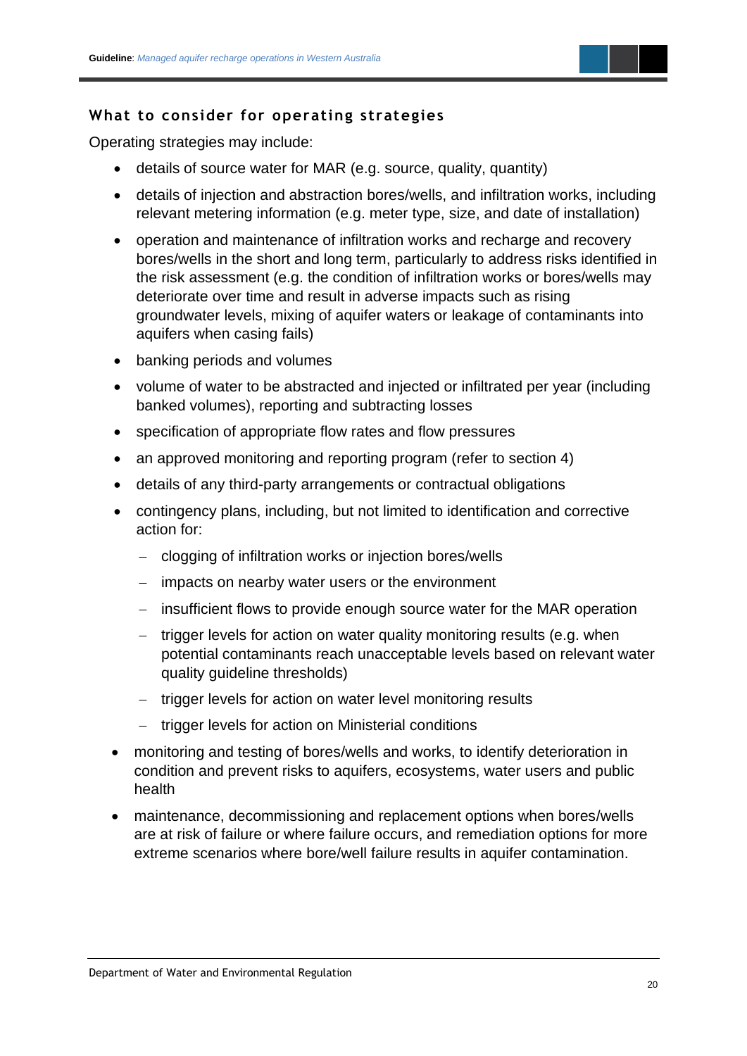### What to consider for operating strategies

Operating strategies may include:

- details of source water for MAR (e.g. source, quality, quantity)
- details of injection and abstraction bores/wells, and infiltration works, including relevant metering information (e.g. meter type, size, and date of installation)
- operation and maintenance of infiltration works and recharge and recovery bores/wells in the short and long term, particularly to address risks identified in the risk assessment (e.g. the condition of infiltration works or bores/wells may deteriorate over time and result in adverse impacts such as rising groundwater levels, mixing of aquifer waters or leakage of contaminants into aquifers when casing fails)
- banking periods and volumes
- volume of water to be abstracted and injected or infiltrated per year (including banked volumes), reporting and subtracting losses
- specification of appropriate flow rates and flow pressures
- an approved monitoring and reporting program (refer to section 4)
- details of any third-party arrangements or contractual obligations
- contingency plans, including, but not limited to identification and corrective action for:
  - clogging of infiltration works or injection bores/wells
  - impacts on nearby water users or the environment
  - insufficient flows to provide enough source water for the MAR operation
  - trigger levels for action on water quality monitoring results (e.g. when potential contaminants reach unacceptable levels based on relevant water quality guideline thresholds)
  - trigger levels for action on water level monitoring results
  - trigger levels for action on Ministerial conditions
- monitoring and testing of bores/wells and works, to identify deterioration in condition and prevent risks to aquifers, ecosystems, water users and public health
- maintenance, decommissioning and replacement options when bores/wells are at risk of failure or where failure occurs, and remediation options for more extreme scenarios where bore/well failure results in aquifer contamination.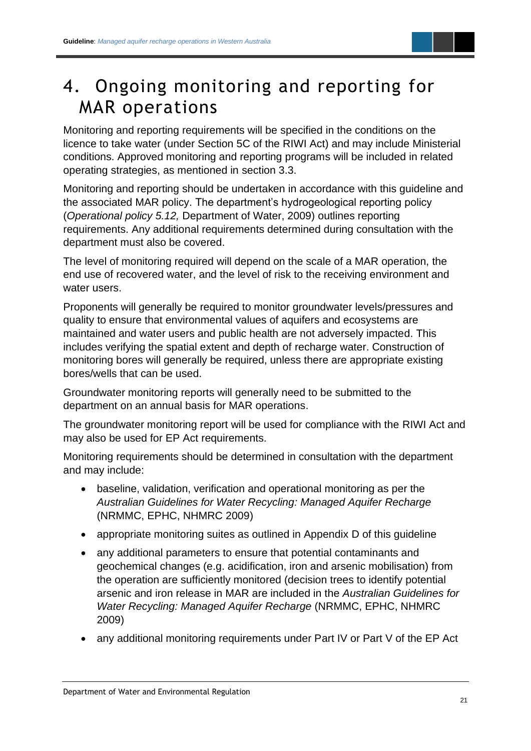# 4. Ongoing monitoring and reporting for MAR operations

Monitoring and reporting requirements will be specified in the conditions on the licence to take water (under Section 5C of the RIWI Act) and may include Ministerial conditions. Approved monitoring and reporting programs will be included in related operating strategies, as mentioned in section 3.3.

Monitoring and reporting should be undertaken in accordance with this guideline and the associated MAR policy. The department's hydrogeological reporting policy (*Operational policy 5.12,* Department of Water, 2009) outlines reporting requirements. Any additional requirements determined during consultation with the department must also be covered.

The level of monitoring required will depend on the scale of a MAR operation, the end use of recovered water, and the level of risk to the receiving environment and water users.

Proponents will generally be required to monitor groundwater levels/pressures and quality to ensure that environmental values of aquifers and ecosystems are maintained and water users and public health are not adversely impacted. This includes verifying the spatial extent and depth of recharge water. Construction of monitoring bores will generally be required, unless there are appropriate existing bores/wells that can be used.

Groundwater monitoring reports will generally need to be submitted to the department on an annual basis for MAR operations.

The groundwater monitoring report will be used for compliance with the RIWI Act and may also be used for EP Act requirements.

Monitoring requirements should be determined in consultation with the department and may include:

- baseline, validation, verification and operational monitoring as per the *Australian Guidelines for Water Recycling: Managed Aquifer Recharge* (NRMMC, EPHC, NHMRC 2009)
- appropriate monitoring suites as outlined in Appendix D of this guideline
- any additional parameters to ensure that potential contaminants and geochemical changes (e.g. acidification, iron and arsenic mobilisation) from the operation are sufficiently monitored (decision trees to identify potential arsenic and iron release in MAR are included in the *Australian Guidelines for Water Recycling: Managed Aquifer Recharge* (NRMMC, EPHC, NHMRC 2009)
- any additional monitoring requirements under Part IV or Part V of the EP Act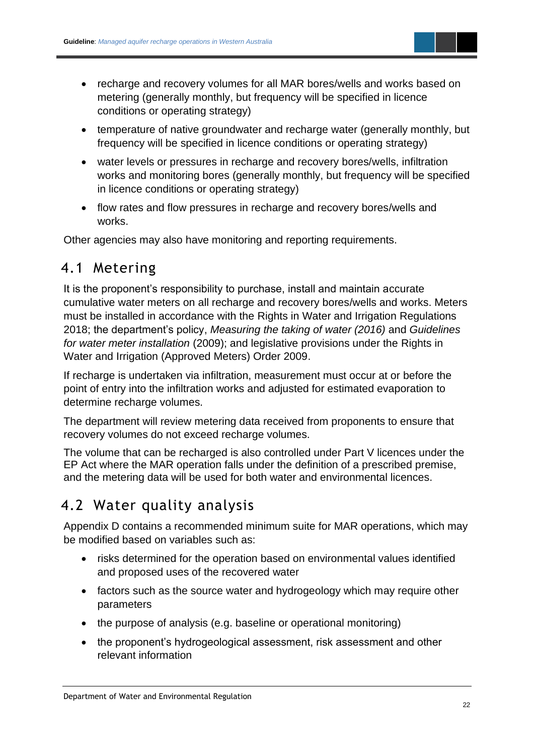- recharge and recovery volumes for all MAR bores/wells and works based on metering (generally monthly, but frequency will be specified in licence conditions or operating strategy)
- temperature of native groundwater and recharge water (generally monthly, but frequency will be specified in licence conditions or operating strategy)
- water levels or pressures in recharge and recovery bores/wells, infiltration works and monitoring bores (generally monthly, but frequency will be specified in licence conditions or operating strategy)
- flow rates and flow pressures in recharge and recovery bores/wells and works.

Other agencies may also have monitoring and reporting requirements.

## 4.1 Metering

It is the proponent's responsibility to purchase, install and maintain accurate cumulative water meters on all recharge and recovery bores/wells and works. Meters must be installed in accordance with the Rights in Water and Irrigation Regulations 2018; the department's policy, *Measuring the taking of water (2016)* and *Guidelines for water meter installation* (2009); and legislative provisions under the Rights in Water and Irrigation (Approved Meters) Order 2009.

If recharge is undertaken via infiltration, measurement must occur at or before the point of entry into the infiltration works and adjusted for estimated evaporation to determine recharge volumes.

The department will review metering data received from proponents to ensure that recovery volumes do not exceed recharge volumes.

The volume that can be recharged is also controlled under Part V licences under the EP Act where the MAR operation falls under the definition of a prescribed premise, and the metering data will be used for both water and environmental licences.

## 4.2 Water quality analysis

Appendix D contains a recommended minimum suite for MAR operations, which may be modified based on variables such as:

- risks determined for the operation based on environmental values identified and proposed uses of the recovered water
- factors such as the source water and hydrogeology which may require other parameters
- the purpose of analysis (e.g. baseline or operational monitoring)
- the proponent's hydrogeological assessment, risk assessment and other relevant information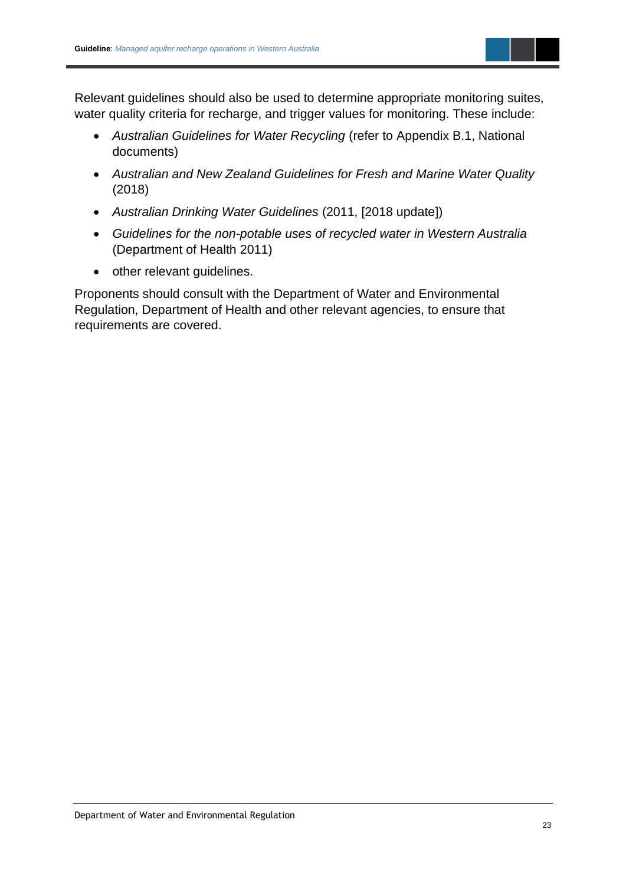Relevant guidelines should also be used to determine appropriate monitoring suites, water quality criteria for recharge, and trigger values for monitoring. These include:

- *Australian Guidelines for Water Recycling* (refer to Appendix B.1, National documents)
- *Australian and New Zealand Guidelines for Fresh and Marine Water Quality* (2018)
- *Australian Drinking Water Guidelines* (2011, [2018 update])
- *Guidelines for the non-potable uses of recycled water in Western Australia* (Department of Health 2011)
- other relevant guidelines.

Proponents should consult with the Department of Water and Environmental Regulation, Department of Health and other relevant agencies, to ensure that requirements are covered.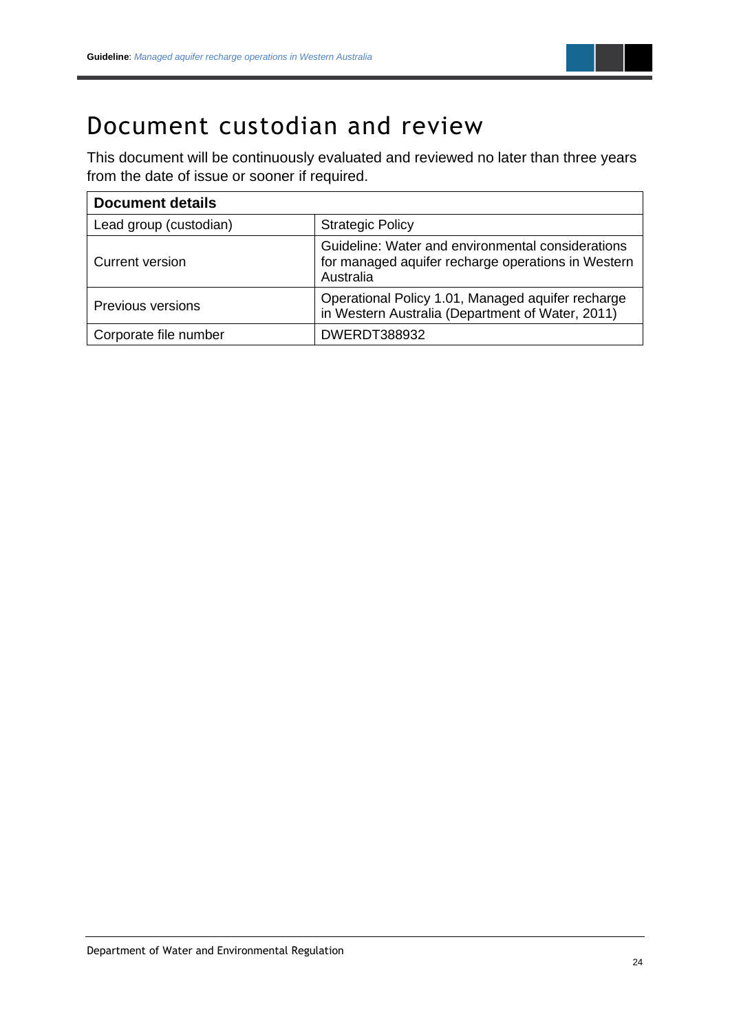# Document custodian and review

This document will be continuously evaluated and reviewed no later than three years from the date of issue or sooner if required.

| **Document details** | |
|---|---|
| Lead group (custodian) | Strategic Policy |
| Current version | Guideline: Water and environmental considerations for managed aquifer recharge operations in Western Australia |
| Previous versions | Operational Policy 1.01, Managed aquifer recharge in Western Australia (Department of Water, 2011) |
| Corporate file number | DWERDT388932 |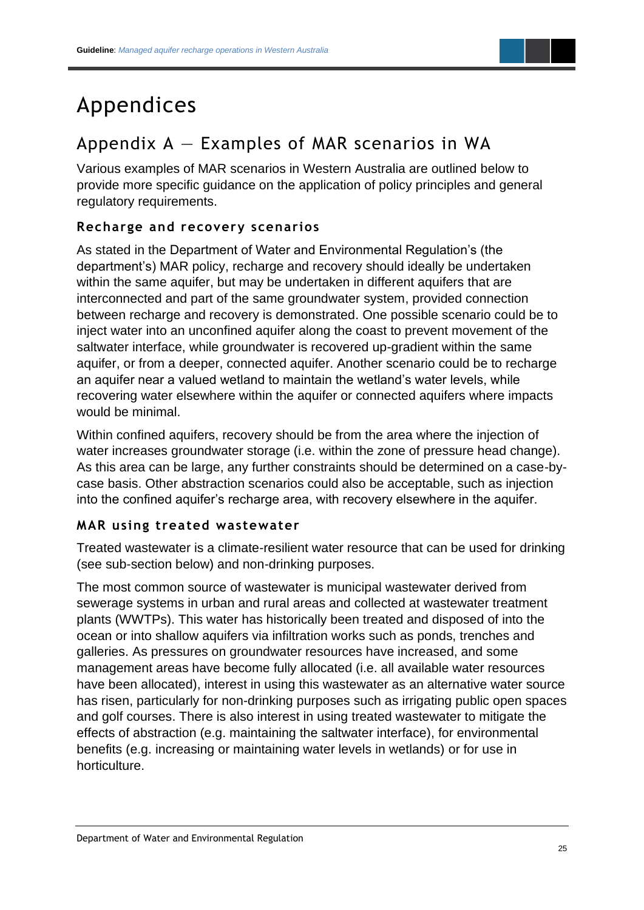# Appendices

## Appendix A — Examples of MAR scenarios in WA

Various examples of MAR scenarios in Western Australia are outlined below to provide more specific guidance on the application of policy principles and general regulatory requirements.

### Recharge and recovery scenarios

As stated in the Department of Water and Environmental Regulation's (the department's) MAR policy, recharge and recovery should ideally be undertaken within the same aquifer, but may be undertaken in different aquifers that are interconnected and part of the same groundwater system, provided connection between recharge and recovery is demonstrated. One possible scenario could be to inject water into an unconfined aquifer along the coast to prevent movement of the saltwater interface, while groundwater is recovered up-gradient within the same aquifer, or from a deeper, connected aquifer. Another scenario could be to recharge an aquifer near a valued wetland to maintain the wetland's water levels, while recovering water elsewhere within the aquifer or connected aquifers where impacts would be minimal.

Within confined aquifers, recovery should be from the area where the injection of water increases groundwater storage (i.e. within the zone of pressure head change). As this area can be large, any further constraints should be determined on a case-by-case basis. Other abstraction scenarios could also be acceptable, such as injection into the confined aquifer's recharge area, with recovery elsewhere in the aquifer.

### MAR using treated wastewater

Treated wastewater is a climate-resilient water resource that can be used for drinking (see sub-section below) and non-drinking purposes.

The most common source of wastewater is municipal wastewater derived from sewerage systems in urban and rural areas and collected at wastewater treatment plants (WWTPs). This water has historically been treated and disposed of into the ocean or into shallow aquifers via infiltration works such as ponds, trenches and galleries. As pressures on groundwater resources have increased, and some management areas have become fully allocated (i.e. all available water resources have been allocated), interest in using this wastewater as an alternative water source has risen, particularly for non-drinking purposes such as irrigating public open spaces and golf courses. There is also interest in using treated wastewater to mitigate the effects of abstraction (e.g. maintaining the saltwater interface), for environmental benefits (e.g. increasing or maintaining water levels in wetlands) or for use in horticulture.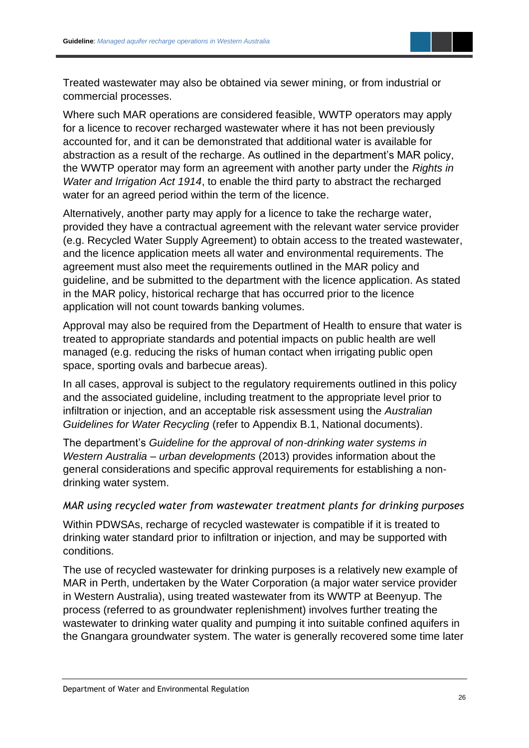Treated wastewater may also be obtained via sewer mining, or from industrial or commercial processes.

Where such MAR operations are considered feasible, WWTP operators may apply for a licence to recover recharged wastewater where it has not been previously accounted for, and it can be demonstrated that additional water is available for abstraction as a result of the recharge. As outlined in the department's MAR policy, the WWTP operator may form an agreement with another party under the *Rights in Water and Irrigation Act 1914*, to enable the third party to abstract the recharged water for an agreed period within the term of the licence.

Alternatively, another party may apply for a licence to take the recharge water, provided they have a contractual agreement with the relevant water service provider (e.g. Recycled Water Supply Agreement) to obtain access to the treated wastewater, and the licence application meets all water and environmental requirements. The agreement must also meet the requirements outlined in the MAR policy and guideline, and be submitted to the department with the licence application. As stated in the MAR policy, historical recharge that has occurred prior to the licence application will not count towards banking volumes.

Approval may also be required from the Department of Health to ensure that water is treated to appropriate standards and potential impacts on public health are well managed (e.g. reducing the risks of human contact when irrigating public open space, sporting ovals and barbecue areas).

In all cases, approval is subject to the regulatory requirements outlined in this policy and the associated guideline, including treatment to the appropriate level prior to infiltration or injection, and an acceptable risk assessment using the *Australian Guidelines for Water Recycling* (refer to Appendix B.1, National documents).

The department's *Guideline for the approval of non-drinking water systems in Western Australia – urban developments* (2013) provides information about the general considerations and specific approval requirements for establishing a non-drinking water system.

#### *MAR using recycled water from wastewater treatment plants for drinking purposes*

Within PDWSAs, recharge of recycled wastewater is compatible if it is treated to drinking water standard prior to infiltration or injection, and may be supported with conditions.

The use of recycled wastewater for drinking purposes is a relatively new example of MAR in Perth, undertaken by the Water Corporation (a major water service provider in Western Australia), using treated wastewater from its WWTP at Beenyup. The process (referred to as groundwater replenishment) involves further treating the wastewater to drinking water quality and pumping it into suitable confined aquifers in the Gnangara groundwater system. The water is generally recovered some time later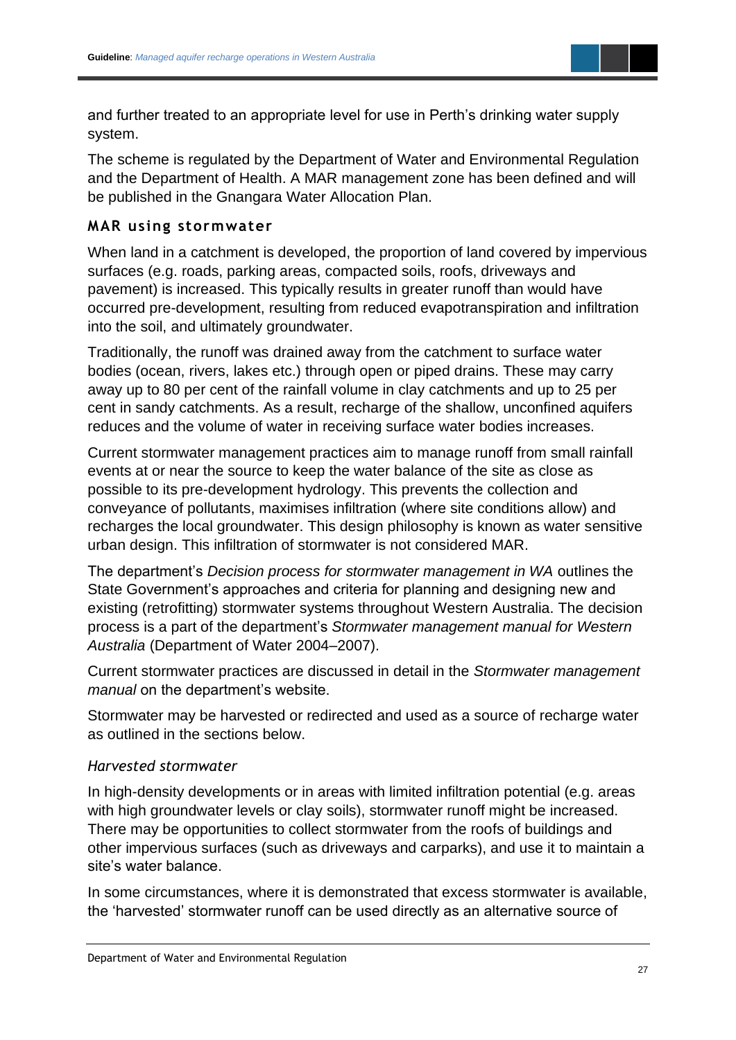and further treated to an appropriate level for use in Perth's drinking water supply system.

The scheme is regulated by the Department of Water and Environmental Regulation and the Department of Health. A MAR management zone has been defined and will be published in the Gnangara Water Allocation Plan.

### MAR using stormwater

When land in a catchment is developed, the proportion of land covered by impervious surfaces (e.g. roads, parking areas, compacted soils, roofs, driveways and pavement) is increased. This typically results in greater runoff than would have occurred pre-development, resulting from reduced evapotranspiration and infiltration into the soil, and ultimately groundwater.

Traditionally, the runoff was drained away from the catchment to surface water bodies (ocean, rivers, lakes etc.) through open or piped drains. These may carry away up to 80 per cent of the rainfall volume in clay catchments and up to 25 per cent in sandy catchments. As a result, recharge of the shallow, unconfined aquifers reduces and the volume of water in receiving surface water bodies increases.

Current stormwater management practices aim to manage runoff from small rainfall events at or near the source to keep the water balance of the site as close as possible to its pre-development hydrology. This prevents the collection and conveyance of pollutants, maximises infiltration (where site conditions allow) and recharges the local groundwater. This design philosophy is known as water sensitive urban design. This infiltration of stormwater is not considered MAR.

The department's *Decision process for stormwater management in WA* outlines the State Government's approaches and criteria for planning and designing new and existing (retrofitting) stormwater systems throughout Western Australia. The decision process is a part of the department's *Stormwater management manual for Western Australia* (Department of Water 2004–2007).

Current stormwater practices are discussed in detail in the *Stormwater management manual* on the department's website.

Stormwater may be harvested or redirected and used as a source of recharge water as outlined in the sections below.

#### *Harvested stormwater*

In high-density developments or in areas with limited infiltration potential (e.g. areas with high groundwater levels or clay soils), stormwater runoff might be increased. There may be opportunities to collect stormwater from the roofs of buildings and other impervious surfaces (such as driveways and carparks), and use it to maintain a site's water balance.

In some circumstances, where it is demonstrated that excess stormwater is available, the 'harvested' stormwater runoff can be used directly as an alternative source of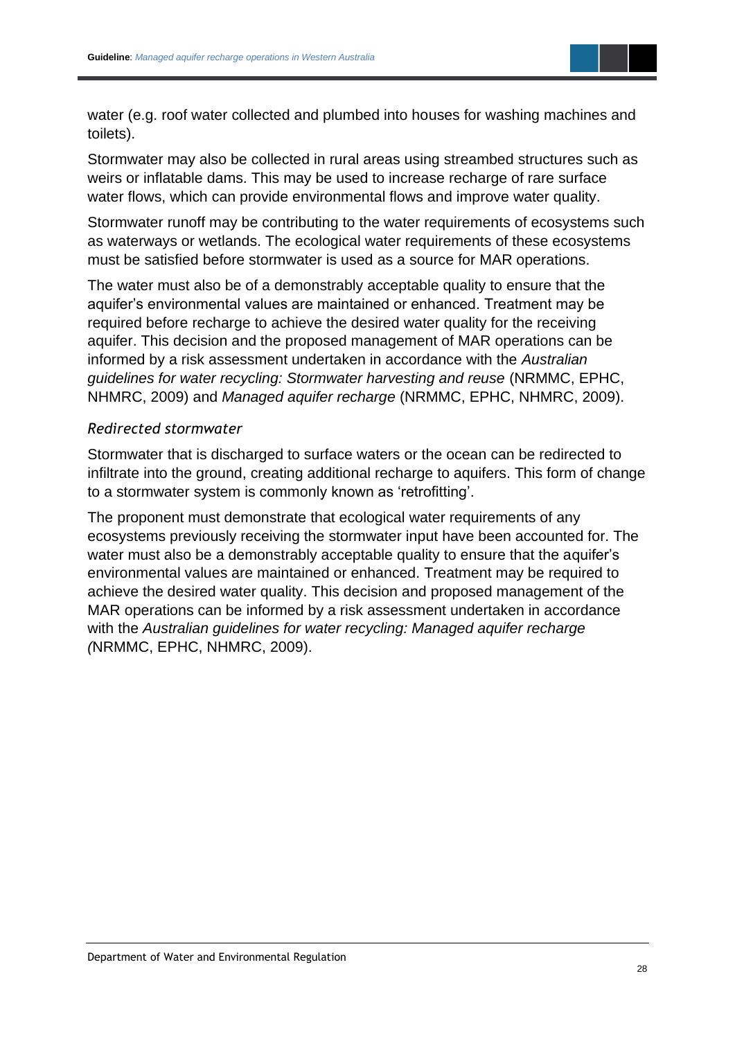water (e.g. roof water collected and plumbed into houses for washing machines and toilets).

Stormwater may also be collected in rural areas using streambed structures such as weirs or inflatable dams. This may be used to increase recharge of rare surface water flows, which can provide environmental flows and improve water quality.

Stormwater runoff may be contributing to the water requirements of ecosystems such as waterways or wetlands. The ecological water requirements of these ecosystems must be satisfied before stormwater is used as a source for MAR operations.

The water must also be of a demonstrably acceptable quality to ensure that the aquifer's environmental values are maintained or enhanced. Treatment may be required before recharge to achieve the desired water quality for the receiving aquifer. This decision and the proposed management of MAR operations can be informed by a risk assessment undertaken in accordance with the *Australian guidelines for water recycling: Stormwater harvesting and reuse* (NRMMC, EPHC, NHMRC, 2009) and *Managed aquifer recharge* (NRMMC, EPHC, NHMRC, 2009).

### *Redirected stormwater*

Stormwater that is discharged to surface waters or the ocean can be redirected to infiltrate into the ground, creating additional recharge to aquifers. This form of change to a stormwater system is commonly known as 'retrofitting'.

The proponent must demonstrate that ecological water requirements of any ecosystems previously receiving the stormwater input have been accounted for. The water must also be a demonstrably acceptable quality to ensure that the aquifer's environmental values are maintained or enhanced. Treatment may be required to achieve the desired water quality. This decision and proposed management of the MAR operations can be informed by a risk assessment undertaken in accordance with the *Australian guidelines for water recycling: Managed aquifer recharge* (NRMMC, EPHC, NHMRC, 2009).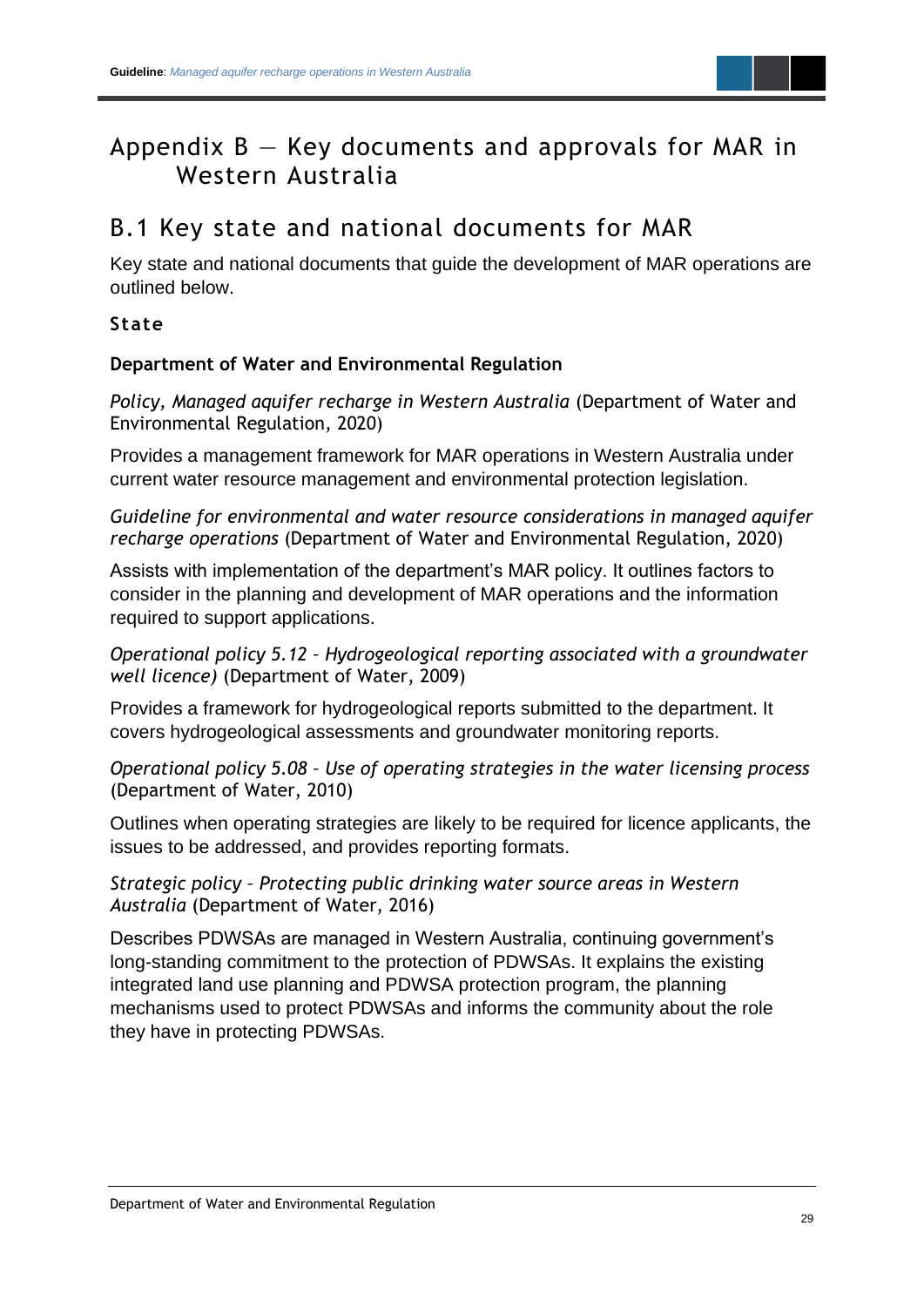# Appendix B — Key documents and approvals for MAR in Western Australia

## B.1 Key state and national documents for MAR

Key state and national documents that guide the development of MAR operations are outlined below.

### State

**Department of Water and Environmental Regulation**

*Policy, Managed aquifer recharge in Western Australia* (Department of Water and Environmental Regulation, 2020)

Provides a management framework for MAR operations in Western Australia under current water resource management and environmental protection legislation.

*Guideline for environmental and water resource considerations in managed aquifer recharge operations* (Department of Water and Environmental Regulation, 2020)

Assists with implementation of the department's MAR policy. It outlines factors to consider in the planning and development of MAR operations and the information required to support applications.

*Operational policy 5.12 – Hydrogeological reporting associated with a groundwater well licence)* (Department of Water, 2009)

Provides a framework for hydrogeological reports submitted to the department. It covers hydrogeological assessments and groundwater monitoring reports.

*Operational policy 5.08 – Use of operating strategies in the water licensing process* (Department of Water, 2010)

Outlines when operating strategies are likely to be required for licence applicants, the issues to be addressed, and provides reporting formats.

*Strategic policy – Protecting public drinking water source areas in Western Australia* (Department of Water, 2016)

Describes PDWSAs are managed in Western Australia, continuing government's long-standing commitment to the protection of PDWSAs. It explains the existing integrated land use planning and PDWSA protection program, the planning mechanisms used to protect PDWSAs and informs the community about the role they have in protecting PDWSAs.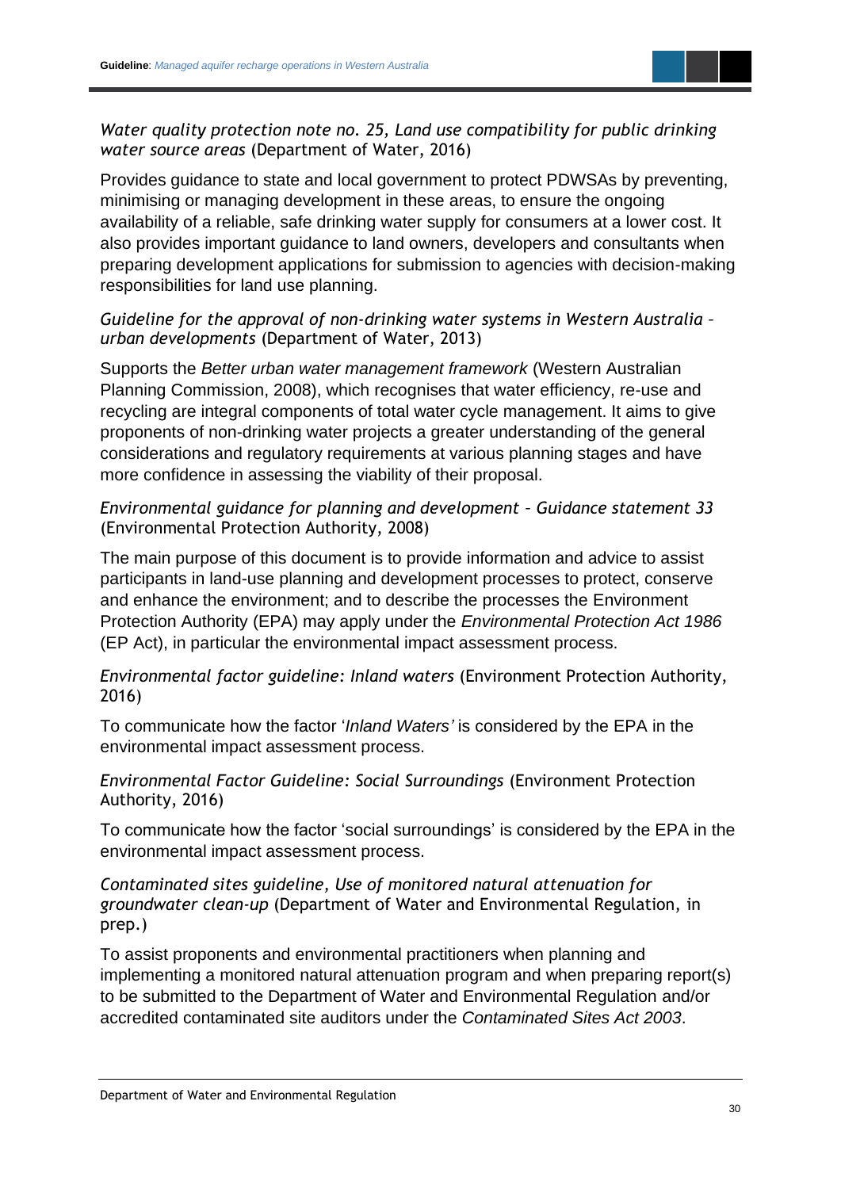*Water quality protection note no. 25, Land use compatibility for public drinking water source areas* (Department of Water, 2016)

Provides guidance to state and local government to protect PDWSAs by preventing, minimising or managing development in these areas, to ensure the ongoing availability of a reliable, safe drinking water supply for consumers at a lower cost. It also provides important guidance to land owners, developers and consultants when preparing development applications for submission to agencies with decision-making responsibilities for land use planning.

*Guideline for the approval of non-drinking water systems in Western Australia – urban developments* (Department of Water, 2013)

Supports the *Better urban water management framework* (Western Australian Planning Commission, 2008), which recognises that water efficiency, re-use and recycling are integral components of total water cycle management. It aims to give proponents of non-drinking water projects a greater understanding of the general considerations and regulatory requirements at various planning stages and have more confidence in assessing the viability of their proposal.

*Environmental guidance for planning and development – Guidance statement 33* (Environmental Protection Authority, 2008)

The main purpose of this document is to provide information and advice to assist participants in land-use planning and development processes to protect, conserve and enhance the environment; and to describe the processes the Environment Protection Authority (EPA) may apply under the *Environmental Protection Act 1986* (EP Act), in particular the environmental impact assessment process.

*Environmental factor guideline: Inland waters* (Environment Protection Authority, 2016)

To communicate how the factor '*Inland Waters'* is considered by the EPA in the environmental impact assessment process.

*Environmental Factor Guideline: Social Surroundings* (Environment Protection Authority, 2016)

To communicate how the factor 'social surroundings' is considered by the EPA in the environmental impact assessment process.

*Contaminated sites guideline, Use of monitored natural attenuation for groundwater clean-up* (Department of Water and Environmental Regulation, in prep.)

To assist proponents and environmental practitioners when planning and implementing a monitored natural attenuation program and when preparing report(s) to be submitted to the Department of Water and Environmental Regulation and/or accredited contaminated site auditors under the *Contaminated Sites Act 2003*.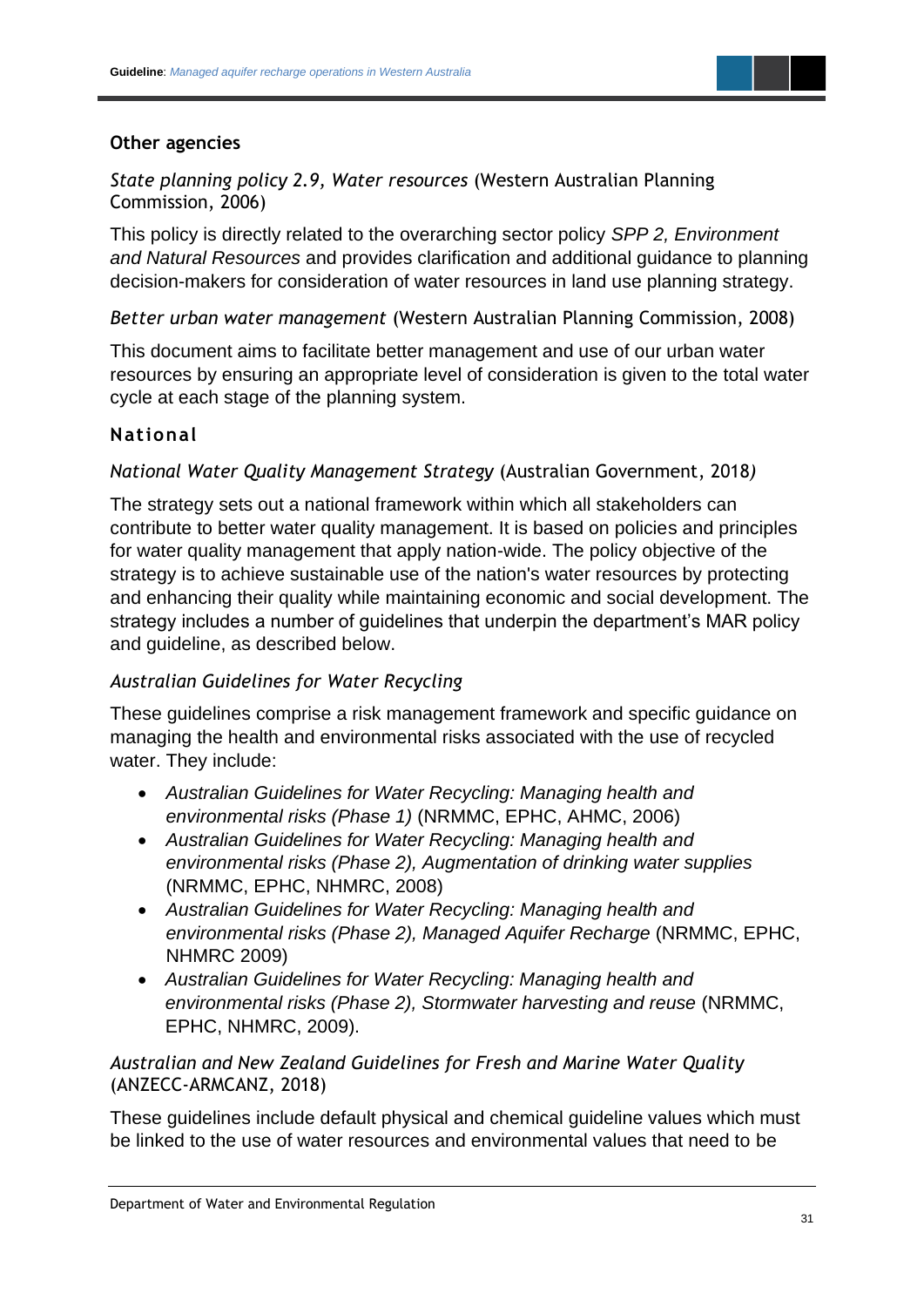### Other agencies

*State planning policy 2.9, Water resources* (Western Australian Planning Commission, 2006)

This policy is directly related to the overarching sector policy *SPP 2, Environment and Natural Resources* and provides clarification and additional guidance to planning decision-makers for consideration of water resources in land use planning strategy.

*Better urban water management* (Western Australian Planning Commission, 2008)

This document aims to facilitate better management and use of our urban water resources by ensuring an appropriate level of consideration is given to the total water cycle at each stage of the planning system.

### National

*National Water Quality Management Strategy* (Australian Government, 2018)

The strategy sets out a national framework within which all stakeholders can contribute to better water quality management. It is based on policies and principles for water quality management that apply nation-wide. The policy objective of the strategy is to achieve sustainable use of the nation's water resources by protecting and enhancing their quality while maintaining economic and social development. The strategy includes a number of guidelines that underpin the department's MAR policy and guideline, as described below.

*Australian Guidelines for Water Recycling*

These guidelines comprise a risk management framework and specific guidance on managing the health and environmental risks associated with the use of recycled water. They include:

- *Australian Guidelines for Water Recycling: Managing health and environmental risks (Phase 1)* (NRMMC, EPHC, AHMC, 2006)
- *Australian Guidelines for Water Recycling: Managing health and environmental risks (Phase 2), Augmentation of drinking water supplies* (NRMMC, EPHC, NHMRC, 2008)
- *Australian Guidelines for Water Recycling: Managing health and environmental risks (Phase 2), Managed Aquifer Recharge* (NRMMC, EPHC, NHMRC 2009)
- *Australian Guidelines for Water Recycling: Managing health and environmental risks (Phase 2), Stormwater harvesting and reuse* (NRMMC, EPHC, NHMRC, 2009).

*Australian and New Zealand Guidelines for Fresh and Marine Water Quality* (ANZECC-ARMCANZ, 2018)

These guidelines include default physical and chemical guideline values which must be linked to the use of water resources and environmental values that need to be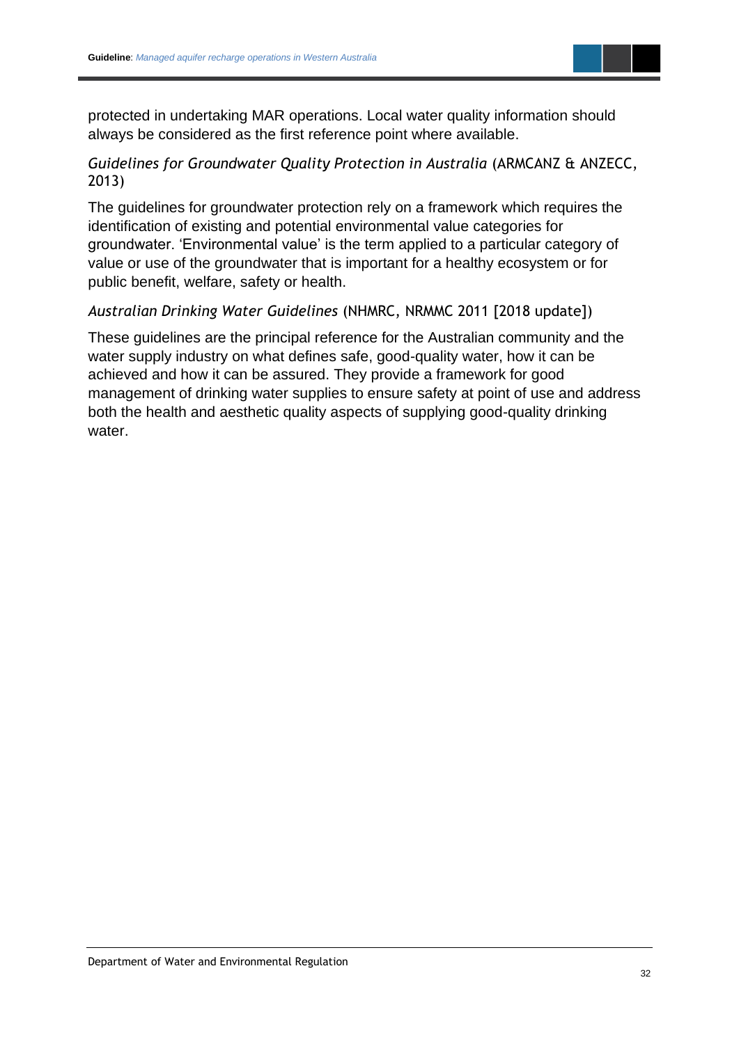protected in undertaking MAR operations. Local water quality information should always be considered as the first reference point where available.

*Guidelines for Groundwater Quality Protection in Australia* (ARMCANZ & ANZECC, 2013)

The guidelines for groundwater protection rely on a framework which requires the identification of existing and potential environmental value categories for groundwater. 'Environmental value' is the term applied to a particular category of value or use of the groundwater that is important for a healthy ecosystem or for public benefit, welfare, safety or health.

*Australian Drinking Water Guidelines* (NHMRC, NRMMC 2011 [2018 update])

These guidelines are the principal reference for the Australian community and the water supply industry on what defines safe, good-quality water, how it can be achieved and how it can be assured. They provide a framework for good management of drinking water supplies to ensure safety at point of use and address both the health and aesthetic quality aspects of supplying good-quality drinking water.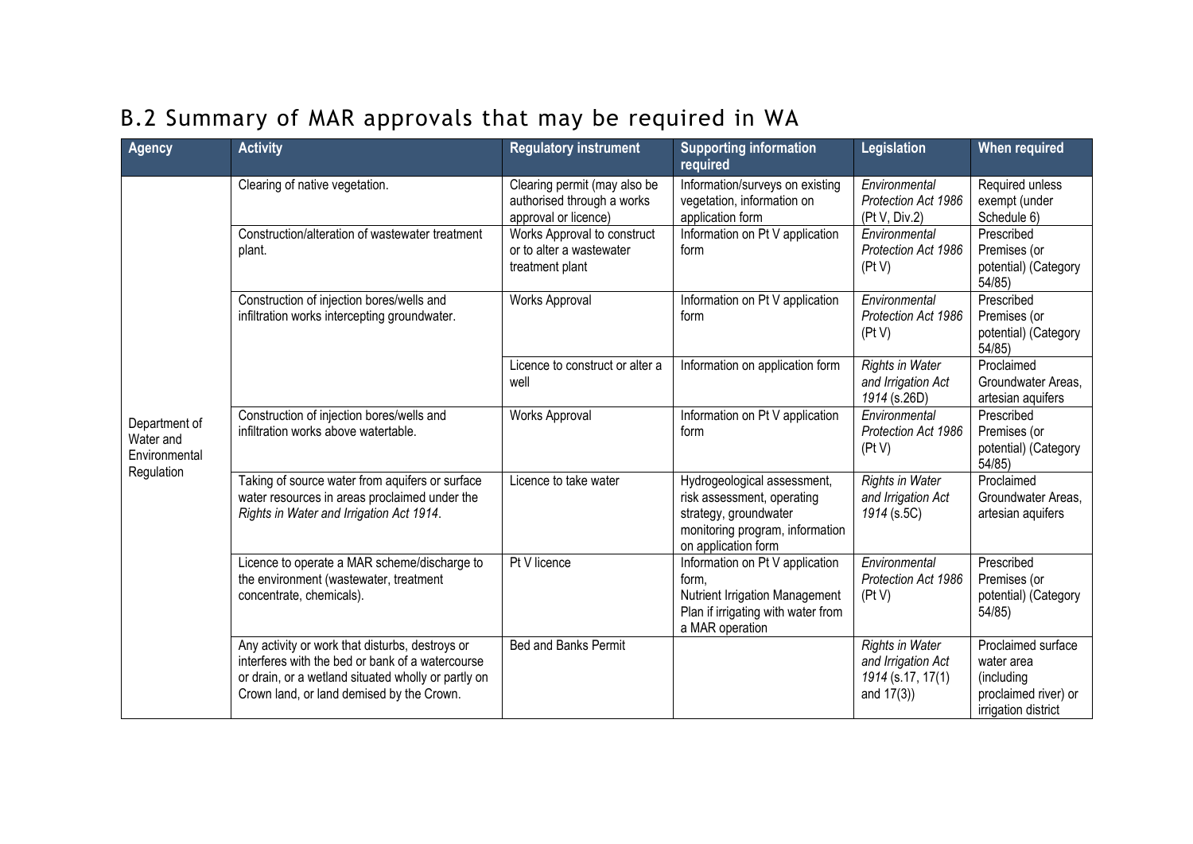## B.2 Summary of MAR approvals that may be required in WA

| Agency | Activity | Regulatory instrument | Supporting information required | Legislation | When required |
|---|---|---|---|---|---|
| Department of Water and Environmental Regulation | Clearing of native vegetation. | Clearing permit (may also be authorised through a works approval or licence) | Information/surveys on existing vegetation, information on application form | *Environmental Protection Act 1986* (Pt V, Div.2) | Required unless exempt (under Schedule 6) |
| | Construction/alteration of wastewater treatment plant. | Works Approval to construct or to alter a wastewater treatment plant | Information on Pt V application form | *Environmental Protection Act 1986* (Pt V) | Prescribed Premises (or potential) (Category 54/85) |
| | Construction of injection bores/wells and infiltration works intercepting groundwater. | Works Approval | Information on Pt V application form | *Environmental Protection Act 1986* (Pt V) | Prescribed Premises (or potential) (Category 54/85) |
| | | Licence to construct or alter a well | Information on application form | *Rights in Water and Irrigation Act 1914* (s.26D) | Proclaimed Groundwater Areas, artesian aquifers |
| | Construction of injection bores/wells and infiltration works above watertable. | Works Approval | Information on Pt V application form | *Environmental Protection Act 1986* (Pt V) | Prescribed Premises (or potential) (Category 54/85) |
| | Taking of source water from aquifers or surface water resources in areas proclaimed under the *Rights in Water and Irrigation Act 1914*. | Licence to take water | Hydrogeological assessment, risk assessment, operating strategy, groundwater monitoring program, information on application form | *Rights in Water and Irrigation Act 1914* (s.5C) | Proclaimed Groundwater Areas, artesian aquifers |
| | Licence to operate a MAR scheme/discharge to the environment (wastewater, treatment concentrate, chemicals). | Pt V licence | Information on Pt V application form, Nutrient Irrigation Management Plan if irrigating with water from a MAR operation | *Environmental Protection Act 1986* (Pt V) | Prescribed Premises (or potential) (Category 54/85) |
| | Any activity or work that disturbs, destroys or interferes with the bed or bank of a watercourse or drain, or a wetland situated wholly or partly on Crown land, or land demised by the Crown. | Bed and Banks Permit | | *Rights in Water and Irrigation Act 1914* (s.17, 17(1) and 17(3)) | Proclaimed surface water area (including proclaimed river) or irrigation district |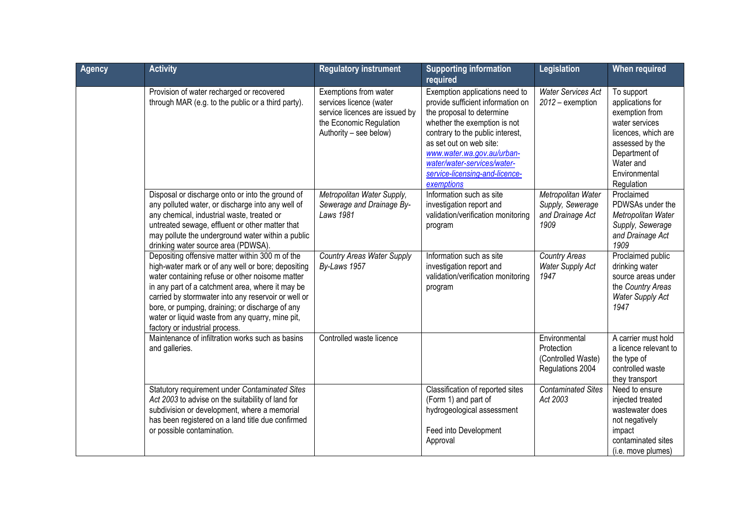| Agency | Activity | Regulatory instrument | Supporting information required | Legislation | When required |
|---|---|---|---|---|---|
| | Provision of water recharged or recovered through MAR (e.g. to the public or a third party). | Exemptions from water services licence (water service licences are issued by the Economic Regulation Authority – see below) | Exemption applications need to provide sufficient information on the proposal to determine whether the exemption is not contrary to the public interest, as set out on web site: [www.water.wa.gov.au/urban-water/water-services/water-service-licensing-and-licence-exemptions](www.water.wa.gov.au/urban-water/water-services/water-service-licensing-and-licence-exemptions) | *Water Services Act 2012* – exemption | To support applications for exemption from water services licences, which are assessed by the Department of Water and Environmental Regulation |
| | Disposal or discharge onto or into the ground of any polluted water, or discharge into any well of any chemical, industrial waste, treated or untreated sewage, effluent or other matter that may pollute the underground water within a public drinking water source area (PDWSA). | *Metropolitan Water Supply, Sewerage and Drainage By-Laws 1981* | Information such as site investigation report and validation/verification monitoring program | *Metropolitan Water Supply, Sewerage and Drainage Act 1909* | Proclaimed PDWSAs under the *Metropolitan Water Supply, Sewerage and Drainage Act 1909* |
| | Depositing offensive matter within 300 m of the high-water mark or of any well or bore; depositing water containing refuse or other noisome matter in any part of a catchment area, where it may be carried by stormwater into any reservoir or well or bore, or pumping, draining; or discharge of any water or liquid waste from any quarry, mine pit, factory or industrial process. | *Country Areas Water Supply By-Laws 1957* | Information such as site investigation report and validation/verification monitoring program | *Country Areas Water Supply Act 1947* | Proclaimed public drinking water source areas under the *Country Areas Water Supply Act 1947* |
| | Maintenance of infiltration works such as basins and galleries. | Controlled waste licence | | Environmental Protection (Controlled Waste) Regulations 2004 | A carrier must hold a licence relevant to the type of controlled waste they transport |
| | Statutory requirement under *Contaminated Sites Act 2003* to advise on the suitability of land for subdivision or development, where a memorial has been registered on a land title due confirmed or possible contamination. | | Classification of reported sites (Form 1) and part of hydrogeological assessment<br><br>Feed into Development Approval | *Contaminated Sites Act 2003* | Need to ensure injected treated wastewater does not negatively impact contaminated sites (i.e. move plumes) |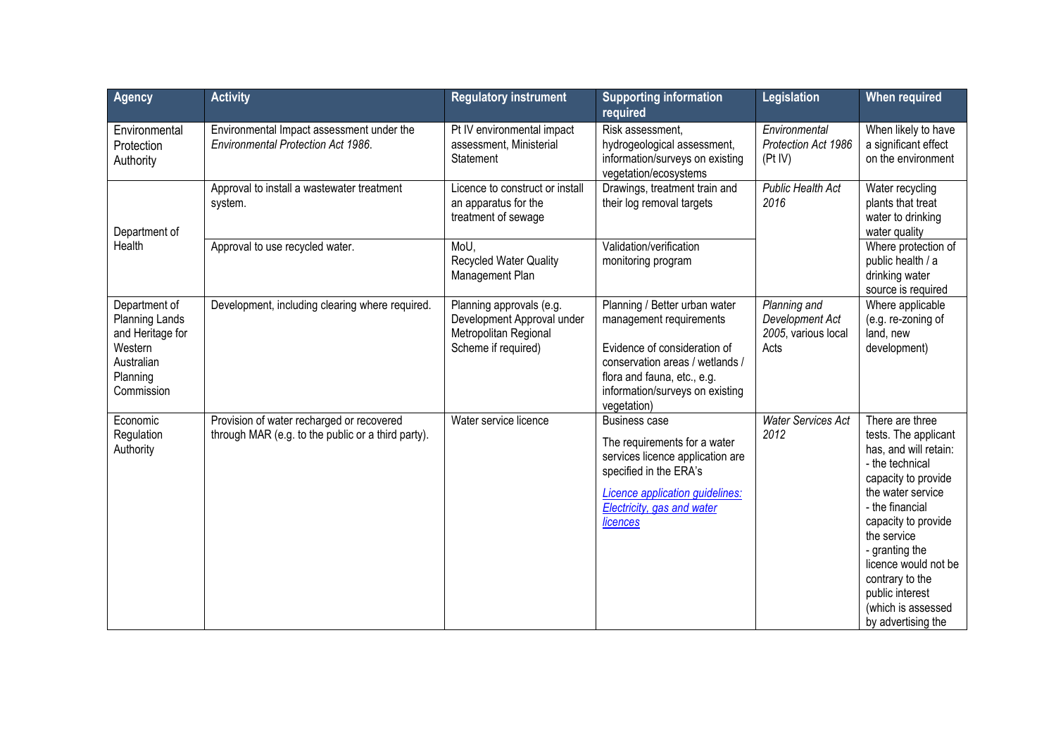| Agency | Activity | Regulatory instrument | Supporting information required | Legislation | When required |
|---|---|---|---|---|---|
| Environmental Protection Authority | Environmental Impact assessment under the *Environmental Protection Act 1986*. | Pt IV environmental impact assessment, Ministerial Statement | Risk assessment, hydrogeological assessment, information/surveys on existing vegetation/ecosystems | *Environmental Protection Act 1986* (Pt IV) | When likely to have a significant effect on the environment |
| Department of Health | Approval to install a wastewater treatment system. | Licence to construct or install an apparatus for the treatment of sewage | Drawings, treatment train and their log removal targets | *Public Health Act 2016* | Water recycling plants that treat water to drinking water quality |
| | Approval to use recycled water. | MoU, Recycled Water Quality Management Plan | Validation/verification monitoring program | | Where protection of public health / a drinking water source is required |
| Department of Planning Lands and Heritage for Western Australian Planning Commission | Development, including clearing where required. | Planning approvals (e.g. Development Approval under Metropolitan Regional Scheme if required) | Planning / Better urban water management requirements<br><br>Evidence of consideration of conservation areas / wetlands / flora and fauna, etc., e.g. information/surveys on existing vegetation) | *Planning and Development Act 2005*, various local Acts | Where applicable (e.g. re-zoning of land, new development) |
| Economic Regulation Authority | Provision of water recharged or recovered through MAR (e.g. to the public or a third party). | Water service licence | Business case<br><br>The requirements for a water services licence application are specified in the ERA's<br><br>[*Licence application guidelines: Electricity, gas and water licences*]() | *Water Services Act 2012* | There are three tests. The applicant has, and will retain:<br>- the technical capacity to provide the water service<br>- the financial capacity to provide the service<br>- granting the licence would not be contrary to the public interest (which is assessed by advertising the |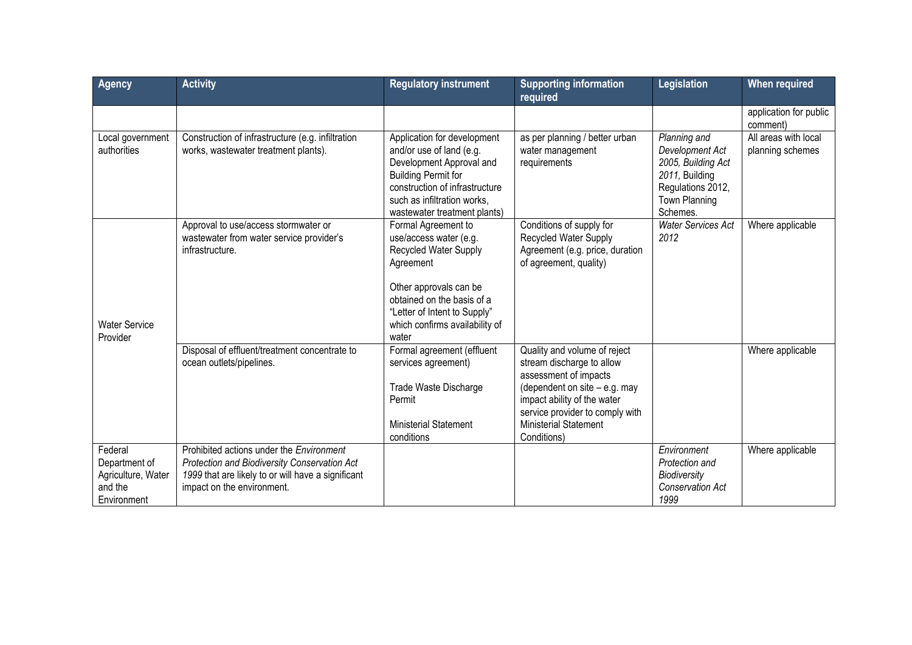| Agency | Activity | Regulatory instrument | Supporting information required | Legislation | When required |
|---|---|---|---|---|---|
| | | | | | application for public comment) |
| Local government authorities | Construction of infrastructure (e.g. infiltration works, wastewater treatment plants). | Application for development and/or use of land (e.g. Development Approval and Building Permit for construction of infrastructure such as infiltration works, wastewater treatment plants) | as per planning / better urban water management requirements | *Planning and Development Act 2005, Building Act 2011*, Building Regulations 2012, Town Planning Schemes. | All areas with local planning schemes |
| Water Service Provider | Approval to use/access stormwater or wastewater from water service provider's infrastructure. | Formal Agreement to use/access water (e.g. Recycled Water Supply Agreement<br><br>Other approvals can be obtained on the basis of a "Letter of Intent to Supply" which confirms availability of water | Conditions of supply for Recycled Water Supply Agreement (e.g. price, duration of agreement, quality) | *Water Services Act 2012* | Where applicable |
| | Disposal of effluent/treatment concentrate to ocean outlets/pipelines. | Formal agreement (effluent services agreement)<br><br>Trade Waste Discharge Permit<br><br>Ministerial Statement conditions | Quality and volume of reject stream discharge to allow assessment of impacts (dependent on site – e.g. may impact ability of the water service provider to comply with Ministerial Statement Conditions) | | Where applicable |
| Federal Department of Agriculture, Water and the Environment | Prohibited actions under the *Environment Protection and Biodiversity Conservation Act 1999* that are likely to or will have a significant impact on the environment. | | | *Environment Protection and Biodiversity Conservation Act 1999* | Where applicable |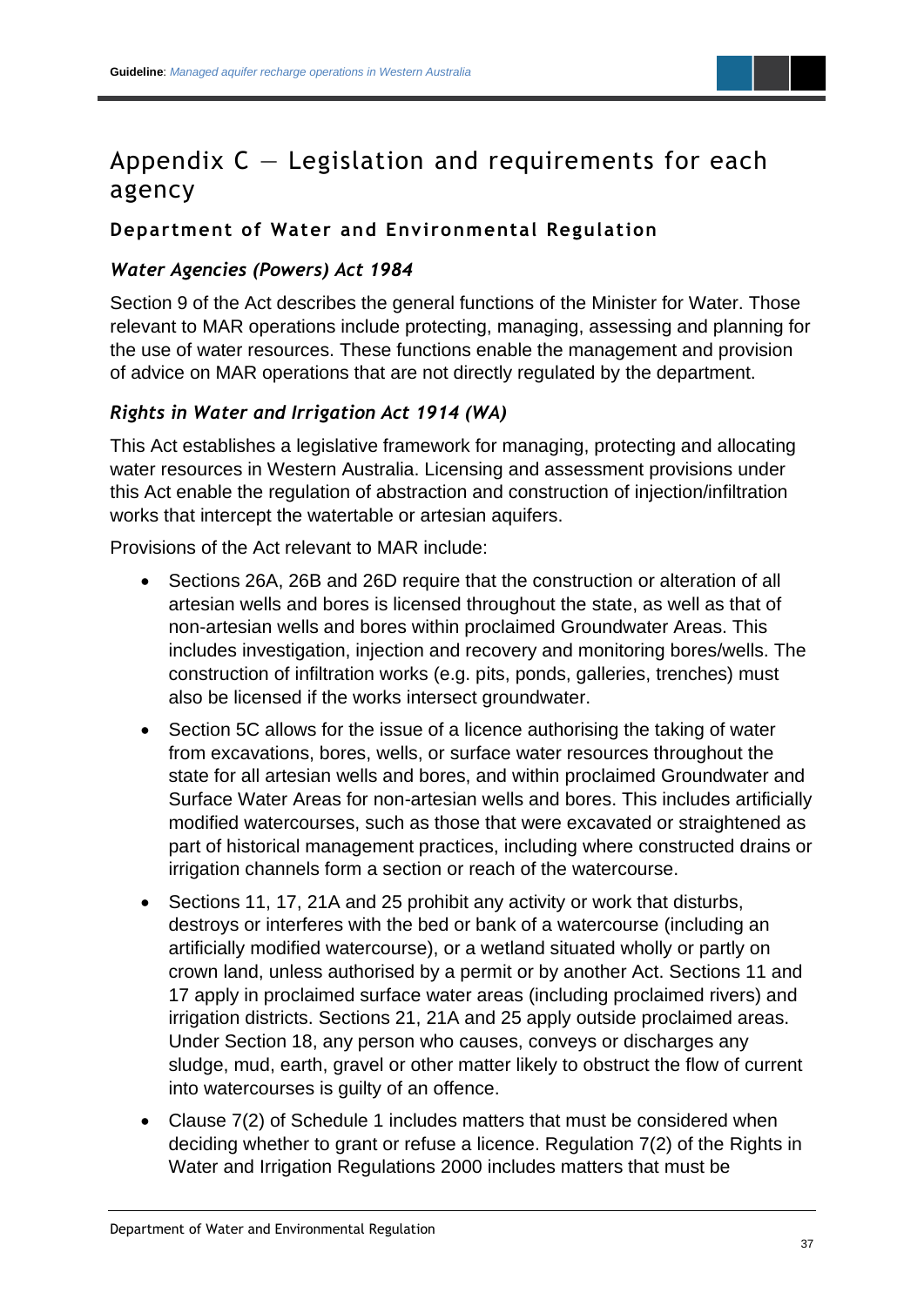# Appendix C — Legislation and requirements for each agency

### Department of Water and Environmental Regulation

#### *Water Agencies (Powers) Act 1984*

Section 9 of the Act describes the general functions of the Minister for Water. Those relevant to MAR operations include protecting, managing, assessing and planning for the use of water resources. These functions enable the management and provision of advice on MAR operations that are not directly regulated by the department.

#### *Rights in Water and Irrigation Act 1914 (WA)*

This Act establishes a legislative framework for managing, protecting and allocating water resources in Western Australia. Licensing and assessment provisions under this Act enable the regulation of abstraction and construction of injection/infiltration works that intercept the watertable or artesian aquifers.

Provisions of the Act relevant to MAR include:

- Sections 26A, 26B and 26D require that the construction or alteration of all artesian wells and bores is licensed throughout the state, as well as that of non-artesian wells and bores within proclaimed Groundwater Areas. This includes investigation, injection and recovery and monitoring bores/wells. The construction of infiltration works (e.g. pits, ponds, galleries, trenches) must also be licensed if the works intersect groundwater.
- Section 5C allows for the issue of a licence authorising the taking of water from excavations, bores, wells, or surface water resources throughout the state for all artesian wells and bores, and within proclaimed Groundwater and Surface Water Areas for non-artesian wells and bores. This includes artificially modified watercourses, such as those that were excavated or straightened as part of historical management practices, including where constructed drains or irrigation channels form a section or reach of the watercourse.
- Sections 11, 17, 21A and 25 prohibit any activity or work that disturbs, destroys or interferes with the bed or bank of a watercourse (including an artificially modified watercourse), or a wetland situated wholly or partly on crown land, unless authorised by a permit or by another Act. Sections 11 and 17 apply in proclaimed surface water areas (including proclaimed rivers) and irrigation districts. Sections 21, 21A and 25 apply outside proclaimed areas. Under Section 18, any person who causes, conveys or discharges any sludge, mud, earth, gravel or other matter likely to obstruct the flow of current into watercourses is guilty of an offence.
- Clause 7(2) of Schedule 1 includes matters that must be considered when deciding whether to grant or refuse a licence. Regulation 7(2) of the Rights in Water and Irrigation Regulations 2000 includes matters that must be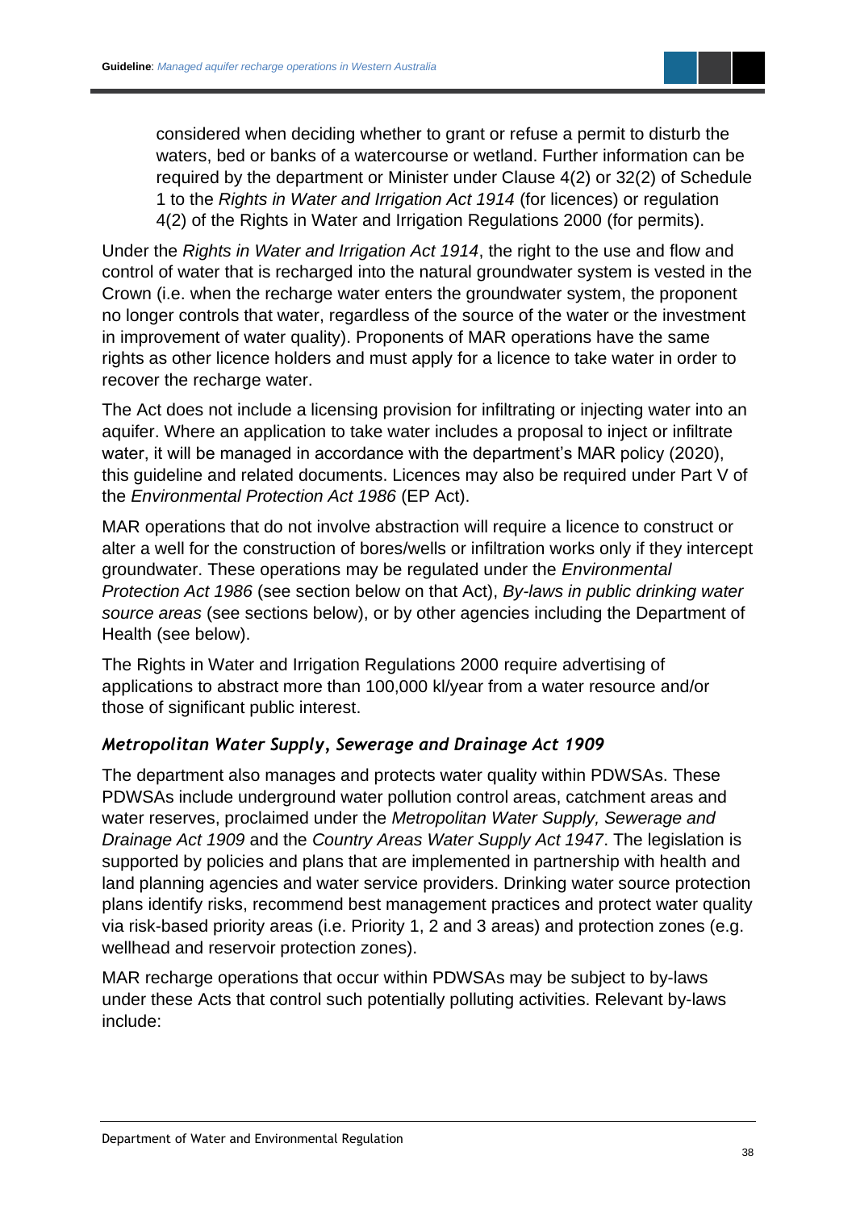considered when deciding whether to grant or refuse a permit to disturb the waters, bed or banks of a watercourse or wetland. Further information can be required by the department or Minister under Clause 4(2) or 32(2) of Schedule 1 to the *Rights in Water and Irrigation Act 1914* (for licences) or regulation 4(2) of the Rights in Water and Irrigation Regulations 2000 (for permits).

Under the *Rights in Water and Irrigation Act 1914*, the right to the use and flow and control of water that is recharged into the natural groundwater system is vested in the Crown (i.e. when the recharge water enters the groundwater system, the proponent no longer controls that water, regardless of the source of the water or the investment in improvement of water quality). Proponents of MAR operations have the same rights as other licence holders and must apply for a licence to take water in order to recover the recharge water.

The Act does not include a licensing provision for infiltrating or injecting water into an aquifer. Where an application to take water includes a proposal to inject or infiltrate water, it will be managed in accordance with the department's MAR policy (2020), this guideline and related documents. Licences may also be required under Part V of the *Environmental Protection Act 1986* (EP Act).

MAR operations that do not involve abstraction will require a licence to construct or alter a well for the construction of bores/wells or infiltration works only if they intercept groundwater. These operations may be regulated under the *Environmental Protection Act 1986* (see section below on that Act), *By-laws in public drinking water source areas* (see sections below), or by other agencies including the Department of Health (see below).

The Rights in Water and Irrigation Regulations 2000 require advertising of applications to abstract more than 100,000 kl/year from a water resource and/or those of significant public interest.

### *Metropolitan Water Supply, Sewerage and Drainage Act 1909*

The department also manages and protects water quality within PDWSAs. These PDWSAs include underground water pollution control areas, catchment areas and water reserves, proclaimed under the *Metropolitan Water Supply, Sewerage and Drainage Act 1909* and the *Country Areas Water Supply Act 1947*. The legislation is supported by policies and plans that are implemented in partnership with health and land planning agencies and water service providers. Drinking water source protection plans identify risks, recommend best management practices and protect water quality via risk-based priority areas (i.e. Priority 1, 2 and 3 areas) and protection zones (e.g. wellhead and reservoir protection zones).

MAR recharge operations that occur within PDWSAs may be subject to by-laws under these Acts that control such potentially polluting activities. Relevant by-laws include: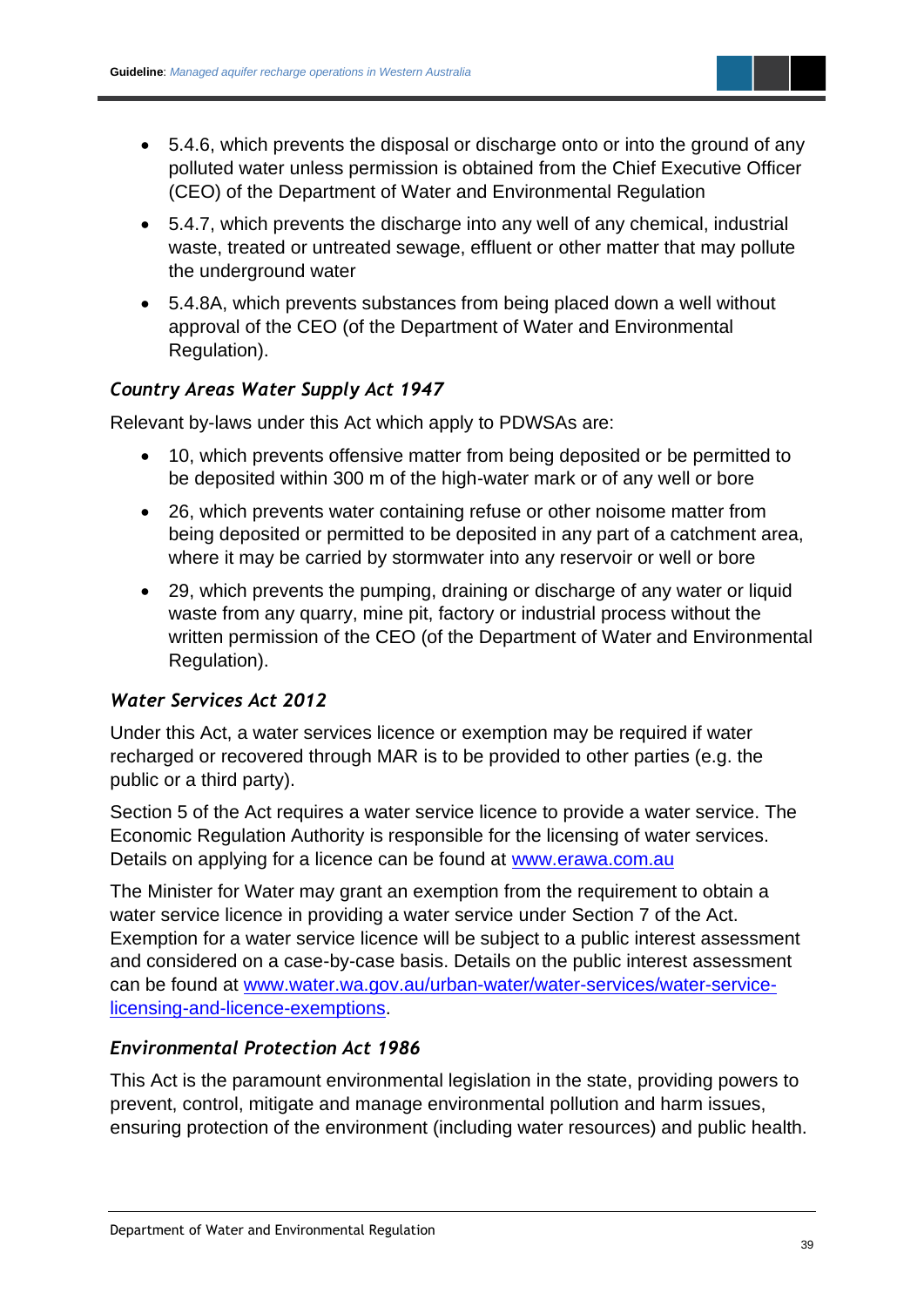- 5.4.6, which prevents the disposal or discharge onto or into the ground of any polluted water unless permission is obtained from the Chief Executive Officer (CEO) of the Department of Water and Environmental Regulation
- 5.4.7, which prevents the discharge into any well of any chemical, industrial waste, treated or untreated sewage, effluent or other matter that may pollute the underground water
- 5.4.8A, which prevents substances from being placed down a well without approval of the CEO (of the Department of Water and Environmental Regulation).

### *Country Areas Water Supply Act 1947*

Relevant by-laws under this Act which apply to PDWSAs are:

- 10, which prevents offensive matter from being deposited or be permitted to be deposited within 300 m of the high-water mark or of any well or bore
- 26, which prevents water containing refuse or other noisome matter from being deposited or permitted to be deposited in any part of a catchment area, where it may be carried by stormwater into any reservoir or well or bore
- 29, which prevents the pumping, draining or discharge of any water or liquid waste from any quarry, mine pit, factory or industrial process without the written permission of the CEO (of the Department of Water and Environmental Regulation).

### *Water Services Act 2012*

Under this Act, a water services licence or exemption may be required if water recharged or recovered through MAR is to be provided to other parties (e.g. the public or a third party).

Section 5 of the Act requires a water service licence to provide a water service. The Economic Regulation Authority is responsible for the licensing of water services. Details on applying for a licence can be found at [www.erawa.com.au](http://www.erawa.com.au)

The Minister for Water may grant an exemption from the requirement to obtain a water service licence in providing a water service under Section 7 of the Act. Exemption for a water service licence will be subject to a public interest assessment and considered on a case-by-case basis. Details on the public interest assessment can be found at [www.water.wa.gov.au/urban-water/water-services/water-service-licensing-and-licence-exemptions](http://www.water.wa.gov.au/urban-water/water-services/water-service-licensing-and-licence-exemptions).

### *Environmental Protection Act 1986*

This Act is the paramount environmental legislation in the state, providing powers to prevent, control, mitigate and manage environmental pollution and harm issues, ensuring protection of the environment (including water resources) and public health.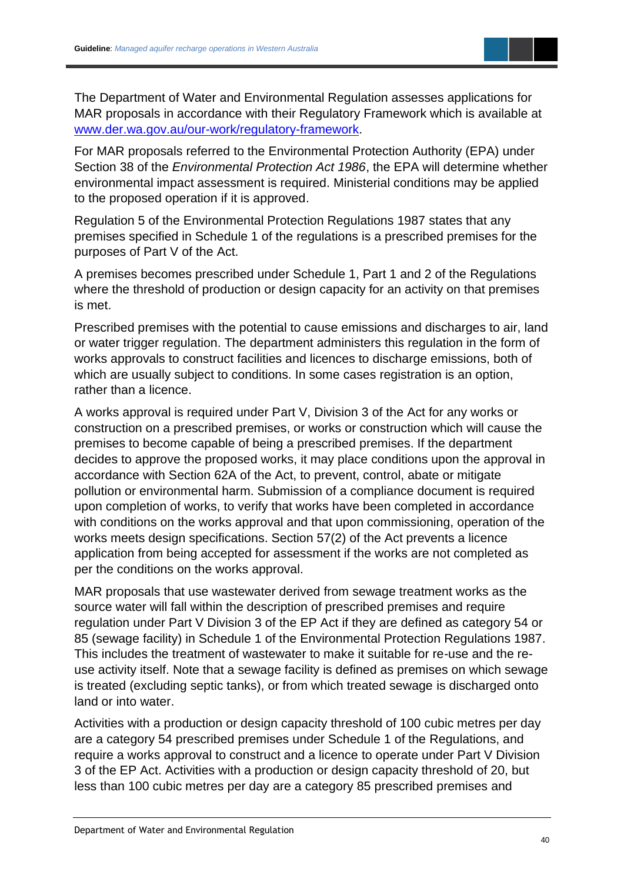The Department of Water and Environmental Regulation assesses applications for MAR proposals in accordance with their Regulatory Framework which is available at [www.der.wa.gov.au/our-work/regulatory-framework](www.der.wa.gov.au/our-work/regulatory-framework).

For MAR proposals referred to the Environmental Protection Authority (EPA) under Section 38 of the *Environmental Protection Act 1986*, the EPA will determine whether environmental impact assessment is required. Ministerial conditions may be applied to the proposed operation if it is approved.

Regulation 5 of the Environmental Protection Regulations 1987 states that any premises specified in Schedule 1 of the regulations is a prescribed premises for the purposes of Part V of the Act.

A premises becomes prescribed under Schedule 1, Part 1 and 2 of the Regulations where the threshold of production or design capacity for an activity on that premises is met.

Prescribed premises with the potential to cause emissions and discharges to air, land or water trigger regulation. The department administers this regulation in the form of works approvals to construct facilities and licences to discharge emissions, both of which are usually subject to conditions. In some cases registration is an option, rather than a licence.

A works approval is required under Part V, Division 3 of the Act for any works or construction on a prescribed premises, or works or construction which will cause the premises to become capable of being a prescribed premises. If the department decides to approve the proposed works, it may place conditions upon the approval in accordance with Section 62A of the Act, to prevent, control, abate or mitigate pollution or environmental harm. Submission of a compliance document is required upon completion of works, to verify that works have been completed in accordance with conditions on the works approval and that upon commissioning, operation of the works meets design specifications. Section 57(2) of the Act prevents a licence application from being accepted for assessment if the works are not completed as per the conditions on the works approval.

MAR proposals that use wastewater derived from sewage treatment works as the source water will fall within the description of prescribed premises and require regulation under Part V Division 3 of the EP Act if they are defined as category 54 or 85 (sewage facility) in Schedule 1 of the Environmental Protection Regulations 1987. This includes the treatment of wastewater to make it suitable for re-use and the re-use activity itself. Note that a sewage facility is defined as premises on which sewage is treated (excluding septic tanks), or from which treated sewage is discharged onto land or into water.

Activities with a production or design capacity threshold of 100 cubic metres per day are a category 54 prescribed premises under Schedule 1 of the Regulations, and require a works approval to construct and a licence to operate under Part V Division 3 of the EP Act. Activities with a production or design capacity threshold of 20, but less than 100 cubic metres per day are a category 85 prescribed premises and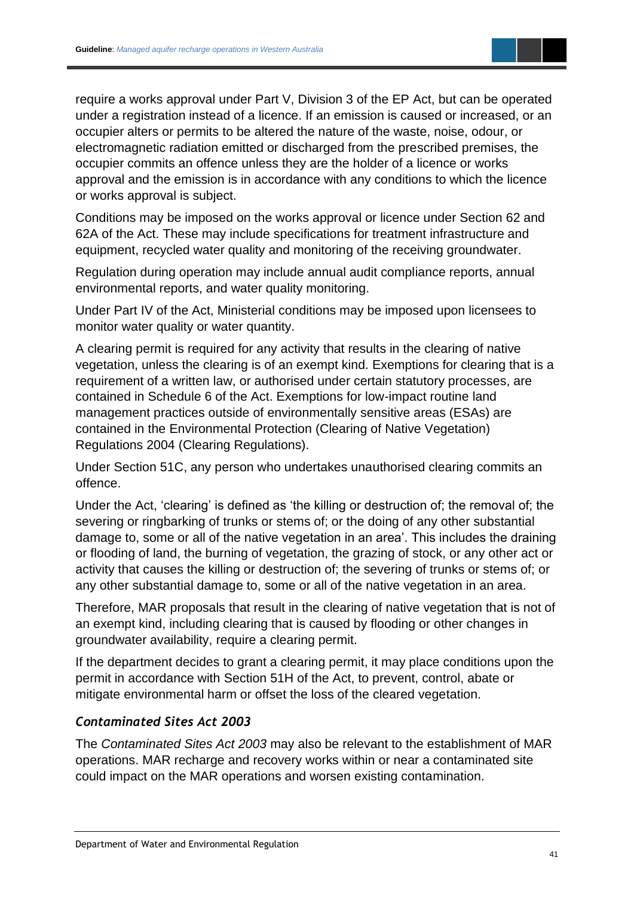require a works approval under Part V, Division 3 of the EP Act, but can be operated under a registration instead of a licence. If an emission is caused or increased, or an occupier alters or permits to be altered the nature of the waste, noise, odour, or electromagnetic radiation emitted or discharged from the prescribed premises, the occupier commits an offence unless they are the holder of a licence or works approval and the emission is in accordance with any conditions to which the licence or works approval is subject.

Conditions may be imposed on the works approval or licence under Section 62 and 62A of the Act. These may include specifications for treatment infrastructure and equipment, recycled water quality and monitoring of the receiving groundwater.

Regulation during operation may include annual audit compliance reports, annual environmental reports, and water quality monitoring.

Under Part IV of the Act, Ministerial conditions may be imposed upon licensees to monitor water quality or water quantity.

A clearing permit is required for any activity that results in the clearing of native vegetation, unless the clearing is of an exempt kind. Exemptions for clearing that is a requirement of a written law, or authorised under certain statutory processes, are contained in Schedule 6 of the Act. Exemptions for low-impact routine land management practices outside of environmentally sensitive areas (ESAs) are contained in the Environmental Protection (Clearing of Native Vegetation) Regulations 2004 (Clearing Regulations).

Under Section 51C, any person who undertakes unauthorised clearing commits an offence.

Under the Act, 'clearing' is defined as 'the killing or destruction of; the removal of; the severing or ringbarking of trunks or stems of; or the doing of any other substantial damage to, some or all of the native vegetation in an area'. This includes the draining or flooding of land, the burning of vegetation, the grazing of stock, or any other act or activity that causes the killing or destruction of; the severing of trunks or stems of; or any other substantial damage to, some or all of the native vegetation in an area.

Therefore, MAR proposals that result in the clearing of native vegetation that is not of an exempt kind, including clearing that is caused by flooding or other changes in groundwater availability, require a clearing permit.

If the department decides to grant a clearing permit, it may place conditions upon the permit in accordance with Section 51H of the Act, to prevent, control, abate or mitigate environmental harm or offset the loss of the cleared vegetation.

### *Contaminated Sites Act 2003*

The *Contaminated Sites Act 2003* may also be relevant to the establishment of MAR operations. MAR recharge and recovery works within or near a contaminated site could impact on the MAR operations and worsen existing contamination.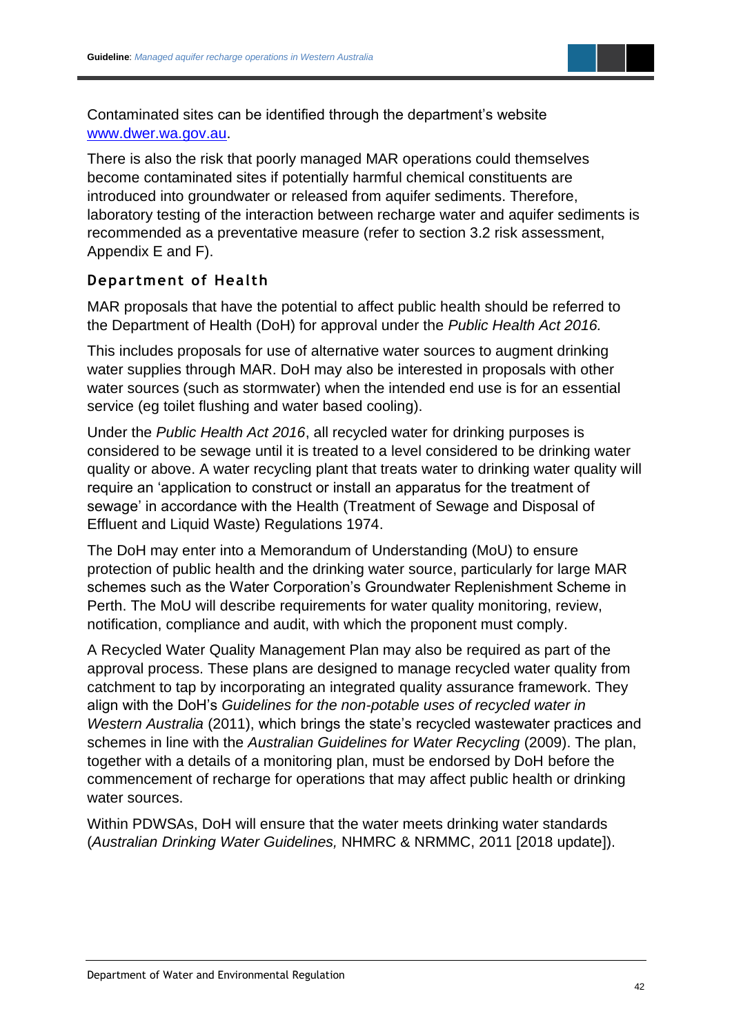Contaminated sites can be identified through the department's website [www.dwer.wa.gov.au](http://www.dwer.wa.gov.au).

There is also the risk that poorly managed MAR operations could themselves become contaminated sites if potentially harmful chemical constituents are introduced into groundwater or released from aquifer sediments. Therefore, laboratory testing of the interaction between recharge water and aquifer sediments is recommended as a preventative measure (refer to section 3.2 risk assessment, Appendix E and F).

### Department of Health

MAR proposals that have the potential to affect public health should be referred to the Department of Health (DoH) for approval under the *Public Health Act 2016.*

This includes proposals for use of alternative water sources to augment drinking water supplies through MAR. DoH may also be interested in proposals with other water sources (such as stormwater) when the intended end use is for an essential service (eg toilet flushing and water based cooling).

Under the *Public Health Act 2016*, all recycled water for drinking purposes is considered to be sewage until it is treated to a level considered to be drinking water quality or above. A water recycling plant that treats water to drinking water quality will require an 'application to construct or install an apparatus for the treatment of sewage' in accordance with the Health (Treatment of Sewage and Disposal of Effluent and Liquid Waste) Regulations 1974.

The DoH may enter into a Memorandum of Understanding (MoU) to ensure protection of public health and the drinking water source, particularly for large MAR schemes such as the Water Corporation's Groundwater Replenishment Scheme in Perth. The MoU will describe requirements for water quality monitoring, review, notification, compliance and audit, with which the proponent must comply.

A Recycled Water Quality Management Plan may also be required as part of the approval process. These plans are designed to manage recycled water quality from catchment to tap by incorporating an integrated quality assurance framework. They align with the DoH's *Guidelines for the non-potable uses of recycled water in Western Australia* (2011), which brings the state's recycled wastewater practices and schemes in line with the *Australian Guidelines for Water Recycling* (2009). The plan, together with a details of a monitoring plan, must be endorsed by DoH before the commencement of recharge for operations that may affect public health or drinking water sources.

Within PDWSAs, DoH will ensure that the water meets drinking water standards (*Australian Drinking Water Guidelines,* NHMRC & NRMMC, 2011 [2018 update]).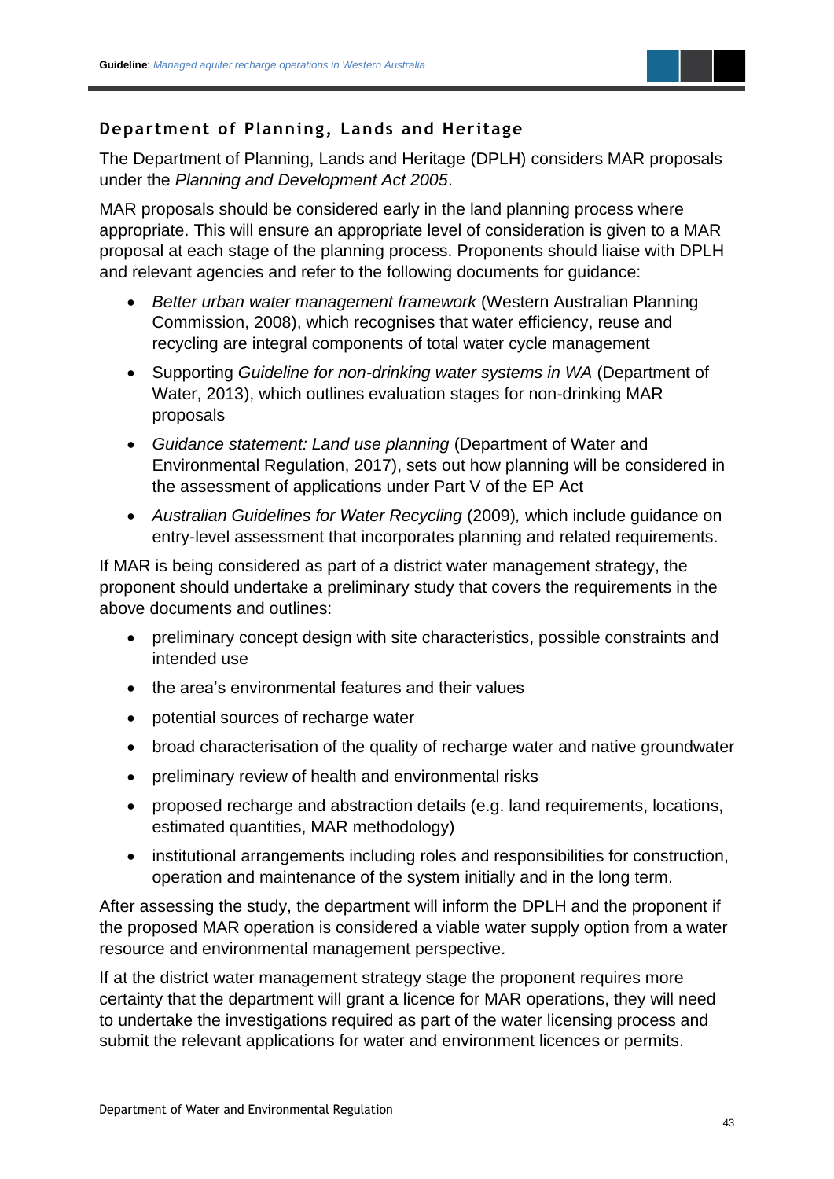### Department of Planning, Lands and Heritage

The Department of Planning, Lands and Heritage (DPLH) considers MAR proposals under the *Planning and Development Act 2005*.

MAR proposals should be considered early in the land planning process where appropriate. This will ensure an appropriate level of consideration is given to a MAR proposal at each stage of the planning process. Proponents should liaise with DPLH and relevant agencies and refer to the following documents for guidance:

- *Better urban water management framework* (Western Australian Planning Commission, 2008), which recognises that water efficiency, reuse and recycling are integral components of total water cycle management
- Supporting *Guideline for non-drinking water systems in WA* (Department of Water, 2013), which outlines evaluation stages for non-drinking MAR proposals
- *Guidance statement: Land use planning* (Department of Water and Environmental Regulation, 2017), sets out how planning will be considered in the assessment of applications under Part V of the EP Act
- *Australian Guidelines for Water Recycling* (2009)*,* which include guidance on entry-level assessment that incorporates planning and related requirements.

If MAR is being considered as part of a district water management strategy, the proponent should undertake a preliminary study that covers the requirements in the above documents and outlines:

- preliminary concept design with site characteristics, possible constraints and intended use
- the area's environmental features and their values
- potential sources of recharge water
- broad characterisation of the quality of recharge water and native groundwater
- preliminary review of health and environmental risks
- proposed recharge and abstraction details (e.g. land requirements, locations, estimated quantities, MAR methodology)
- institutional arrangements including roles and responsibilities for construction, operation and maintenance of the system initially and in the long term.

After assessing the study, the department will inform the DPLH and the proponent if the proposed MAR operation is considered a viable water supply option from a water resource and environmental management perspective.

If at the district water management strategy stage the proponent requires more certainty that the department will grant a licence for MAR operations, they will need to undertake the investigations required as part of the water licensing process and submit the relevant applications for water and environment licences or permits.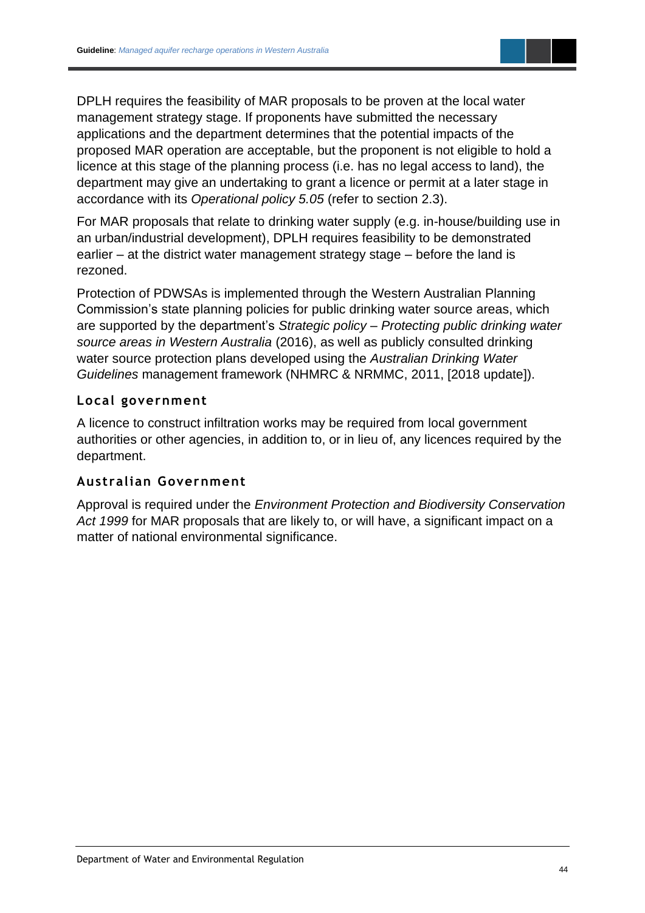DPLH requires the feasibility of MAR proposals to be proven at the local water management strategy stage. If proponents have submitted the necessary applications and the department determines that the potential impacts of the proposed MAR operation are acceptable, but the proponent is not eligible to hold a licence at this stage of the planning process (i.e. has no legal access to land), the department may give an undertaking to grant a licence or permit at a later stage in accordance with its *Operational policy 5.05* (refer to section 2.3).

For MAR proposals that relate to drinking water supply (e.g. in-house/building use in an urban/industrial development), DPLH requires feasibility to be demonstrated earlier – at the district water management strategy stage – before the land is rezoned.

Protection of PDWSAs is implemented through the Western Australian Planning Commission's state planning policies for public drinking water source areas, which are supported by the department's *Strategic policy – Protecting public drinking water source areas in Western Australia* (2016), as well as publicly consulted drinking water source protection plans developed using the *Australian Drinking Water Guidelines* management framework (NHMRC & NRMMC, 2011, [2018 update]).

### Local government

A licence to construct infiltration works may be required from local government authorities or other agencies, in addition to, or in lieu of, any licences required by the department.

### Australian Government

Approval is required under the *Environment Protection and Biodiversity Conservation Act 1999* for MAR proposals that are likely to, or will have, a significant impact on a matter of national environmental significance.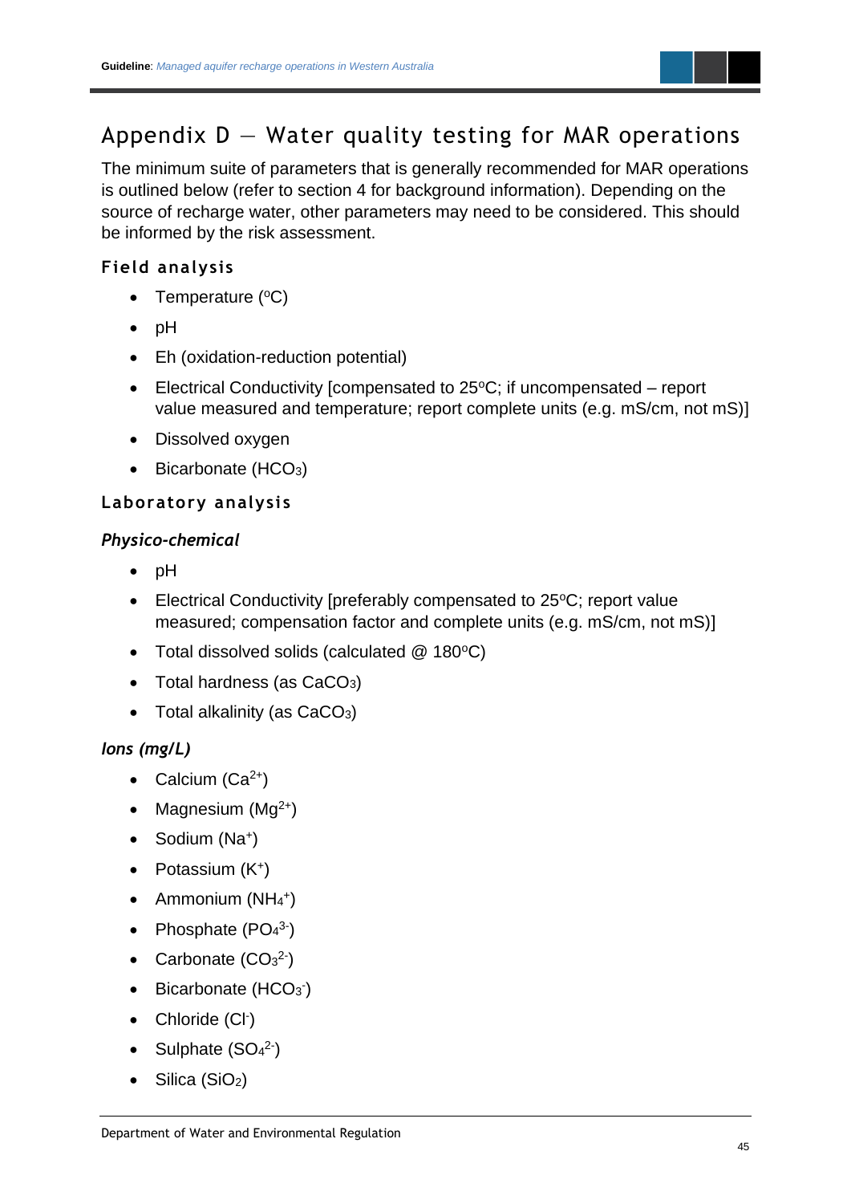# Appendix D — Water quality testing for MAR operations

The minimum suite of parameters that is generally recommended for MAR operations is outlined below (refer to section 4 for background information). Depending on the source of recharge water, other parameters may need to be considered. This should be informed by the risk assessment.

## Field analysis

- Temperature ($^oC$)
- pH
- Eh (oxidation-reduction potential)
- Electrical Conductivity [compensated to 25$^o$C; if uncompensated – report value measured and temperature; report complete units (e.g. mS/cm, not mS)]
- Dissolved oxygen
- Bicarbonate ($HCO_3$)

## Laboratory analysis

### *Physico-chemical*

- pH
- Electrical Conductivity [preferably compensated to 25$^o$C; report value measured; compensation factor and complete units (e.g. mS/cm, not mS)]
- Total dissolved solids (calculated @ 180$^o$C)
- Total hardness (as $CaCO_3$)
- Total alkalinity (as $CaCO_3$)

### *Ions (mg/L)*

- Calcium ($Ca^{2+}$)
- Magnesium ($Mg^{2+}$)
- Sodium ($Na^+$)
- Potassium ($K^+$)
- Ammonium ($NH_4^+$)
- Phosphate ($PO_4^{3-}$)
- Carbonate ($CO_3^{2-}$)
- Bicarbonate ($HCO_3^-$)
- Chloride ($Cl^-$)
- Sulphate ($SO_4^{2-}$)
- Silica ($SiO_2$)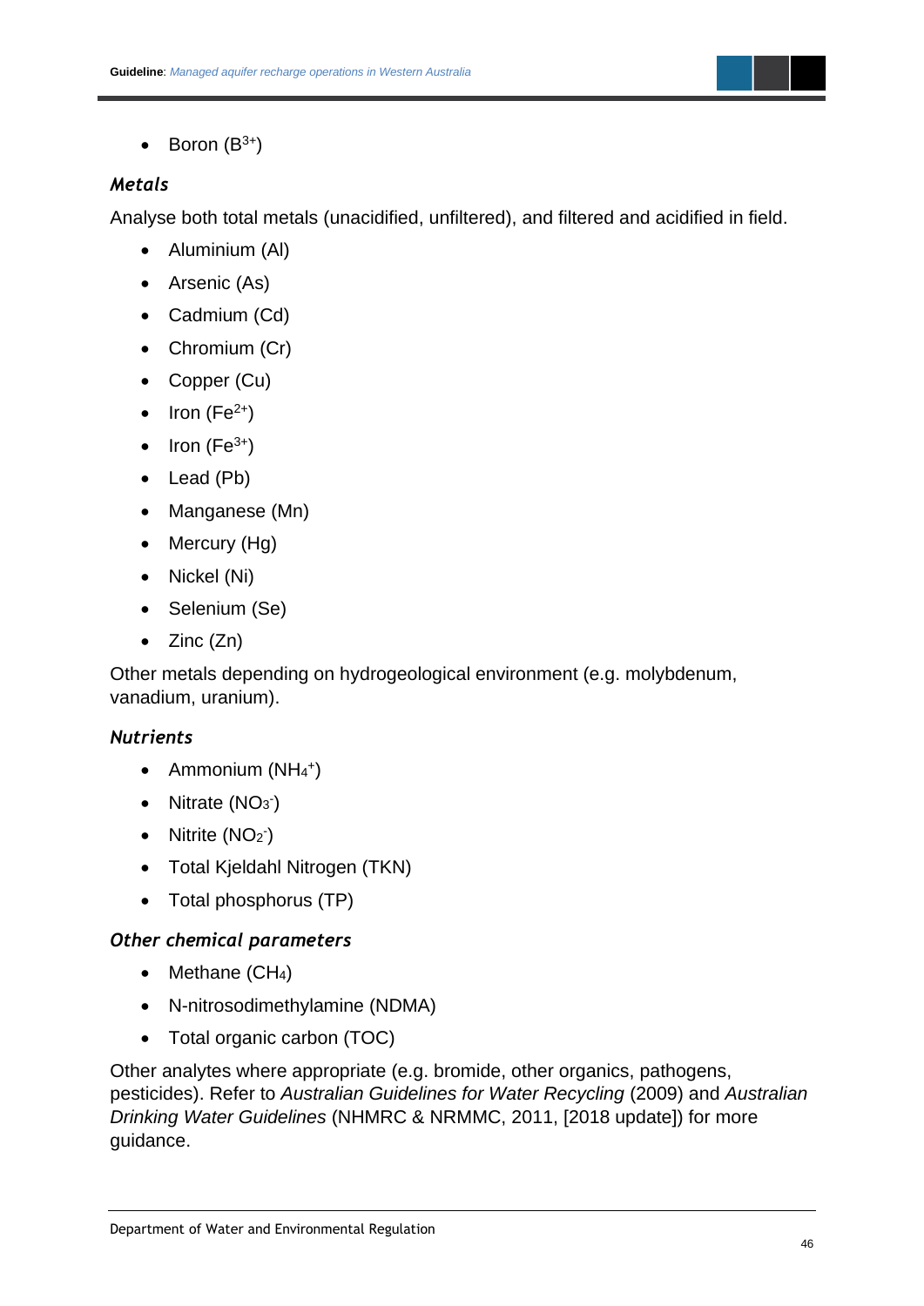- Boron ($B^{3+}$)

### *Metals*

Analyse both total metals (unacidified, unfiltered), and filtered and acidified in field.

- Aluminium (Al)
- Arsenic (As)
- Cadmium (Cd)
- Chromium (Cr)
- Copper (Cu)
- Iron ($Fe^{2+}$)
- Iron ($Fe^{3+}$)
- Lead (Pb)
- Manganese (Mn)
- Mercury (Hg)
- Nickel (Ni)
- Selenium (Se)
- Zinc (Zn)

Other metals depending on hydrogeological environment (e.g. molybdenum, vanadium, uranium).

### *Nutrients*

- Ammonium ($NH_4^+$)
- Nitrate ($NO_3^-$)
- Nitrite ($NO_2^-$)
- Total Kjeldahl Nitrogen (TKN)
- Total phosphorus (TP)

### *Other chemical parameters*

- Methane ($CH_4$)
- N-nitrosodimethylamine (NDMA)
- Total organic carbon (TOC)

Other analytes where appropriate (e.g. bromide, other organics, pathogens, pesticides). Refer to *Australian Guidelines for Water Recycling* (2009) and *Australian Drinking Water Guidelines* (NHMRC & NRMMC, 2011, [2018 update]) for more guidance.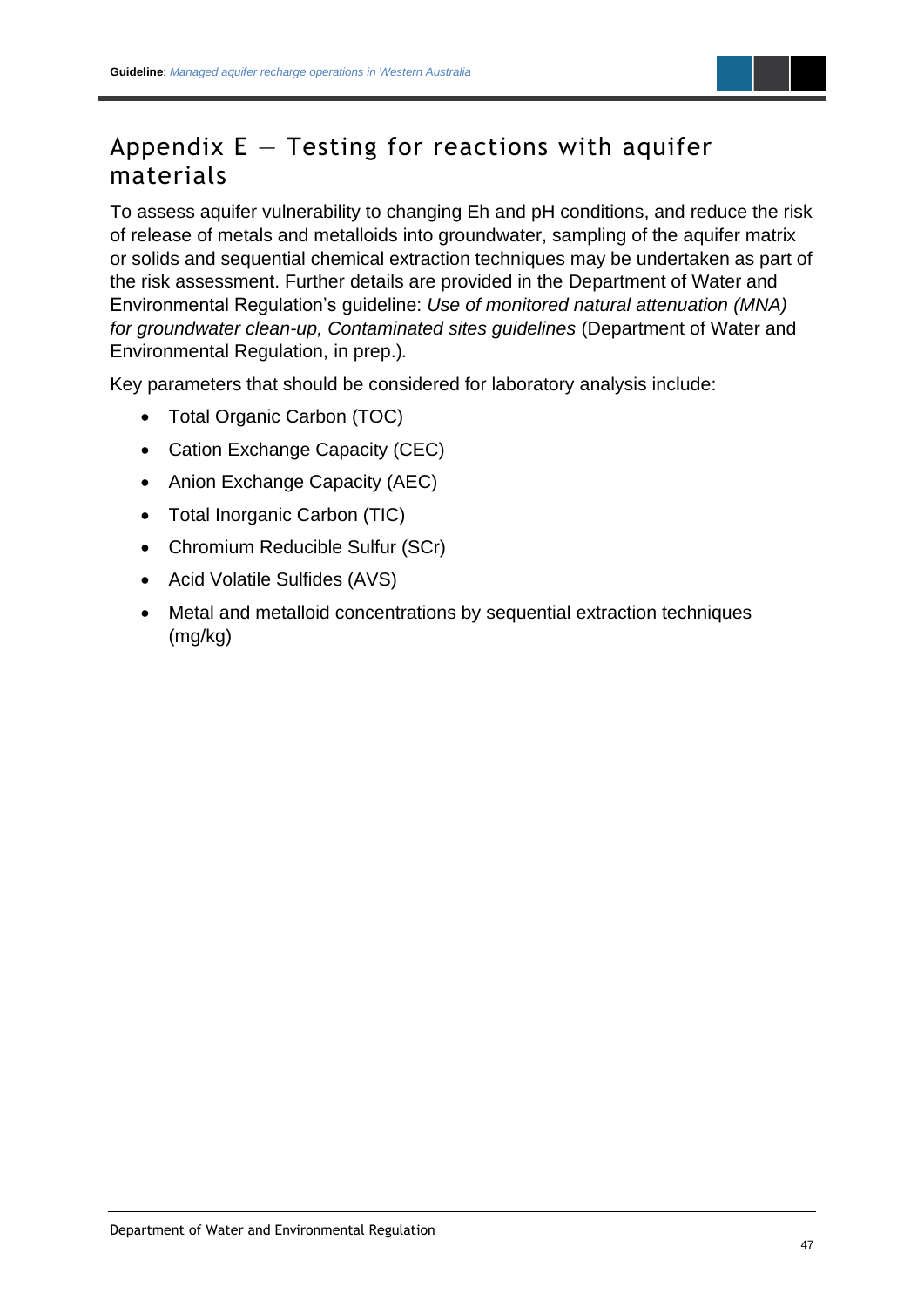# Appendix E — Testing for reactions with aquifer materials

To assess aquifer vulnerability to changing Eh and pH conditions, and reduce the risk of release of metals and metalloids into groundwater, sampling of the aquifer matrix or solids and sequential chemical extraction techniques may be undertaken as part of the risk assessment. Further details are provided in the Department of Water and Environmental Regulation's guideline: *Use of monitored natural attenuation (MNA) for groundwater clean-up, Contaminated sites guidelines* (Department of Water and Environmental Regulation, in prep.).

Key parameters that should be considered for laboratory analysis include:

- Total Organic Carbon (TOC)
- Cation Exchange Capacity (CEC)
- Anion Exchange Capacity (AEC)
- Total Inorganic Carbon (TIC)
- Chromium Reducible Sulfur (SCr)
- Acid Volatile Sulfides (AVS)
- Metal and metalloid concentrations by sequential extraction techniques (mg/kg)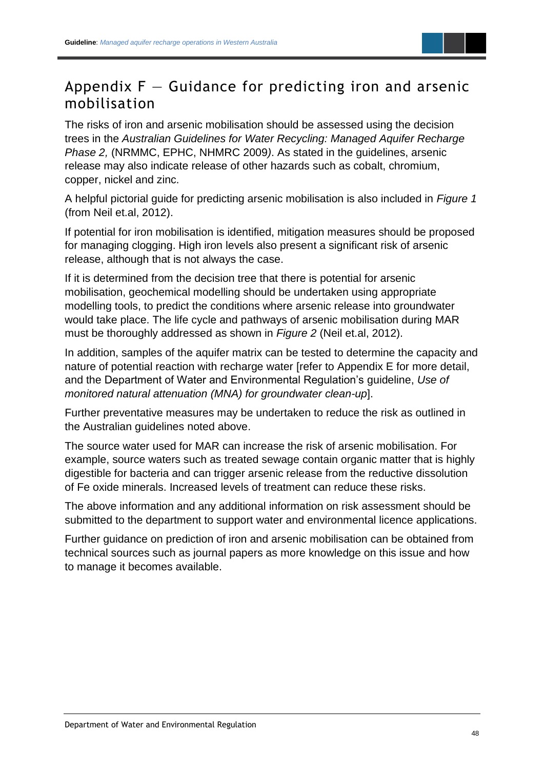# Appendix F — Guidance for predicting iron and arsenic mobilisation

The risks of iron and arsenic mobilisation should be assessed using the decision trees in the *Australian Guidelines for Water Recycling: Managed Aquifer Recharge Phase 2,* (NRMMC, EPHC, NHMRC 2009*)*. As stated in the guidelines, arsenic release may also indicate release of other hazards such as cobalt, chromium, copper, nickel and zinc.

A helpful pictorial guide for predicting arsenic mobilisation is also included in *Figure 1* (from Neil et.al, 2012).

If potential for iron mobilisation is identified, mitigation measures should be proposed for managing clogging. High iron levels also present a significant risk of arsenic release, although that is not always the case.

If it is determined from the decision tree that there is potential for arsenic mobilisation, geochemical modelling should be undertaken using appropriate modelling tools, to predict the conditions where arsenic release into groundwater would take place. The life cycle and pathways of arsenic mobilisation during MAR must be thoroughly addressed as shown in *Figure 2* (Neil et.al, 2012).

In addition, samples of the aquifer matrix can be tested to determine the capacity and nature of potential reaction with recharge water [refer to Appendix E for more detail, and the Department of Water and Environmental Regulation's guideline, *Use of monitored natural attenuation (MNA) for groundwater clean-up*].

Further preventative measures may be undertaken to reduce the risk as outlined in the Australian guidelines noted above.

The source water used for MAR can increase the risk of arsenic mobilisation. For example, source waters such as treated sewage contain organic matter that is highly digestible for bacteria and can trigger arsenic release from the reductive dissolution of Fe oxide minerals. Increased levels of treatment can reduce these risks.

The above information and any additional information on risk assessment should be submitted to the department to support water and environmental licence applications.

Further guidance on prediction of iron and arsenic mobilisation can be obtained from technical sources such as journal papers as more knowledge on this issue and how to manage it becomes available.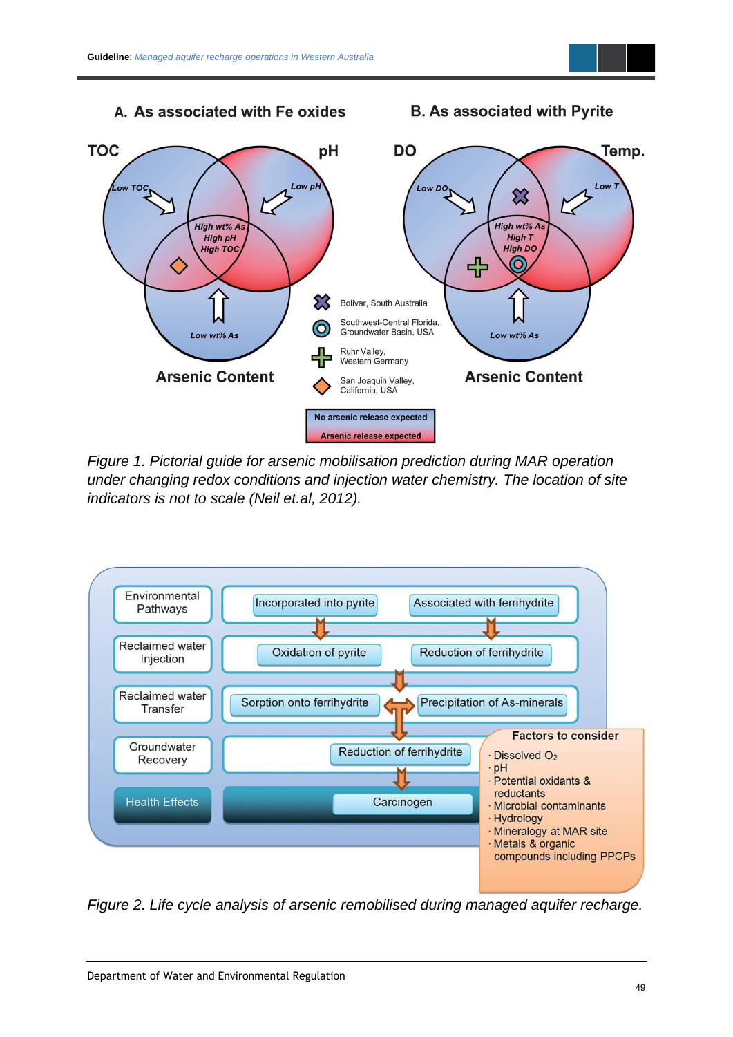**A. As associated with Fe oxides**

TOC | pH | Low TOC | Low pH | High wt% As, High pH, High TOC | Low wt% As

Arsenic Content

**B. As associated with Pyrite**

DO | Temp. | Low DO | Low T | High wt% As, High T, High DO | Low wt% As

Arsenic Content

Legend:

- Bolivar, South Australia
- Southwest-Central Florida, Groundwater Basin, USA
- Ruhr Valley, Western Germany
- San Joaquin Valley, California, USA

No arsenic release expected

Arsenic release expected

*Figure 1. Pictorial guide for arsenic mobilisation prediction during MAR operation under changing redox conditions and injection water chemistry. The location of site indicators is not to scale (Neil et.al, 2012).*

| Environmental Pathways | Process | |
|---|---|---|
| Environmental Pathways | Incorporated into pyrite | Associated with ferrihydrite |
| Reclaimed water Injection | Oxidation of pyrite | Reduction of ferrihydrite |
| Reclaimed water Transfer | Sorption onto ferrihydrite | Precipitation of As-minerals |
| Groundwater Recovery | Reduction of ferrihydrite | |
| Health Effects | Carcinogen | |

**Factors to consider**

- Dissolved $O_2$
- pH
- Potential oxidants & reductants
- Microbial contaminants
- Hydrology
- Mineralogy at MAR site
- Metals & organic compounds including PPCPs

*Figure 2. Life cycle analysis of arsenic remobilised during managed aquifer recharge.*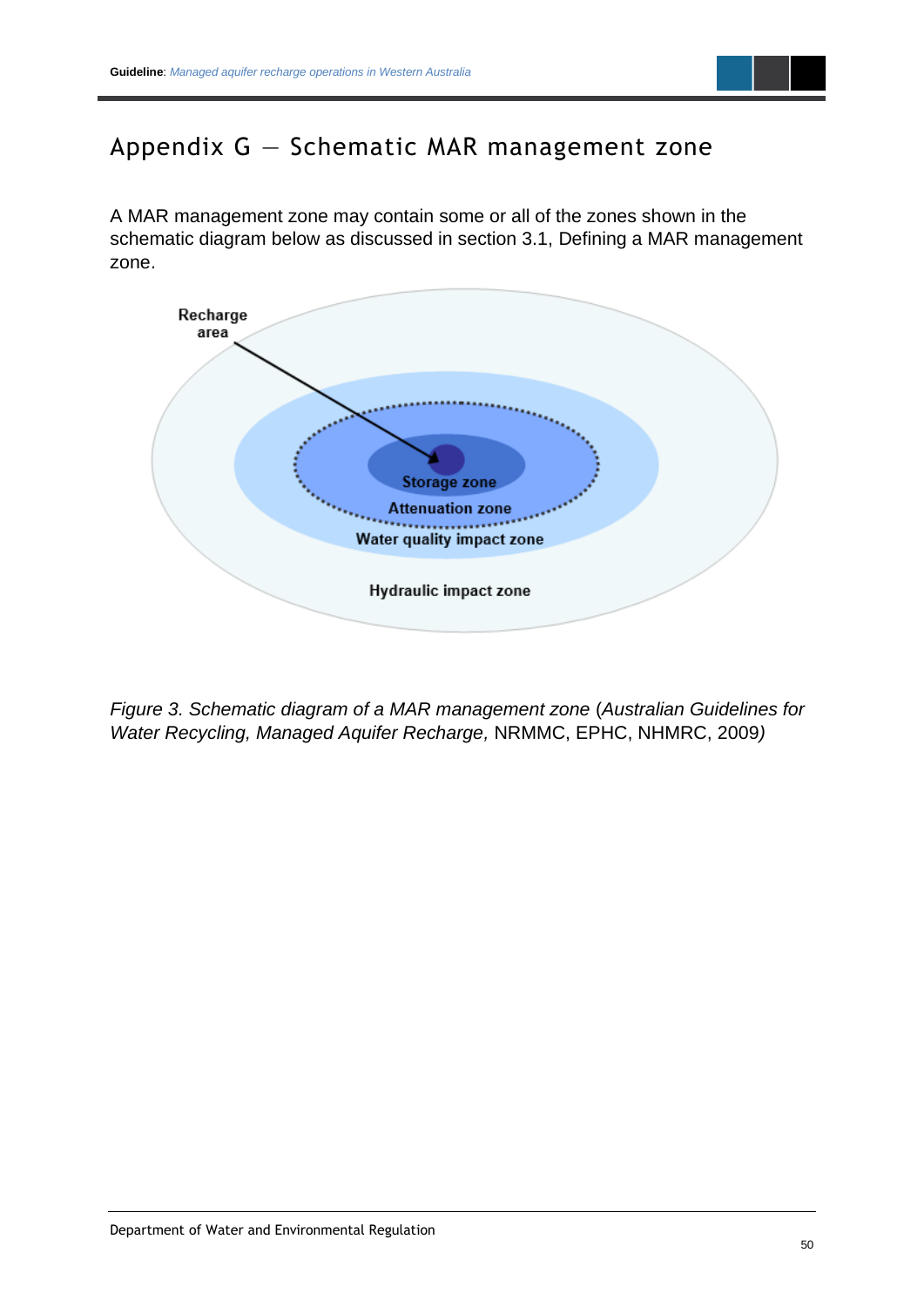# Appendix G — Schematic MAR management zone

A MAR management zone may contain some or all of the zones shown in the schematic diagram below as discussed in section 3.1, Defining a MAR management zone.

Recharge area

Storage zone

Attenuation zone

Water quality impact zone

Hydraulic impact zone

*Figure 3. Schematic diagram of a MAR management zone (Australian Guidelines for Water Recycling, Managed Aquifer Recharge,* NRMMC, EPHC, NHMRC, 2009*)*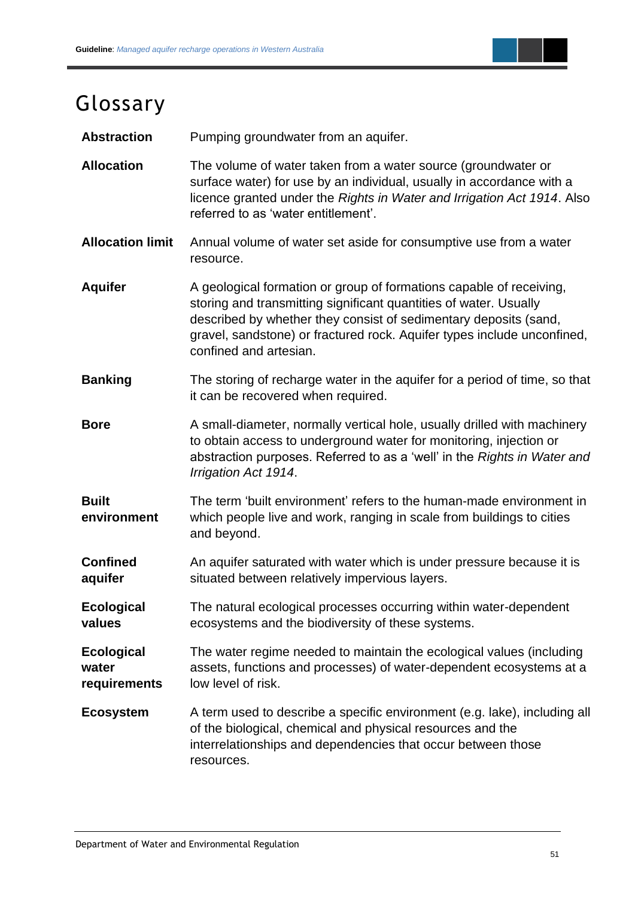# Glossary

| | |
|---|---|
| **Abstraction** | Pumping groundwater from an aquifer. |
| **Allocation** | The volume of water taken from a water source (groundwater or surface water) for use by an individual, usually in accordance with a licence granted under the *Rights in Water and Irrigation Act 1914*. Also referred to as 'water entitlement'. |
| **Allocation limit** | Annual volume of water set aside for consumptive use from a water resource. |
| **Aquifer** | A geological formation or group of formations capable of receiving, storing and transmitting significant quantities of water. Usually described by whether they consist of sedimentary deposits (sand, gravel, sandstone) or fractured rock. Aquifer types include unconfined, confined and artesian. |
| **Banking** | The storing of recharge water in the aquifer for a period of time, so that it can be recovered when required. |
| **Bore** | A small-diameter, normally vertical hole, usually drilled with machinery to obtain access to underground water for monitoring, injection or abstraction purposes. Referred to as a 'well' in the *Rights in Water and Irrigation Act 1914*. |
| **Built environment** | The term 'built environment' refers to the human-made environment in which people live and work, ranging in scale from buildings to cities and beyond. |
| **Confined aquifer** | An aquifer saturated with water which is under pressure because it is situated between relatively impervious layers. |
| **Ecological values** | The natural ecological processes occurring within water-dependent ecosystems and the biodiversity of these systems. |
| **Ecological water requirements** | The water regime needed to maintain the ecological values (including assets, functions and processes) of water-dependent ecosystems at a low level of risk. |
| **Ecosystem** | A term used to describe a specific environment (e.g. lake), including all of the biological, chemical and physical resources and the interrelationships and dependencies that occur between those resources. |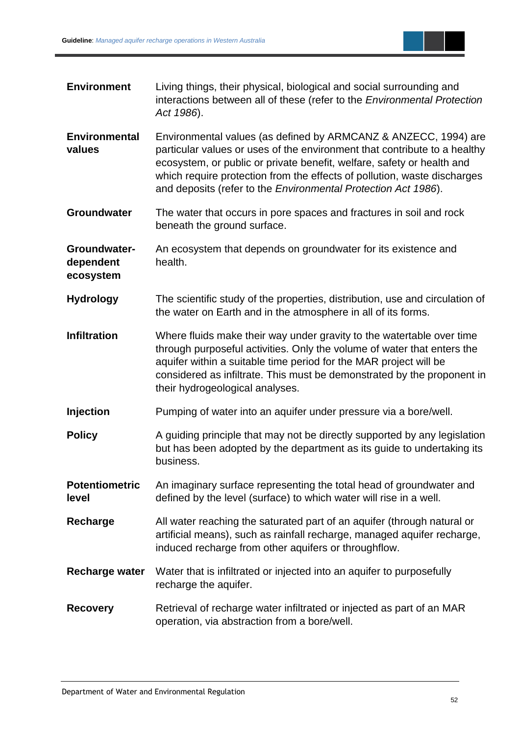| | |
|---|---|
| **Environment** | Living things, their physical, biological and social surrounding and interactions between all of these (refer to the *Environmental Protection Act 1986*). |
| **Environmental values** | Environmental values (as defined by ARMCANZ & ANZECC, 1994) are particular values or uses of the environment that contribute to a healthy ecosystem, or public or private benefit, welfare, safety or health and which require protection from the effects of pollution, waste discharges and deposits (refer to the *Environmental Protection Act 1986*). |
| **Groundwater** | The water that occurs in pore spaces and fractures in soil and rock beneath the ground surface. |
| **Groundwater-dependent ecosystem** | An ecosystem that depends on groundwater for its existence and health. |
| **Hydrology** | The scientific study of the properties, distribution, use and circulation of the water on Earth and in the atmosphere in all of its forms. |
| **Infiltration** | Where fluids make their way under gravity to the watertable over time through purposeful activities. Only the volume of water that enters the aquifer within a suitable time period for the MAR project will be considered as infiltrate. This must be demonstrated by the proponent in their hydrogeological analyses. |
| **Injection** | Pumping of water into an aquifer under pressure via a bore/well. |
| **Policy** | A guiding principle that may not be directly supported by any legislation but has been adopted by the department as its guide to undertaking its business. |
| **Potentiometric level** | An imaginary surface representing the total head of groundwater and defined by the level (surface) to which water will rise in a well. |
| **Recharge** | All water reaching the saturated part of an aquifer (through natural or artificial means), such as rainfall recharge, managed aquifer recharge, induced recharge from other aquifers or throughflow. |
| **Recharge water** | Water that is infiltrated or injected into an aquifer to purposefully recharge the aquifer. |
| **Recovery** | Retrieval of recharge water infiltrated or injected as part of an MAR operation, via abstraction from a bore/well. |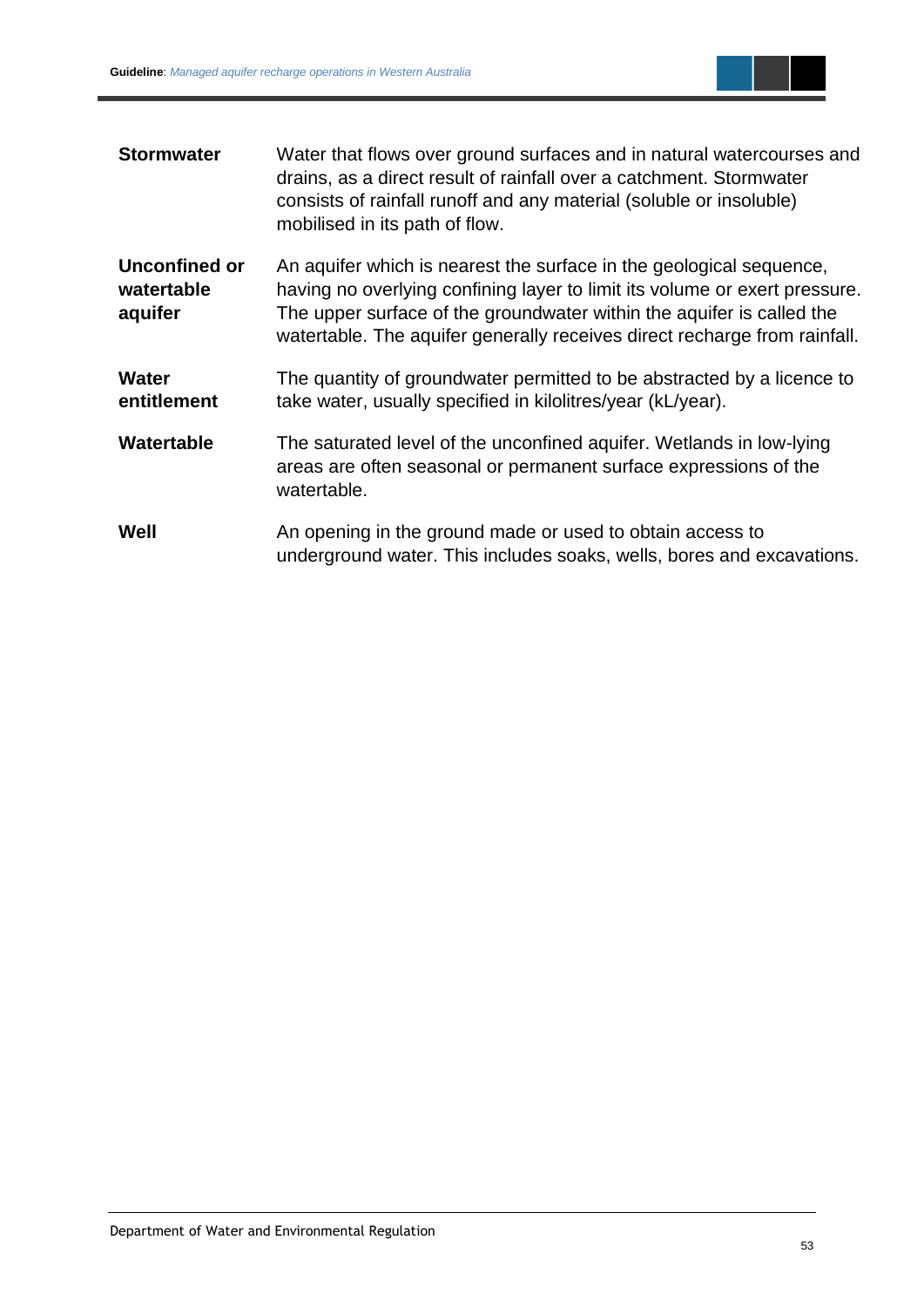**Stormwater** Water that flows over ground surfaces and in natural watercourses and drains, as a direct result of rainfall over a catchment. Stormwater consists of rainfall runoff and any material (soluble or insoluble) mobilised in its path of flow.

**Unconfined or watertable aquifer** An aquifer which is nearest the surface in the geological sequence, having no overlying confining layer to limit its volume or exert pressure. The upper surface of the groundwater within the aquifer is called the watertable. The aquifer generally receives direct recharge from rainfall.

**Water entitlement** The quantity of groundwater permitted to be abstracted by a licence to take water, usually specified in kilolitres/year (kL/year).

**Watertable** The saturated level of the unconfined aquifer. Wetlands in low-lying areas are often seasonal or permanent surface expressions of the watertable.

**Well** An opening in the ground made or used to obtain access to underground water. This includes soaks, wells, bores and excavations.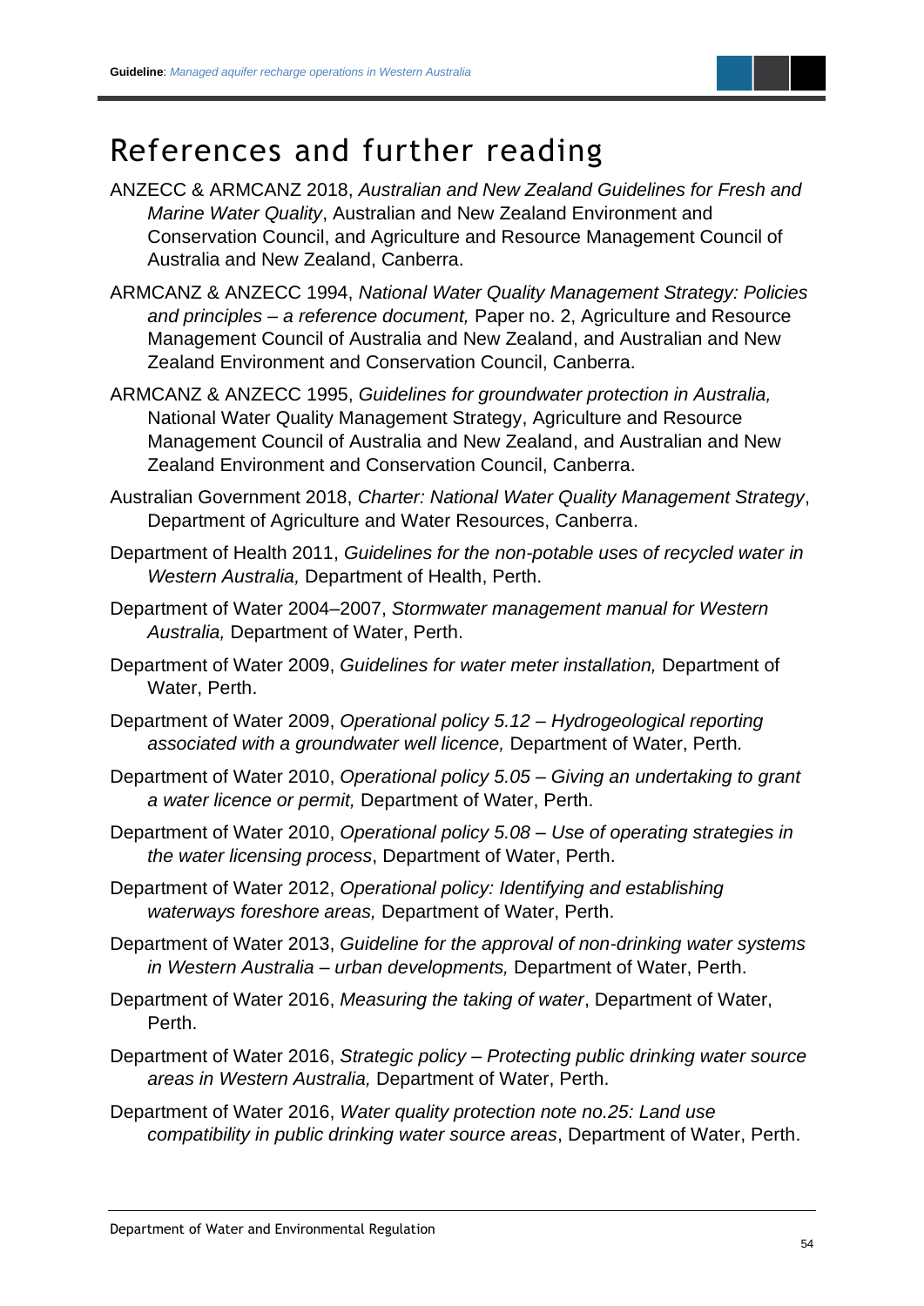# References and further reading

ANZECC & ARMCANZ 2018, *Australian and New Zealand Guidelines for Fresh and Marine Water Quality*, Australian and New Zealand Environment and Conservation Council, and Agriculture and Resource Management Council of Australia and New Zealand, Canberra.

ARMCANZ & ANZECC 1994, *National Water Quality Management Strategy: Policies and principles – a reference document,* Paper no. 2, Agriculture and Resource Management Council of Australia and New Zealand, and Australian and New Zealand Environment and Conservation Council, Canberra.

ARMCANZ & ANZECC 1995, *Guidelines for groundwater protection in Australia,* National Water Quality Management Strategy, Agriculture and Resource Management Council of Australia and New Zealand, and Australian and New Zealand Environment and Conservation Council, Canberra.

Australian Government 2018, *Charter: National Water Quality Management Strategy*, Department of Agriculture and Water Resources, Canberra.

Department of Health 2011, *Guidelines for the non-potable uses of recycled water in Western Australia,* Department of Health, Perth.

Department of Water 2004–2007, *Stormwater management manual for Western Australia,* Department of Water, Perth.

Department of Water 2009, *Guidelines for water meter installation,* Department of Water, Perth.

Department of Water 2009, *Operational policy 5.12 – Hydrogeological reporting associated with a groundwater well licence,* Department of Water, Perth.

Department of Water 2010, *Operational policy 5.05 – Giving an undertaking to grant a water licence or permit,* Department of Water, Perth.

Department of Water 2010, *Operational policy 5.08 – Use of operating strategies in the water licensing process*, Department of Water, Perth.

Department of Water 2012, *Operational policy: Identifying and establishing waterways foreshore areas,* Department of Water, Perth.

Department of Water 2013, *Guideline for the approval of non-drinking water systems in Western Australia – urban developments,* Department of Water, Perth.

Department of Water 2016, *Measuring the taking of water*, Department of Water, Perth.

Department of Water 2016, *Strategic policy – Protecting public drinking water source areas in Western Australia,* Department of Water, Perth.

Department of Water 2016, *Water quality protection note no.25: Land use compatibility in public drinking water source areas*, Department of Water, Perth.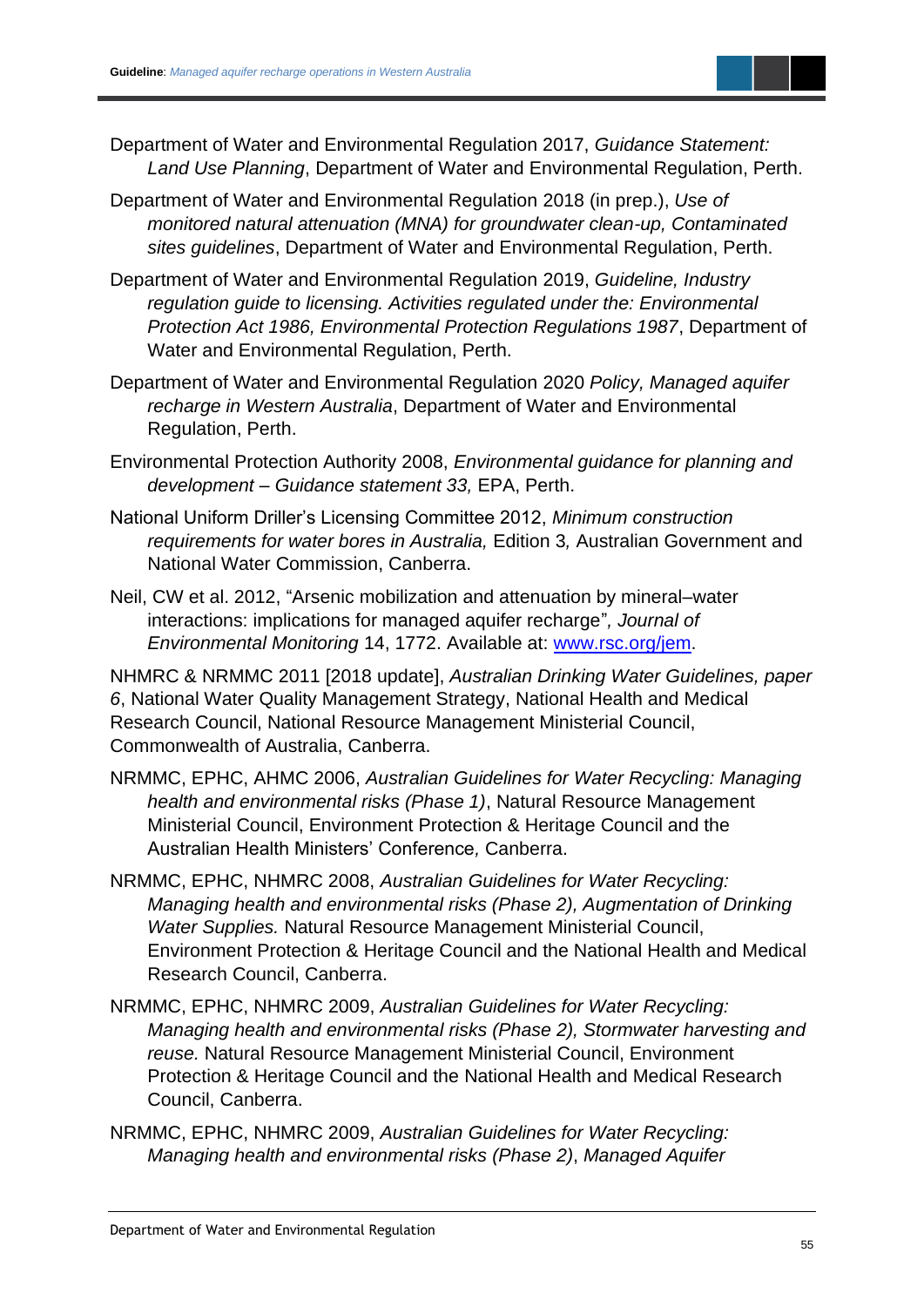Department of Water and Environmental Regulation 2017, *Guidance Statement: Land Use Planning*, Department of Water and Environmental Regulation, Perth.

Department of Water and Environmental Regulation 2018 (in prep.), *Use of monitored natural attenuation (MNA) for groundwater clean-up, Contaminated sites guidelines*, Department of Water and Environmental Regulation, Perth.

Department of Water and Environmental Regulation 2019, *Guideline, Industry regulation guide to licensing. Activities regulated under the: Environmental Protection Act 1986, Environmental Protection Regulations 1987*, Department of Water and Environmental Regulation, Perth.

Department of Water and Environmental Regulation 2020 *Policy, Managed aquifer recharge in Western Australia*, Department of Water and Environmental Regulation, Perth.

Environmental Protection Authority 2008, *Environmental guidance for planning and development – Guidance statement 33,* EPA, Perth.

National Uniform Driller's Licensing Committee 2012, *Minimum construction requirements for water bores in Australia,* Edition 3*,* Australian Government and National Water Commission, Canberra.

Neil, CW et al. 2012, "Arsenic mobilization and attenuation by mineral–water interactions: implications for managed aquifer recharge"*, Journal of Environmental Monitoring* 14, 1772. Available at: [www.rsc.org/jem](http://www.rsc.org/jem).

NHMRC & NRMMC 2011 [2018 update], *Australian Drinking Water Guidelines, paper 6*, National Water Quality Management Strategy, National Health and Medical Research Council, National Resource Management Ministerial Council, Commonwealth of Australia, Canberra.

NRMMC, EPHC, AHMC 2006, *Australian Guidelines for Water Recycling: Managing health and environmental risks (Phase 1)*, Natural Resource Management Ministerial Council, Environment Protection & Heritage Council and the Australian Health Ministers' Conference*,* Canberra.

NRMMC, EPHC, NHMRC 2008, *Australian Guidelines for Water Recycling: Managing health and environmental risks (Phase 2), Augmentation of Drinking Water Supplies.* Natural Resource Management Ministerial Council, Environment Protection & Heritage Council and the National Health and Medical Research Council, Canberra.

NRMMC, EPHC, NHMRC 2009, *Australian Guidelines for Water Recycling: Managing health and environmental risks (Phase 2), Stormwater harvesting and reuse.* Natural Resource Management Ministerial Council, Environment Protection & Heritage Council and the National Health and Medical Research Council, Canberra.

NRMMC, EPHC, NHMRC 2009, *Australian Guidelines for Water Recycling: Managing health and environmental risks (Phase 2)*, *Managed Aquifer*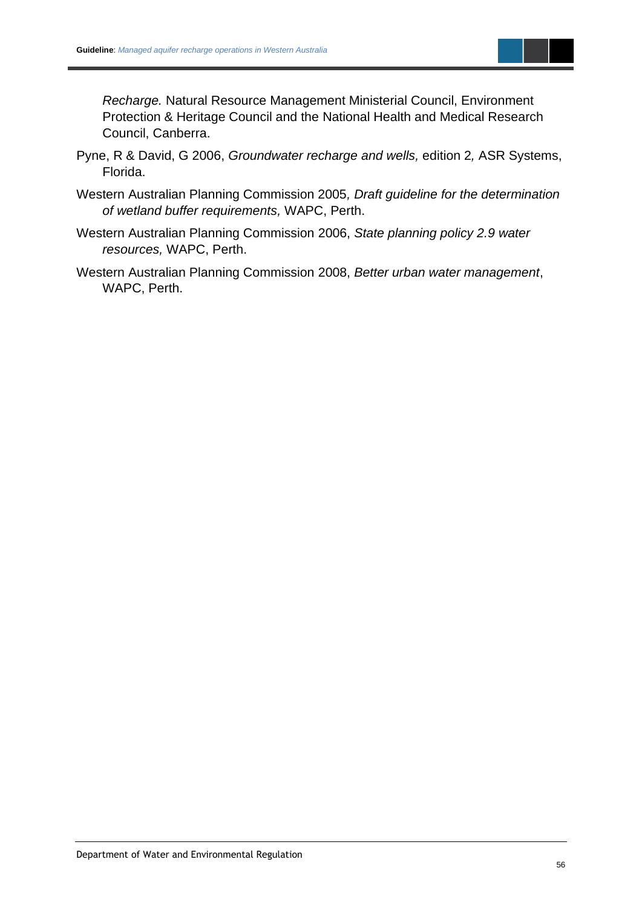*Recharge.* Natural Resource Management Ministerial Council, Environment Protection & Heritage Council and the National Health and Medical Research Council, Canberra.

Pyne, R & David, G 2006, *Groundwater recharge and wells,* edition 2*,* ASR Systems, Florida.

Western Australian Planning Commission 2005*, Draft guideline for the determination of wetland buffer requirements,* WAPC, Perth.

Western Australian Planning Commission 2006, *State planning policy 2.9 water resources,* WAPC, Perth.

Western Australian Planning Commission 2008, *Better urban water management*, WAPC, Perth.